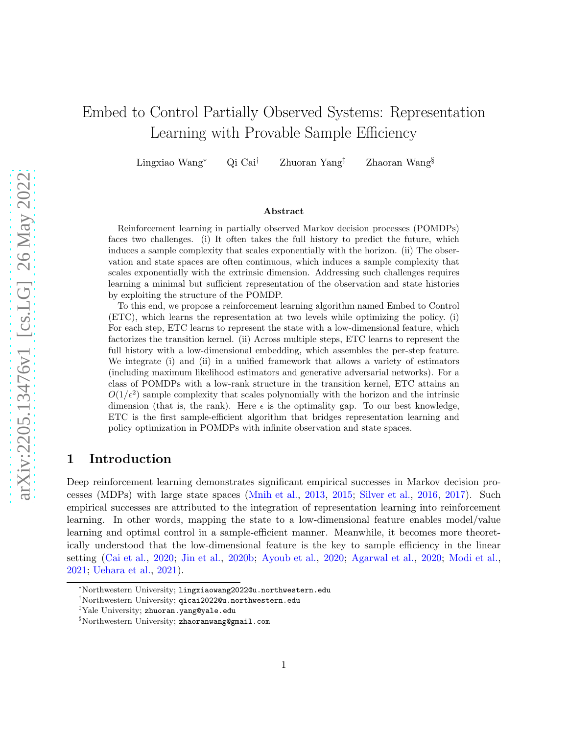# Embed to Control Partially Observed Systems: Representation Learning with Provable Sample Efficiency

Lingxiao Wang[*] Qi Cai[†] Zhuoran Yang[‡] Zhaoran Wang[§]

### Abstract

Reinforcement learning in partially observed Markov decision processes (POMDPs) faces two challenges. (i) It often takes the full history to predict the future, which induces a sample complexity that scales exponentially with the horizon. (ii) The observation and state spaces are often continuous, which induces a sample complexity that scales exponentially with the extrinsic dimension. Addressing such challenges requires learning a minimal but sufficient representation of the observation and state histories by exploiting the structure of the POMDP.

To this end, we propose a reinforcement learning algorithm named Embed to Control (ETC), which learns the representation at two levels while optimizing the policy. (i) For each step, ETC learns to represent the state with a low-dimensional feature, which factorizes the transition kernel. (ii) Across multiple steps, ETC learns to represent the full history with a low-dimensional embedding, which assembles the per-step feature. We integrate (i) and (ii) in a unified framework that allows a variety of estimators (including maximum likelihood estimators and generative adversarial networks). For a class of POMDPs with a low-rank structure in the transition kernel, ETC attains an $O(1/\epsilon^2)$ sample complexity that scales polynomially with the horizon and the intrinsic dimension (that is, the rank). Here $\epsilon$ is the optimality gap. To our best knowledge, ETC is the first sample-efficient algorithm that bridges representation learning and policy optimization in POMDPs with infinite observation and state spaces.

## 1 Introduction

Deep reinforcement learning demonstrates significant empirical successes in Markov decision processes (MDPs) with large state spaces (Mnih et al., 2013, 2015; Silver et al., 2016, 2017). Such empirical successes are attributed to the integration of representation learning into reinforcement learning. In other words, mapping the state to a low-dimensional feature enables model/value learning and optimal control in a sample-efficient manner. Meanwhile, it becomes more theoretically understood that the low-dimensional feature is the key to sample efficiency in the linear setting (Cai et al., 2020; Jin et al., 2020b; Ayoub et al., 2020; Agarwal et al., 2020; Modi et al., 2021; Uehara et al., 2021).

---

[*] Northwestern University; lingxiaowang2022@u.northwestern.edu

[†] Northwestern University; qicai2022@u.northwestern.edu

[‡] Yale University; zhuoran.yang@yale.edu

[§] Northwestern University; zhaoranwang@gmail.com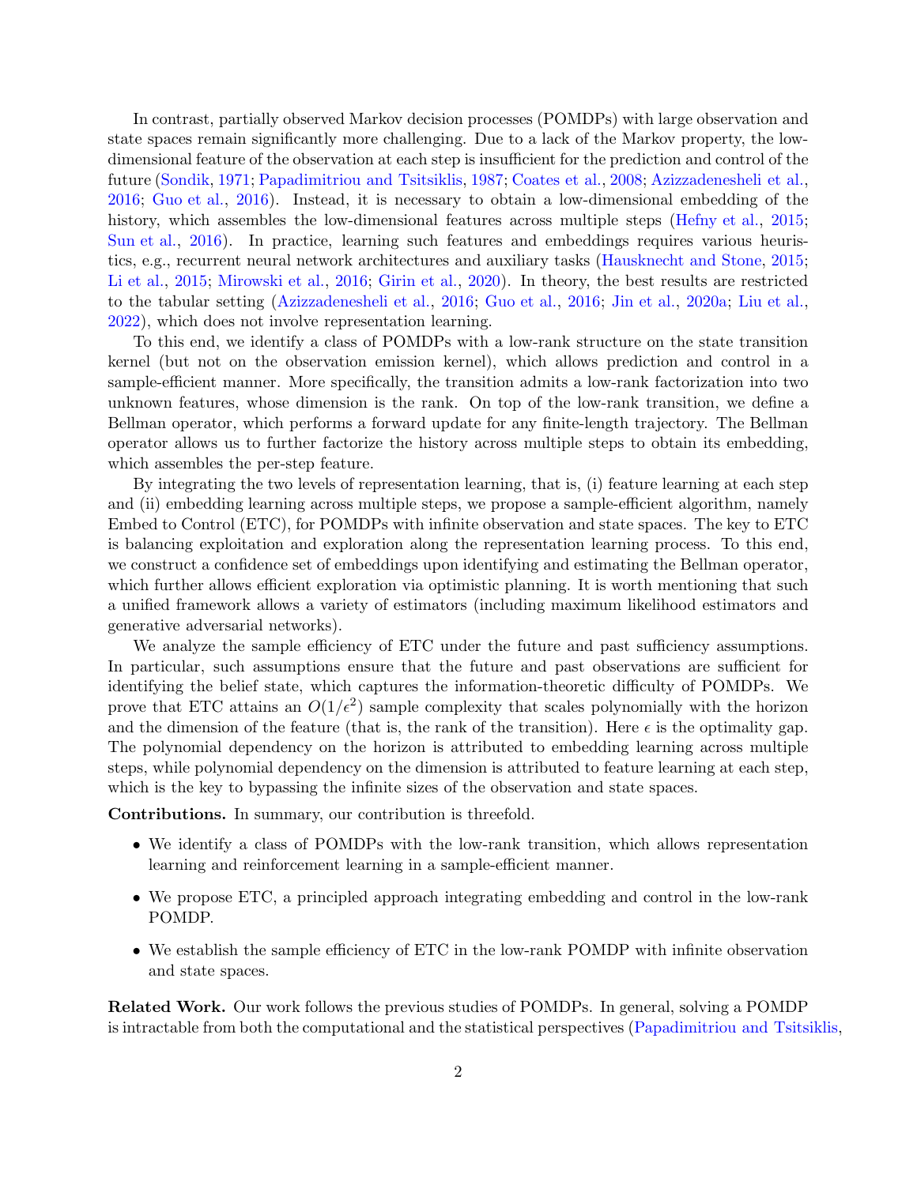In contrast, partially observed Markov decision processes (POMDPs) with large observation and state spaces remain significantly more challenging. Due to a lack of the Markov property, the low-dimensional feature of the observation at each step is insufficient for the prediction and control of the future (Sondik, 1971; Papadimitriou and Tsitsiklis, 1987; Coates et al., 2008; Azizzadenesheli et al., 2016; Guo et al., 2016). Instead, it is necessary to obtain a low-dimensional embedding of the history, which assembles the low-dimensional features across multiple steps (Hefny et al., 2015; Sun et al., 2016). In practice, learning such features and embeddings requires various heuristics, e.g., recurrent neural network architectures and auxiliary tasks (Hausknecht and Stone, 2015; Li et al., 2015; Mirowski et al., 2016; Girin et al., 2020). In theory, the best results are restricted to the tabular setting (Azizzadenesheli et al., 2016; Guo et al., 2016; Jin et al., 2020a; Liu et al., 2022), which does not involve representation learning.

To this end, we identify a class of POMDPs with a low-rank structure on the state transition kernel (but not on the observation emission kernel), which allows prediction and control in a sample-efficient manner. More specifically, the transition admits a low-rank factorization into two unknown features, whose dimension is the rank. On top of the low-rank transition, we define a Bellman operator, which performs a forward update for any finite-length trajectory. The Bellman operator allows us to further factorize the history across multiple steps to obtain its embedding, which assembles the per-step feature.

By integrating the two levels of representation learning, that is, (i) feature learning at each step and (ii) embedding learning across multiple steps, we propose a sample-efficient algorithm, namely Embed to Control (ETC), for POMDPs with infinite observation and state spaces. The key to ETC is balancing exploitation and exploration along the representation learning process. To this end, we construct a confidence set of embeddings upon identifying and estimating the Bellman operator, which further allows efficient exploration via optimistic planning. It is worth mentioning that such a unified framework allows a variety of estimators (including maximum likelihood estimators and generative adversarial networks).

We analyze the sample efficiency of ETC under the future and past sufficiency assumptions. In particular, such assumptions ensure that the future and past observations are sufficient for identifying the belief state, which captures the information-theoretic difficulty of POMDPs. We prove that ETC attains an $O(1/\epsilon^2)$ sample complexity that scales polynomially with the horizon and the dimension of the feature (that is, the rank of the transition). Here $\epsilon$ is the optimality gap. The polynomial dependency on the horizon is attributed to embedding learning across multiple steps, while polynomial dependency on the dimension is attributed to feature learning at each step, which is the key to bypassing the infinite sizes of the observation and state spaces.

**Contributions.** In summary, our contribution is threefold.

- We identify a class of POMDPs with the low-rank transition, which allows representation learning and reinforcement learning in a sample-efficient manner.
- We propose ETC, a principled approach integrating embedding and control in the low-rank POMDP.
- We establish the sample efficiency of ETC in the low-rank POMDP with infinite observation and state spaces.

**Related Work.** Our work follows the previous studies of POMDPs. In general, solving a POMDP is intractable from both the computational and the statistical perspectives (Papadimitriou and Tsitsiklis,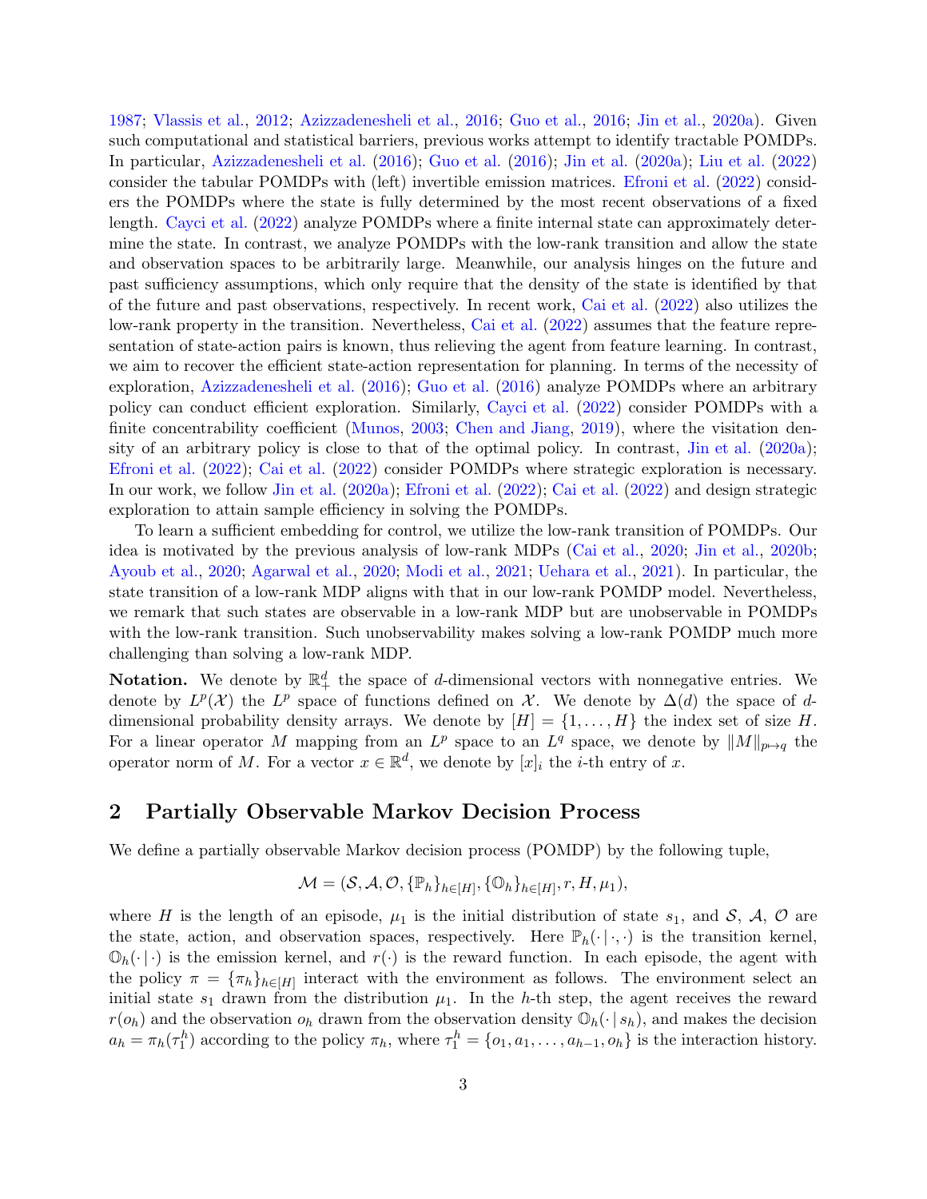1987; Vlassis et al., 2012; Azizzadenesheli et al., 2016; Guo et al., 2016; Jin et al., 2020a). Given such computational and statistical barriers, previous works attempt to identify tractable POMDPs. In particular, Azizzadenesheli et al. (2016); Guo et al. (2016); Jin et al. (2020a); Liu et al. (2022) consider the tabular POMDPs with (left) invertible emission matrices. Efroni et al. (2022) considers the POMDPs where the state is fully determined by the most recent observations of a fixed length. Cayci et al. (2022) analyze POMDPs where a finite internal state can approximately determine the state. In contrast, we analyze POMDPs with the low-rank transition and allow the state and observation spaces to be arbitrarily large. Meanwhile, our analysis hinges on the future and past sufficiency assumptions, which only require that the density of the state is identified by that of the future and past observations, respectively. In recent work, Cai et al. (2022) also utilizes the low-rank property in the transition. Nevertheless, Cai et al. (2022) assumes that the feature representation of state-action pairs is known, thus relieving the agent from feature learning. In contrast, we aim to recover the efficient state-action representation for planning. In terms of the necessity of exploration, Azizzadenesheli et al. (2016); Guo et al. (2016) analyze POMDPs where an arbitrary policy can conduct efficient exploration. Similarly, Cayci et al. (2022) consider POMDPs with a finite concentrability coefficient (Munos, 2003; Chen and Jiang, 2019), where the visitation density of an arbitrary policy is close to that of the optimal policy. In contrast, Jin et al. (2020a); Efroni et al. (2022); Cai et al. (2022) consider POMDPs where strategic exploration is necessary. In our work, we follow Jin et al. (2020a); Efroni et al. (2022); Cai et al. (2022) and design strategic exploration to attain sample efficiency in solving the POMDPs.

To learn a sufficient embedding for control, we utilize the low-rank transition of POMDPs. Our idea is motivated by the previous analysis of low-rank MDPs (Cai et al., 2020; Jin et al., 2020b; Ayoub et al., 2020; Agarwal et al., 2020; Modi et al., 2021; Uehara et al., 2021). In particular, the state transition of a low-rank MDP aligns with that in our low-rank POMDP model. Nevertheless, we remark that such states are observable in a low-rank MDP but are unobservable in POMDPs with the low-rank transition. Such unobservability makes solving a low-rank POMDP much more challenging than solving a low-rank MDP.

**Notation.** We denote by $\mathbb{R}_+^d$ the space of $d$-dimensional vectors with nonnegative entries. We denote by $L^p(\mathcal{X})$ the $L^p$ space of functions defined on $\mathcal{X}$. We denote by $\Delta(d)$ the space of $d$-dimensional probability density arrays. We denote by $[H] = \{1, \ldots, H\}$ the index set of size $H$. For a linear operator $M$ mapping from an $L^p$ space to an $L^q$ space, we denote by $\|M\|_{p\mapsto q}$ the operator norm of $M$. For a vector $x \in \mathbb{R}^d$, we denote by $[x]_i$ the $i$-th entry of $x$.

## 2 Partially Observable Markov Decision Process

We define a partially observable Markov decision process (POMDP) by the following tuple,

$$\mathcal{M} = (\mathcal{S}, \mathcal{A}, \mathcal{O}, \{\mathbb{P}_h\}_{h\in[H]}, \{\mathbb{O}_h\}_{h\in[H]}, r, H, \mu_1),$$

where $H$ is the length of an episode, $\mu_1$ is the initial distribution of state $s_1$, and $\mathcal{S}$, $\mathcal{A}$, $\mathcal{O}$ are the state, action, and observation spaces, respectively. Here $\mathbb{P}_h(\cdot\,|\,\cdot,\cdot)$ is the transition kernel, $\mathbb{O}_h(\cdot\,|\,\cdot)$ is the emission kernel, and $r(\cdot)$ is the reward function. In each episode, the agent with the policy $\pi = \{\pi_h\}_{h\in[H]}$ interact with the environment as follows. The environment select an initial state $s_1$ drawn from the distribution $\mu_1$. In the $h$-th step, the agent receives the reward $r(o_h)$ and the observation $o_h$ drawn from the observation density $\mathbb{O}_h(\cdot\,|\,s_h)$, and makes the decision $a_h = \pi_h(\tau_1^h)$ according to the policy $\pi_h$, where $\tau_1^h = \{o_1, a_1, \ldots, a_{h-1}, o_h\}$ is the interaction history.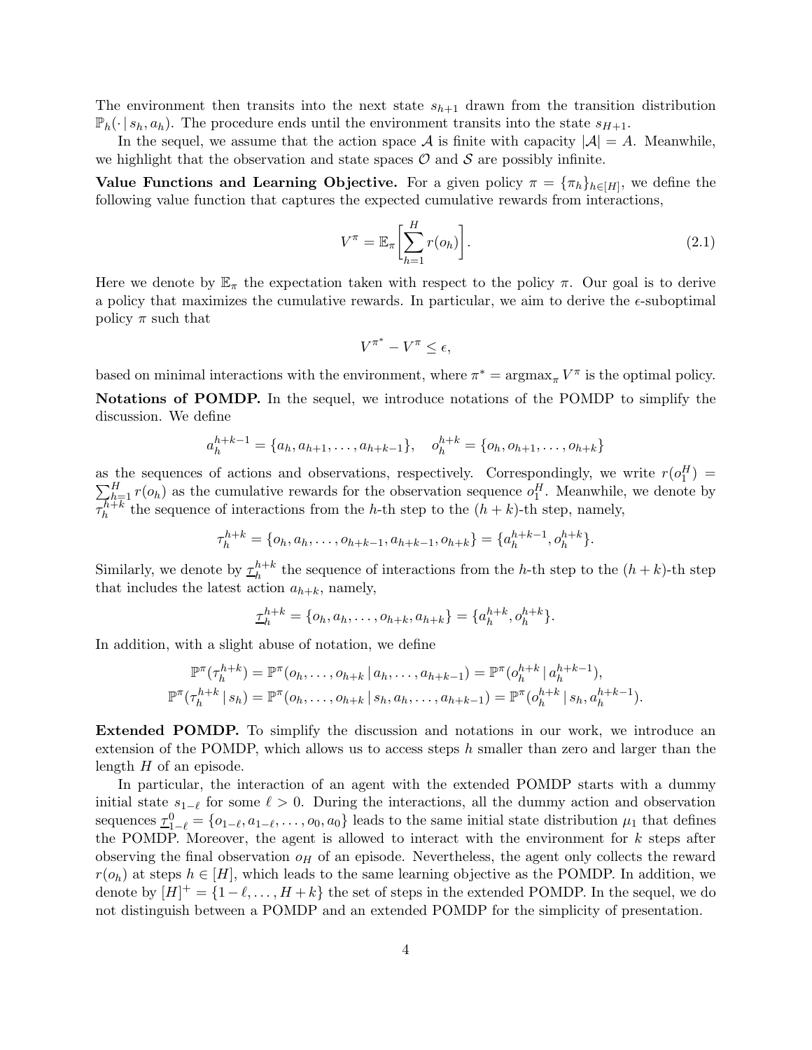The environment then transits into the next state $s_{h+1}$ drawn from the transition distribution $\mathbb{P}_h(\cdot \,|\, s_h, a_h)$. The procedure ends until the environment transits into the state $s_{H+1}$.

In the sequel, we assume that the action space $\mathcal{A}$ is finite with capacity $|\mathcal{A}| = A$. Meanwhile, we highlight that the observation and state spaces $\mathcal{O}$ and $\mathcal{S}$ are possibly infinite.

**Value Functions and Learning Objective.** For a given policy $\pi = \{\pi_h\}_{h\in[H]}$, we define the following value function that captures the expected cumulative rewards from interactions,

$$V^\pi = \mathbb{E}_\pi\biggl[\sum_{h=1}^{H} r(o_h)\biggr]. \tag{2.1}$$

Here we denote by $\mathbb{E}_\pi$ the expectation taken with respect to the policy $\pi$. Our goal is to derive a policy that maximizes the cumulative rewards. In particular, we aim to derive the $\epsilon$-suboptimal policy $\pi$ such that

$$V^{\pi^*} - V^\pi \le \epsilon,$$

based on minimal interactions with the environment, where $\pi^* = \operatorname{argmax}_\pi V^\pi$ is the optimal policy.

**Notations of POMDP.** In the sequel, we introduce notations of the POMDP to simplify the discussion. We define

$$a_h^{h+k-1} = \{a_h, a_{h+1}, \ldots, a_{h+k-1}\}, \quad o_h^{h+k} = \{o_h, o_{h+1}, \ldots, o_{h+k}\}$$

as the sequences of actions and observations, respectively. Correspondingly, we write $r(o_1^H) = \sum_{h=1}^H r(o_h)$ as the cumulative rewards for the observation sequence $o_1^H$. Meanwhile, we denote by $\tau_h^{h+k}$ the sequence of interactions from the $h$-th step to the $(h+k)$-th step, namely,

$$\tau_h^{h+k} = \{o_h, a_h, \ldots, o_{h+k-1}, a_{h+k-1}, o_{h+k}\} = \{a_h^{h+k-1}, o_h^{h+k}\}.$$

Similarly, we denote by $\underline{\tau}_h^{h+k}$ the sequence of interactions from the $h$-th step to the $(h+k)$-th step that includes the latest action $a_{h+k}$, namely,

$$\underline{\tau}_h^{h+k} = \{o_h, a_h, \ldots, o_{h+k}, a_{h+k}\} = \{a_h^{h+k}, o_h^{h+k}\}.$$

In addition, with a slight abuse of notation, we define

$$\mathbb{P}^\pi(\tau_h^{h+k}) = \mathbb{P}^\pi(o_h, \ldots, o_{h+k} \,|\, a_h, \ldots, a_{h+k-1}) = \mathbb{P}^\pi(o_h^{h+k} \,|\, a_h^{h+k-1}),$$
$$\mathbb{P}^\pi(\tau_h^{h+k} \,|\, s_h) = \mathbb{P}^\pi(o_h, \ldots, o_{h+k} \,|\, s_h, a_h, \ldots, a_{h+k-1}) = \mathbb{P}^\pi(o_h^{h+k} \,|\, s_h, a_h^{h+k-1}).$$

**Extended POMDP.** To simplify the discussion and notations in our work, we introduce an extension of the POMDP, which allows us to access steps $h$ smaller than zero and larger than the length $H$ of an episode.

In particular, the interaction of an agent with the extended POMDP starts with a dummy initial state $s_{1-\ell}$ for some $\ell > 0$. During the interactions, all the dummy action and observation sequences $\underline{\tau}_{1-\ell}^0 = \{o_{1-\ell}, a_{1-\ell}, \ldots, o_0, a_0\}$ leads to the same initial state distribution $\mu_1$ that defines the POMDP. Moreover, the agent is allowed to interact with the environment for $k$ steps after observing the final observation $o_H$ of an episode. Nevertheless, the agent only collects the reward $r(o_h)$ at steps $h \in [H]$, which leads to the same learning objective as the POMDP. In addition, we denote by $[H]^+ = \{1-\ell, \ldots, H+k\}$ the set of steps in the extended POMDP. In the sequel, we do not distinguish between a POMDP and an extended POMDP for the simplicity of presentation.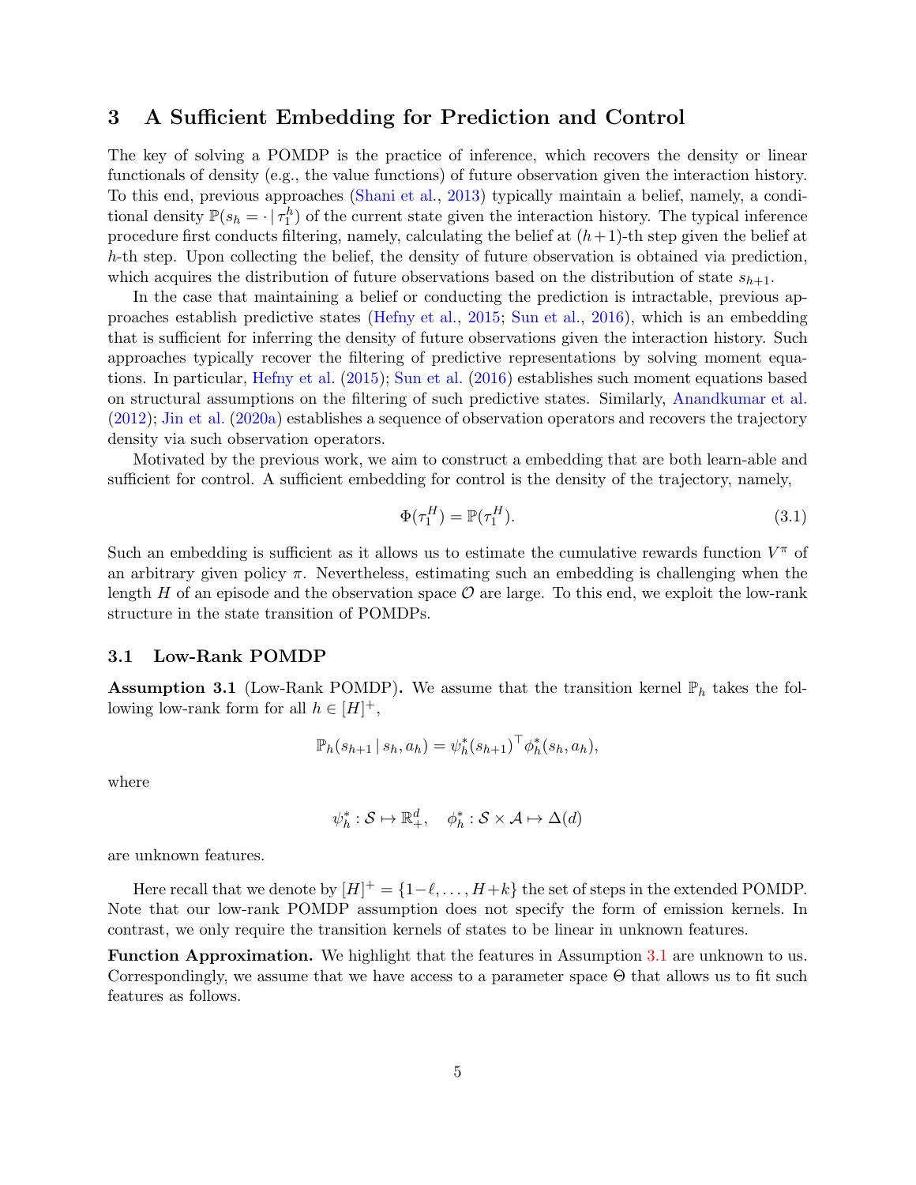## 3 A Sufficient Embedding for Prediction and Control

The key of solving a POMDP is the practice of inference, which recovers the density or linear functionals of density (e.g., the value functions) of future observation given the interaction history. To this end, previous approaches (Shani et al., 2013) typically maintain a belief, namely, a conditional density $\mathbb{P}(s_h = \cdot \,|\, \tau_1^h)$ of the current state given the interaction history. The typical inference procedure first conducts filtering, namely, calculating the belief at $(h+1)$-th step given the belief at $h$-th step. Upon collecting the belief, the density of future observation is obtained via prediction, which acquires the distribution of future observations based on the distribution of state $s_{h+1}$.

In the case that maintaining a belief or conducting the prediction is intractable, previous approaches establish predictive states (Hefny et al., 2015; Sun et al., 2016), which is an embedding that is sufficient for inferring the density of future observations given the interaction history. Such approaches typically recover the filtering of predictive representations by solving moment equations. In particular, Hefny et al. (2015); Sun et al. (2016) establishes such moment equations based on structural assumptions on the filtering of such predictive states. Similarly, Anandkumar et al. (2012); Jin et al. (2020a) establishes a sequence of observation operators and recovers the trajectory density via such observation operators.

Motivated by the previous work, we aim to construct a embedding that are both learn-able and sufficient for control. A sufficient embedding for control is the density of the trajectory, namely,

$$\Phi(\tau_1^H) = \mathbb{P}(\tau_1^H). \tag{3.1}$$

Such an embedding is sufficient as it allows us to estimate the cumulative rewards function $V^\pi$ of an arbitrary given policy $\pi$. Nevertheless, estimating such an embedding is challenging when the length $H$ of an episode and the observation space $\mathcal{O}$ are large. To this end, we exploit the low-rank structure in the state transition of POMDPs.

### 3.1 Low-Rank POMDP

**Assumption 3.1** (Low-Rank POMDP)**.** We assume that the transition kernel $\mathbb{P}_h$ takes the following low-rank form for all $h \in [H]^+$,

$$\mathbb{P}_h(s_{h+1} \,|\, s_h, a_h) = \psi_h^*(s_{h+1})^\top \phi_h^*(s_h, a_h),$$

where

$$\psi_h^* : \mathcal{S} \mapsto \mathbb{R}_+^d, \quad \phi_h^* : \mathcal{S} \times \mathcal{A} \mapsto \Delta(d)$$

are unknown features.

Here recall that we denote by $[H]^+ = \{1-\ell, \ldots, H+k\}$ the set of steps in the extended POMDP. Note that our low-rank POMDP assumption does not specify the form of emission kernels. In contrast, we only require the transition kernels of states to be linear in unknown features.

**Function Approximation.** We highlight that the features in Assumption 3.1 are unknown to us. Correspondingly, we assume that we have access to a parameter space $\Theta$ that allows us to fit such features as follows.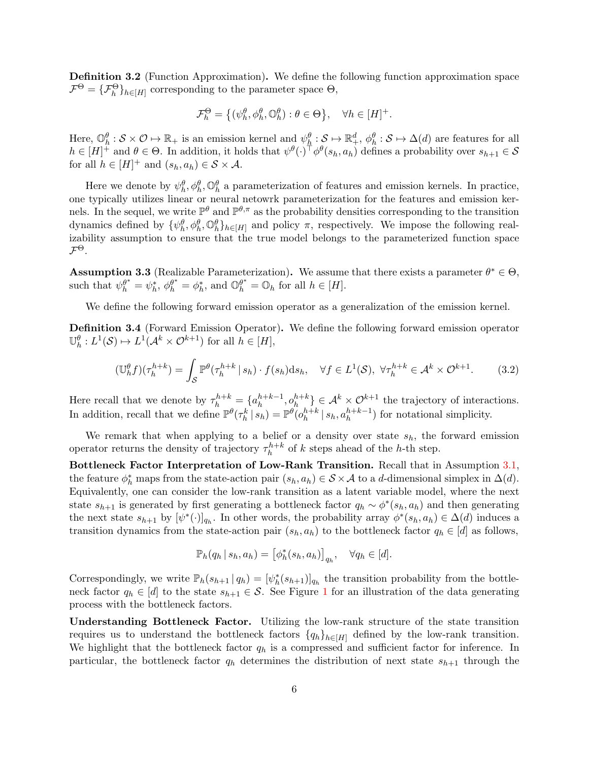**Definition 3.2** (Function Approximation)**.** We define the following function approximation space $\mathcal{F}^\Theta = \{\mathcal{F}_h^\Theta\}_{h\in[H]}$ corresponding to the parameter space $\Theta$,

$$\mathcal{F}_h^\Theta = \big\{(\psi_h^\theta, \phi_h^\theta, \mathbb{O}_h^\theta) : \theta \in \Theta\big\}, \quad \forall h \in [H]^+.$$

Here, $\mathbb{O}_h^\theta : \mathcal{S} \times \mathcal{O} \mapsto \mathbb{R}_+$ is an emission kernel and $\psi_h^\theta : \mathcal{S} \mapsto \mathbb{R}_+^d$, $\phi_h^\theta : \mathcal{S} \mapsto \Delta(d)$ are features for all $h \in [H]^+$ and $\theta \in \Theta$. In addition, it holds that $\psi^\theta(\cdot)^\top \phi^\theta(s_h, a_h)$ defines a probability over $s_{h+1} \in \mathcal{S}$ for all $h \in [H]^+$ and $(s_h, a_h) \in \mathcal{S} \times \mathcal{A}$.

Here we denote by $\psi_h^\theta, \phi_h^\theta, \mathbb{O}_h^\theta$ a parameterization of features and emission kernels. In practice, one typically utilizes linear or neural netowrk parameterization for the features and emission kernels. In the sequel, we write $\mathbb{P}^\theta$ and $\mathbb{P}^{\theta,\pi}$ as the probability densities corresponding to the transition dynamics defined by $\{\psi_h^\theta, \phi_h^\theta, \mathbb{O}_h^\theta\}_{h\in[H]}$ and policy $\pi$, respectively. We impose the following realizability assumption to ensure that the true model belongs to the parameterized function space $\mathcal{F}^\Theta$.

**Assumption 3.3** (Realizable Parameterization)**.** We assume that there exists a parameter $\theta^* \in \Theta$, such that $\psi_h^{\theta^*} = \psi_h^*$, $\phi_h^{\theta^*} = \phi_h^*$, and $\mathbb{O}_h^{\theta^*} = \mathbb{O}_h$ for all $h \in [H]$.

We define the following forward emission operator as a generalization of the emission kernel.

**Definition 3.4** (Forward Emission Operator)**.** We define the following forward emission operator $\mathbb{U}_h^\theta : L^1(\mathcal{S}) \mapsto L^1(\mathcal{A}^k \times \mathcal{O}^{k+1})$ for all $h \in [H]$,

$$(\mathbb{U}_h^\theta f)(\tau_h^{h+k}) = \int_{\mathcal{S}} \mathbb{P}^\theta(\tau_h^{h+k} \,|\, s_h) \cdot f(s_h) \mathrm{d}s_h, \quad \forall f \in L^1(\mathcal{S}),\ \forall \tau_h^{h+k} \in \mathcal{A}^k \times \mathcal{O}^{k+1}. \tag{3.2}$$

Here recall that we denote by $\tau_h^{h+k} = \{a_h^{h+k-1}, o_h^{h+k}\} \in \mathcal{A}^k \times \mathcal{O}^{k+1}$ the trajectory of interactions. In addition, recall that we define $\mathbb{P}^\theta(\tau_h^k \,|\, s_h) = \mathbb{P}^\theta(o_h^{h+k} \,|\, s_h, a_h^{h+k-1})$ for notational simplicity.

We remark that when applying to a belief or a density over state $s_h$, the forward emission operator returns the density of trajectory $\tau_h^{h+k}$ of $k$ steps ahead of the $h$-th step.

**Bottleneck Factor Interpretation of Low-Rank Transition.** Recall that in Assumption 3.1, the feature $\phi_h^*$ maps from the state-action pair $(s_h, a_h) \in \mathcal{S} \times \mathcal{A}$ to a $d$-dimensional simplex in $\Delta(d)$. Equivalently, one can consider the low-rank transition as a latent variable model, where the next state $s_{h+1}$ is generated by first generating a bottleneck factor $q_h \sim \phi^*(s_h, a_h)$ and then generating the next state $s_{h+1}$ by $[\psi^*(\cdot)]_{q_h}$. In other words, the probability array $\phi^*(s_h, a_h) \in \Delta(d)$ induces a transition dynamics from the state-action pair $(s_h, a_h)$ to the bottleneck factor $q_h \in [d]$ as follows,

$$\mathbb{P}_h(q_h \,|\, s_h, a_h) = \big[\phi_h^*(s_h, a_h)\big]_{q_h}, \quad \forall q_h \in [d].$$

Correspondingly, we write $\mathbb{P}_h(s_{h+1} \,|\, q_h) = [\psi_h^*(s_{h+1})]_{q_h}$ the transition probability from the bottleneck factor $q_h \in [d]$ to the state $s_{h+1} \in \mathcal{S}$. See Figure 1 for an illustration of the data generating process with the bottleneck factors.

**Understanding Bottleneck Factor.** Utilizing the low-rank structure of the state transition requires us to understand the bottleneck factors $\{q_h\}_{h\in[H]}$ defined by the low-rank transition. We highlight that the bottleneck factor $q_h$ is a compressed and sufficient factor for inference. In particular, the bottleneck factor $q_h$ determines the distribution of next state $s_{h+1}$ through the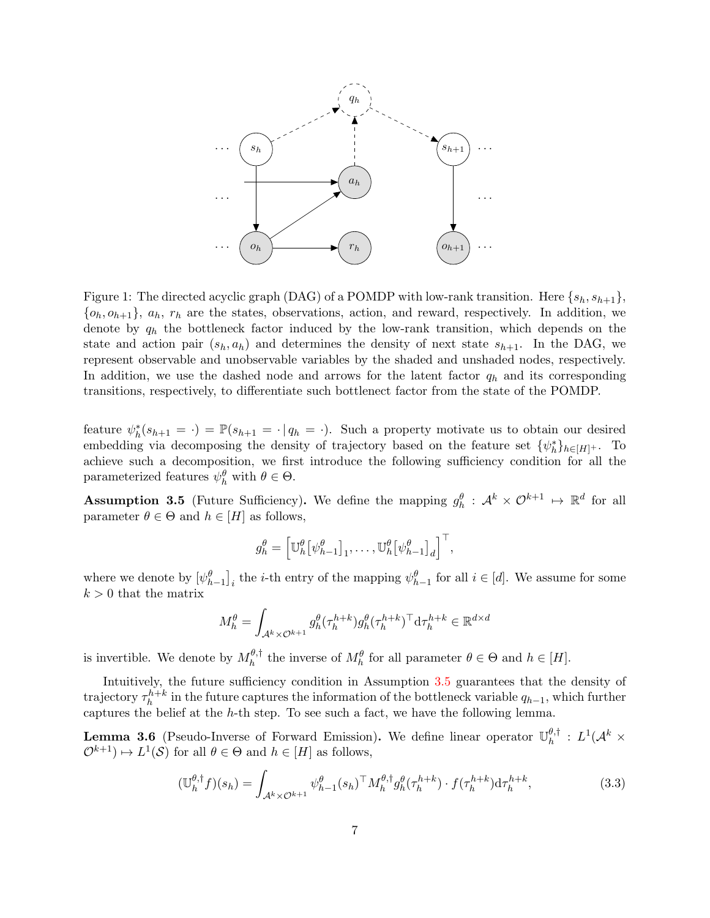Figure 1: The directed acyclic graph (DAG) of a POMDP with low-rank transition. Here $\{s_h, s_{h+1}\}$, $\{o_h, o_{h+1}\}$, $a_h$, $r_h$ are the states, observations, action, and reward, respectively. In addition, we denote by $q_h$ the bottleneck factor induced by the low-rank transition, which depends on the state and action pair $(s_h, a_h)$ and determines the density of next state $s_{h+1}$. In the DAG, we represent observable and unobservable variables by the shaded and unshaded nodes, respectively. In addition, we use the dashed node and arrows for the latent factor $q_h$ and its corresponding transitions, respectively, to differentiate such bottlenect factor from the state of the POMDP.

feature $\psi_h^*(s_{h+1} = \cdot) = \mathbb{P}(s_{h+1} = \cdot \,|\, q_h = \cdot)$. Such a property motivate us to obtain our desired embedding via decomposing the density of trajectory based on the feature set $\{\psi_h^*\}_{h\in[H]^+}$. To achieve such a decomposition, we first introduce the following sufficiency condition for all the parameterized features $\psi_h^\theta$ with $\theta \in \Theta$.

**Assumption 3.5** (Future Sufficiency)**.** We define the mapping $g_h^\theta : \mathcal{A}^k \times \mathcal{O}^{k+1} \mapsto \mathbb{R}^d$ for all parameter $\theta \in \Theta$ and $h \in [H]$ as follows,

$$
g_h^\theta = \Big[\mathbb{U}_h^\theta\big[\psi_{h-1}^\theta\big]_1, \ldots, \mathbb{U}_h^\theta\big[\psi_{h-1}^\theta\big]_d\Big]^\top,
$$

where we denote by $\big[\psi_{h-1}^\theta\big]_i$ the $i$-th entry of the mapping $\psi_{h-1}^\theta$ for all $i \in [d]$. We assume for some $k > 0$ that the matrix

$$
M_h^\theta = \int_{\mathcal{A}^k \times \mathcal{O}^{k+1}} g_h^\theta(\tau_h^{h+k}) g_h^\theta(\tau_h^{h+k})^\top \mathrm{d}\tau_h^{h+k} \in \mathbb{R}^{d\times d}
$$

is invertible. We denote by $M_h^{\theta,\dagger}$ the inverse of $M_h^\theta$ for all parameter $\theta \in \Theta$ and $h \in [H]$.

Intuitively, the future sufficiency condition in Assumption 3.5 guarantees that the density of trajectory $\tau_h^{h+k}$ in the future captures the information of the bottleneck variable $q_{h-1}$, which further captures the belief at the $h$-th step. To see such a fact, we have the following lemma.

**Lemma 3.6** (Pseudo-Inverse of Forward Emission)**.** We define linear operator $\mathbb{U}_h^{\theta,\dagger} : L^1(\mathcal{A}^k \times \mathcal{O}^{k+1}) \mapsto L^1(\mathcal{S})$ for all $\theta \in \Theta$ and $h \in [H]$ as follows,

$$
(\mathbb{U}_h^{\theta,\dagger} f)(s_h) = \int_{\mathcal{A}^k \times \mathcal{O}^{k+1}} \psi_{h-1}^\theta(s_h)^\top M_h^{\theta,\dagger} g_h^\theta(\tau_h^{h+k}) \cdot f(\tau_h^{h+k}) \mathrm{d}\tau_h^{h+k}, \tag{3.3}
$$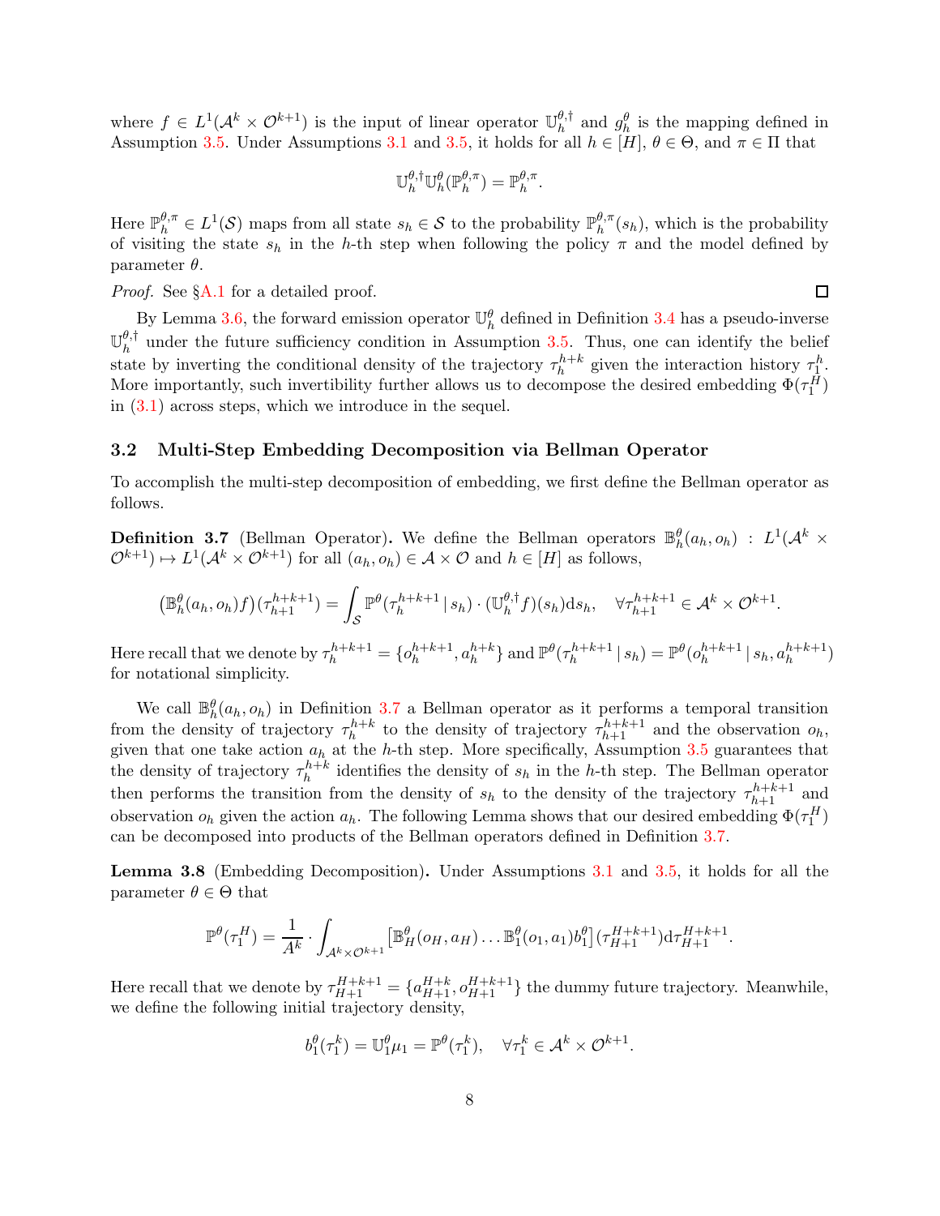where $f \in L^1(\mathcal{A}^k \times \mathcal{O}^{k+1})$ is the input of linear operator $\mathbb{U}_h^{\theta,\dagger}$ and $g_h^\theta$ is the mapping defined in Assumption 3.5. Under Assumptions 3.1 and 3.5, it holds for all $h \in [H]$, $\theta \in \Theta$, and $\pi \in \Pi$ that

$$\mathbb{U}_h^{\theta,\dagger}\mathbb{U}_h^\theta(\mathbb{P}_h^{\theta,\pi}) = \mathbb{P}_h^{\theta,\pi}.$$

Here $\mathbb{P}_h^{\theta,\pi} \in L^1(\mathcal{S})$ maps from all state $s_h \in \mathcal{S}$ to the probability $\mathbb{P}_h^{\theta,\pi}(s_h)$, which is the probability of visiting the state $s_h$ in the $h$-th step when following the policy $\pi$ and the model defined by parameter $\theta$.

*Proof.* See §A.1 for a detailed proof. □

By Lemma 3.6, the forward emission operator $\mathbb{U}_h^\theta$ defined in Definition 3.4 has a pseudo-inverse $\mathbb{U}_h^{\theta,\dagger}$ under the future sufficiency condition in Assumption 3.5. Thus, one can identify the belief state by inverting the conditional density of the trajectory $\tau_h^{h+k}$ given the interaction history $\tau_1^h$. More importantly, such invertibility further allows us to decompose the desired embedding $\Phi(\tau_1^H)$ in (3.1) across steps, which we introduce in the sequel.

### 3.2 Multi-Step Embedding Decomposition via Bellman Operator

To accomplish the multi-step decomposition of embedding, we first define the Bellman operator as follows.

**Definition 3.7** (Bellman Operator)**.** We define the Bellman operators $\mathbb{B}_h^\theta(a_h, o_h) : L^1(\mathcal{A}^k \times \mathcal{O}^{k+1}) \mapsto L^1(\mathcal{A}^k \times \mathcal{O}^{k+1})$ for all $(a_h, o_h) \in \mathcal{A} \times \mathcal{O}$ and $h \in [H]$ as follows,

$$\big(\mathbb{B}_h^\theta(a_h, o_h)f\big)(\tau_{h+1}^{h+k+1}) = \int_{\mathcal{S}} \mathbb{P}^\theta(\tau_h^{h+k+1} \,|\, s_h) \cdot (\mathbb{U}_h^{\theta,\dagger} f)(s_h) \mathrm{d}s_h, \quad \forall \tau_{h+1}^{h+k+1} \in \mathcal{A}^k \times \mathcal{O}^{k+1}.$$

Here recall that we denote by $\tau_h^{h+k+1} = \{o_h^{h+k+1}, a_h^{h+k}\}$ and $\mathbb{P}^\theta(\tau_h^{h+k+1} \,|\, s_h) = \mathbb{P}^\theta(o_h^{h+k+1} \,|\, s_h, a_h^{h+k+1})$ for notational simplicity.

We call $\mathbb{B}_h^\theta(a_h, o_h)$ in Definition 3.7 a Bellman operator as it performs a temporal transition from the density of trajectory $\tau_h^{h+k}$ to the density of trajectory $\tau_{h+1}^{h+k+1}$ and the observation $o_h$, given that one take action $a_h$ at the $h$-th step. More specifically, Assumption 3.5 guarantees that the density of trajectory $\tau_h^{h+k}$ identifies the density of $s_h$ in the $h$-th step. The Bellman operator then performs the transition from the density of $s_h$ to the density of the trajectory $\tau_{h+1}^{h+k+1}$ and observation $o_h$ given the action $a_h$. The following Lemma shows that our desired embedding $\Phi(\tau_1^H)$ can be decomposed into products of the Bellman operators defined in Definition 3.7.

**Lemma 3.8** (Embedding Decomposition)**.** *Under Assumptions 3.1 and 3.5, it holds for all the parameter $\theta \in \Theta$ that*

$$\mathbb{P}^\theta(\tau_1^H) = \frac{1}{A^k} \cdot \int_{\mathcal{A}^k \times \mathcal{O}^{k+1}} \big[\mathbb{B}_H^\theta(o_H, a_H) \ldots \mathbb{B}_1^\theta(o_1, a_1) b_1^\theta\big](\tau_{H+1}^{H+k+1}) \mathrm{d}\tau_{H+1}^{H+k+1}.$$

Here recall that we denote by $\tau_{H+1}^{H+k+1} = \{a_{H+1}^{H+k}, o_{H+1}^{H+k+1}\}$ the dummy future trajectory. Meanwhile, we define the following initial trajectory density,

$$b_1^\theta(\tau_1^k) = \mathbb{U}_1^\theta \mu_1 = \mathbb{P}^\theta(\tau_1^k), \quad \forall \tau_1^k \in \mathcal{A}^k \times \mathcal{O}^{k+1}.$$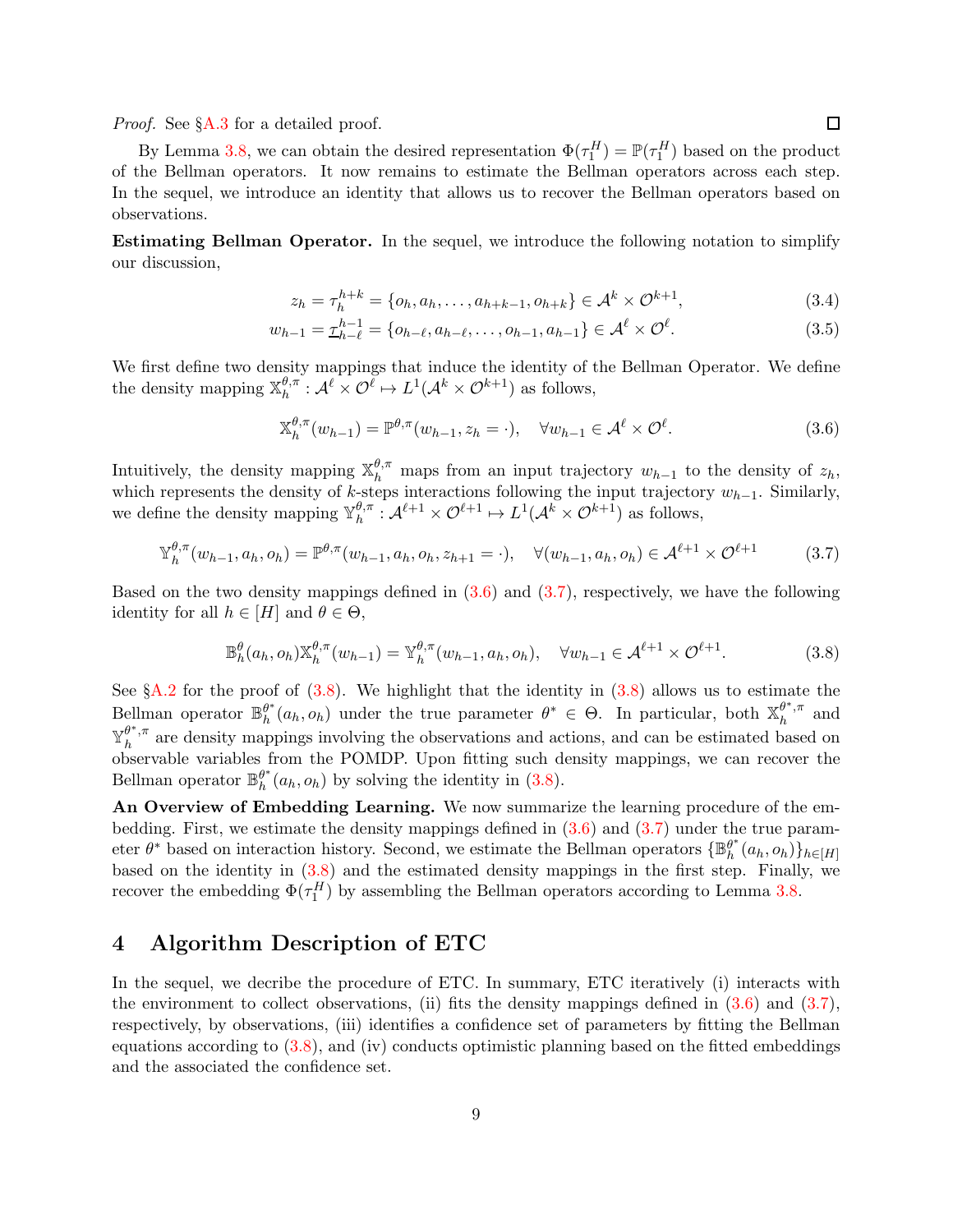*Proof.* See §A.3 for a detailed proof. □

By Lemma 3.8, we can obtain the desired representation $\Phi(\tau_1^H) = \mathbb{P}(\tau_1^H)$ based on the product of the Bellman operators. It now remains to estimate the Bellman operators across each step. In the sequel, we introduce an identity that allows us to recover the Bellman operators based on observations.

**Estimating Bellman Operator.** In the sequel, we introduce the following notation to simplify our discussion,

$$z_h = \tau_h^{h+k} = \{o_h, a_h, \ldots, a_{h+k-1}, o_{h+k}\} \in \mathcal{A}^k \times \mathcal{O}^{k+1}, \tag{3.4}$$

$$w_{h-1} = \underline{\tau}_{h-\ell}^{h-1} = \{o_{h-\ell}, a_{h-\ell}, \ldots, o_{h-1}, a_{h-1}\} \in \mathcal{A}^\ell \times \mathcal{O}^\ell. \tag{3.5}$$

We first define two density mappings that induce the identity of the Bellman Operator. We define the density mapping $\mathbb{X}_h^{\theta,\pi} : \mathcal{A}^\ell \times \mathcal{O}^\ell \mapsto L^1(\mathcal{A}^k \times \mathcal{O}^{k+1})$ as follows,

$$\mathbb{X}_h^{\theta,\pi}(w_{h-1}) = \mathbb{P}^{\theta,\pi}(w_{h-1}, z_h = \cdot), \quad \forall w_{h-1} \in \mathcal{A}^\ell \times \mathcal{O}^\ell. \tag{3.6}$$

Intuitively, the density mapping $\mathbb{X}_h^{\theta,\pi}$ maps from an input trajectory $w_{h-1}$ to the density of $z_h$, which represents the density of $k$-steps interactions following the input trajectory $w_{h-1}$. Similarly, we define the density mapping $\mathbb{Y}_h^{\theta,\pi} : \mathcal{A}^{\ell+1} \times \mathcal{O}^{\ell+1} \mapsto L^1(\mathcal{A}^k \times \mathcal{O}^{k+1})$ as follows,

$$\mathbb{Y}_h^{\theta,\pi}(w_{h-1}, a_h, o_h) = \mathbb{P}^{\theta,\pi}(w_{h-1}, a_h, o_h, z_{h+1} = \cdot), \quad \forall (w_{h-1}, a_h, o_h) \in \mathcal{A}^{\ell+1} \times \mathcal{O}^{\ell+1} \tag{3.7}$$

Based on the two density mappings defined in (3.6) and (3.7), respectively, we have the following identity for all $h \in [H]$ and $\theta \in \Theta$,

$$\mathbb{B}_h^\theta(a_h, o_h)\mathbb{X}_h^{\theta,\pi}(w_{h-1}) = \mathbb{Y}_h^{\theta,\pi}(w_{h-1}, a_h, o_h), \quad \forall w_{h-1} \in \mathcal{A}^{\ell+1} \times \mathcal{O}^{\ell+1}. \tag{3.8}$$

See §A.2 for the proof of (3.8). We highlight that the identity in (3.8) allows us to estimate the Bellman operator $\mathbb{B}_h^{\theta^*}(a_h, o_h)$ under the true parameter $\theta^* \in \Theta$. In particular, both $\mathbb{X}_h^{\theta^*,\pi}$ and $\mathbb{Y}_h^{\theta^*,\pi}$ are density mappings involving the observations and actions, and can be estimated based on observable variables from the POMDP. Upon fitting such density mappings, we can recover the Bellman operator $\mathbb{B}_h^{\theta^*}(a_h, o_h)$ by solving the identity in (3.8).

**An Overview of Embedding Learning.** We now summarize the learning procedure of the embedding. First, we estimate the density mappings defined in (3.6) and (3.7) under the true parameter $\theta^*$ based on interaction history. Second, we estimate the Bellman operators $\{\mathbb{B}_h^{\theta^*}(a_h, o_h)\}_{h\in[H]}$ based on the identity in (3.8) and the estimated density mappings in the first step. Finally, we recover the embedding $\Phi(\tau_1^H)$ by assembling the Bellman operators according to Lemma 3.8.

# 4 Algorithm Description of ETC

In the sequel, we decribe the procedure of ETC. In summary, ETC iteratively (i) interacts with the environment to collect observations, (ii) fits the density mappings defined in (3.6) and (3.7), respectively, by observations, (iii) identifies a confidence set of parameters by fitting the Bellman equations according to (3.8), and (iv) conducts optimistic planning based on the fitted embeddings and the associated the confidence set.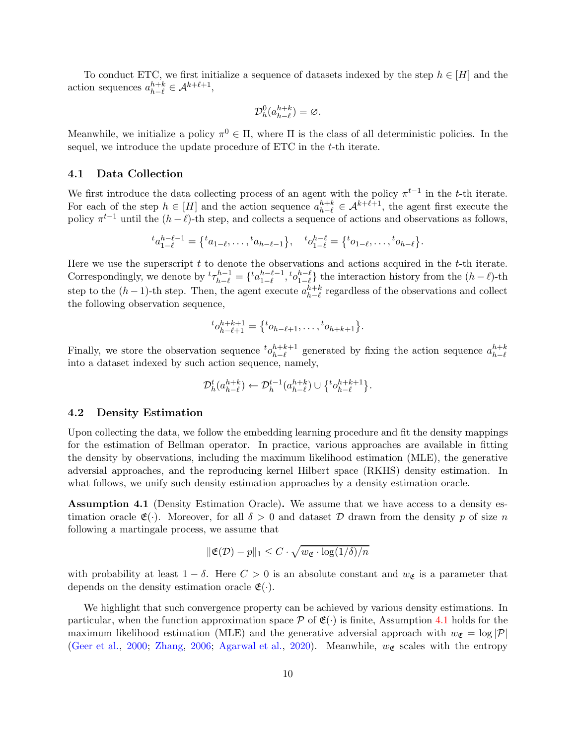To conduct ETC, we first initialize a sequence of datasets indexed by the step $h \in [H]$ and the action sequences $a_{h-\ell}^{h+k} \in \mathcal{A}^{k+\ell+1}$,

$$
\mathcal{D}_h^0(a_{h-\ell}^{h+k}) = \varnothing.
$$

Meanwhile, we initialize a policy $\pi^0 \in \Pi$, where $\Pi$ is the class of all deterministic policies. In the sequel, we introduce the update procedure of ETC in the $t$-th iterate.

## 4.1 Data Collection

We first introduce the data collecting process of an agent with the policy $\pi^{t-1}$ in the $t$-th iterate. For each of the step $h \in [H]$ and the action sequence $a_{h-\ell}^{h+k} \in \mathcal{A}^{k+\ell+1}$, the agent first execute the policy $\pi^{t-1}$ until the $(h-\ell)$-th step, and collects a sequence of actions and observations as follows,

$$
{}^t a_{1-\ell}^{h-\ell-1} = \big\{{}^t a_{1-\ell}, \ldots, {}^t a_{h-\ell-1}\big\}, \quad {}^t o_{1-\ell}^{h-\ell} = \big\{{}^t o_{1-\ell}, \ldots, {}^t o_{h-\ell}\big\}.
$$

Here we use the superscript $t$ to denote the observations and actions acquired in the $t$-th iterate. Correspondingly, we denote by ${}^t\tau_{h-\ell}^{h-1} = \{{}^t a_{1-\ell}^{h-\ell-1}, {}^t o_{1-\ell}^{h-\ell}\}$ the interaction history from the $(h-\ell)$-th step to the $(h-1)$-th step. Then, the agent execute $a_{h-\ell}^{h+k}$ regardless of the observations and collect the following observation sequence,

$$
{}^t o_{h-\ell+1}^{h+k+1} = \big\{{}^t o_{h-\ell+1}, \ldots, {}^t o_{h+k+1}\big\}.
$$

Finally, we store the observation sequence ${}^t o_{h-\ell}^{h+k+1}$ generated by fixing the action sequence $a_{h-\ell}^{h+k}$ into a dataset indexed by such action sequence, namely,

$$
\mathcal{D}_h^t(a_{h-\ell}^{h+k}) \leftarrow \mathcal{D}_h^{t-1}(a_{h-\ell}^{h+k}) \cup \big\{{}^t o_{h-\ell}^{h+k+1}\big\}.
$$

## 4.2 Density Estimation

Upon collecting the data, we follow the embedding learning procedure and fit the density mappings for the estimation of Bellman operator. In practice, various approaches are available in fitting the density by observations, including the maximum likelihood estimation (MLE), the generative adversial approaches, and the reproducing kernel Hilbert space (RKHS) density estimation. In what follows, we unify such density estimation approaches by a density estimation oracle.

**Assumption 4.1** (Density Estimation Oracle)**.** We assume that we have access to a density estimation oracle $\mathfrak{E}(\cdot)$. Moreover, for all $\delta > 0$ and dataset $\mathcal{D}$ drawn from the density $p$ of size $n$ following a martingale process, we assume that

$$
\|\mathfrak{E}(\mathcal{D}) - p\|_1 \leq C \cdot \sqrt{w_{\mathfrak{E}} \cdot \log(1/\delta)/n}
$$

with probability at least $1-\delta$. Here $C > 0$ is an absolute constant and $w_{\mathfrak{E}}$ is a parameter that depends on the density estimation oracle $\mathfrak{E}(\cdot)$.

We highlight that such convergence property can be achieved by various density estimations. In particular, when the function approximation space $\mathcal{P}$ of $\mathfrak{E}(\cdot)$ is finite, Assumption 4.1 holds for the maximum likelihood estimation (MLE) and the generative adversial approach with $w_{\mathfrak{E}} = \log|\mathcal{P}|$ (Geer et al., 2000; Zhang, 2006; Agarwal et al., 2020). Meanwhile, $w_{\mathfrak{E}}$ scales with the entropy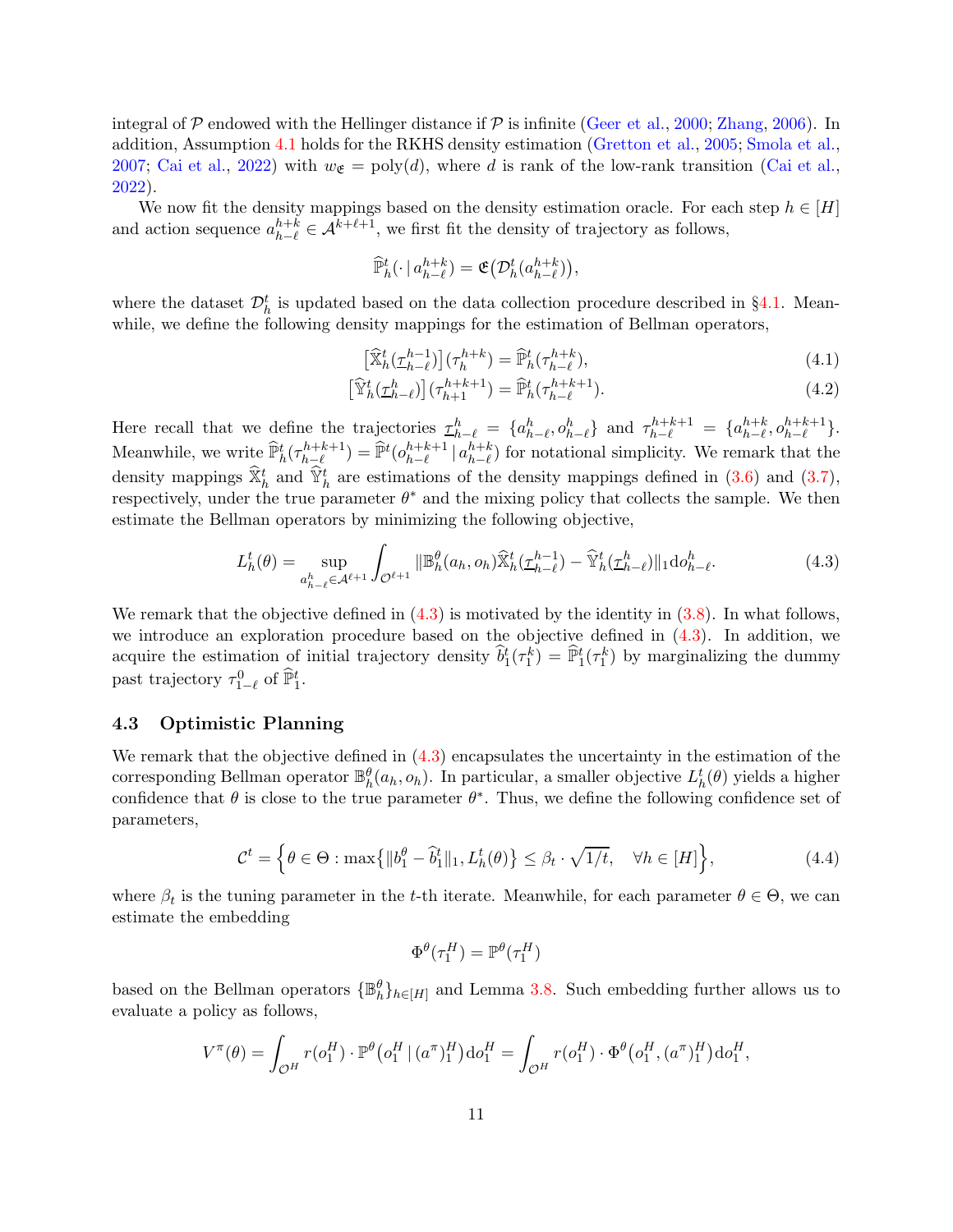integral of $\mathcal{P}$ endowed with the Hellinger distance if $\mathcal{P}$ is infinite (Geer et al., 2000; Zhang, 2006). In addition, Assumption 4.1 holds for the RKHS density estimation (Gretton et al., 2005; Smola et al., 2007; Cai et al., 2022) with $w_{\mathfrak{E}} = \mathrm{poly}(d)$, where $d$ is rank of the low-rank transition (Cai et al., 2022).

We now fit the density mappings based on the density estimation oracle. For each step $h \in [H]$ and action sequence $a_{h-\ell}^{h+k} \in \mathcal{A}^{k+\ell+1}$, we first fit the density of trajectory as follows,

$$
\widehat{\mathbb{P}}_h^t(\cdot \,|\, a_{h-\ell}^{h+k}) = \mathfrak{E}\big(\mathcal{D}_h^t(a_{h-\ell}^{h+k})\big),
$$

where the dataset $\mathcal{D}_h^t$ is updated based on the data collection procedure described in §4.1. Meanwhile, we define the following density mappings for the estimation of Bellman operators,

$$
\big[\widehat{\mathbb{X}}_h^t(\underline{\tau}_{h-\ell}^{h-1})\big](\tau_h^{h+k}) = \widehat{\mathbb{P}}_h^t(\tau_{h-\ell}^{h+k}), \tag{4.1}
$$

$$
\big[\widehat{\mathbb{Y}}_h^t(\underline{\tau}_{h-\ell}^{h})\big](\tau_{h+1}^{h+k+1}) = \widehat{\mathbb{P}}_h^t(\tau_{h-\ell}^{h+k+1}). \tag{4.2}
$$

Here recall that we define the trajectories $\underline{\tau}_{h-\ell}^{h} = \{a_{h-\ell}^{h}, o_{h-\ell}^{h}\}$ and $\tau_{h-\ell}^{h+k+1} = \{a_{h-\ell}^{h+k}, o_{h-\ell}^{h+k+1}\}$. Meanwhile, we write $\widehat{\mathbb{P}}_h^t(\tau_{h-\ell}^{h+k+1}) = \widehat{\mathbb{P}}^t(o_{h-\ell}^{h+k+1} \,|\, a_{h-\ell}^{h+k})$ for notational simplicity. We remark that the density mappings $\widehat{\mathbb{X}}_h^t$ and $\widehat{\mathbb{Y}}_h^t$ are estimations of the density mappings defined in (3.6) and (3.7), respectively, under the true parameter $\theta^*$ and the mixing policy that collects the sample. We then estimate the Bellman operators by minimizing the following objective,

$$
L_h^t(\theta) = \sup_{a_{h-\ell}^{h} \in \mathcal{A}^{\ell+1}} \int_{\mathcal{O}^{\ell+1}} \|\mathbb{B}_h^{\theta}(a_h, o_h)\widehat{\mathbb{X}}_h^t(\underline{\tau}_{h-\ell}^{h-1}) - \widehat{\mathbb{Y}}_h^t(\underline{\tau}_{h-\ell}^{h})\|_1 \mathrm{d}o_{h-\ell}^{h}. \tag{4.3}
$$

We remark that the objective defined in (4.3) is motivated by the identity in (3.8). In what follows, we introduce an exploration procedure based on the objective defined in (4.3). In addition, we acquire the estimation of initial trajectory density $\widehat{b}_1^t(\tau_1^k) = \widehat{\mathbb{P}}_1^t(\tau_1^k)$ by marginalizing the dummy past trajectory $\tau_{1-\ell}^{0}$ of $\widehat{\mathbb{P}}_1^t$.

### 4.3 Optimistic Planning

We remark that the objective defined in (4.3) encapsulates the uncertainty in the estimation of the corresponding Bellman operator $\mathbb{B}_h^{\theta}(a_h, o_h)$. In particular, a smaller objective $L_h^t(\theta)$ yields a higher confidence that $\theta$ is close to the true parameter $\theta^*$. Thus, we define the following confidence set of parameters,

$$
\mathcal{C}^t = \Big\{\theta \in \Theta : \max\big\{\|b_1^{\theta} - \widehat{b}_1^t\|_1, L_h^t(\theta)\big\} \leq \beta_t \cdot \sqrt{1/t}, \quad \forall h \in [H]\Big\}, \tag{4.4}
$$

where $\beta_t$ is the tuning parameter in the $t$-th iterate. Meanwhile, for each parameter $\theta \in \Theta$, we can estimate the embedding

$$
\Phi^{\theta}(\tau_1^H) = \mathbb{P}^{\theta}(\tau_1^H)
$$

based on the Bellman operators $\{\mathbb{B}_h^{\theta}\}_{h\in[H]}$ and Lemma 3.8. Such embedding further allows us to evaluate a policy as follows,

$$
V^{\pi}(\theta) = \int_{\mathcal{O}^H} r(o_1^H) \cdot \mathbb{P}^{\theta}\big(o_1^H \,|\, (a^{\pi})_1^H\big)\mathrm{d}o_1^H = \int_{\mathcal{O}^H} r(o_1^H) \cdot \Phi^{\theta}\big(o_1^H, (a^{\pi})_1^H\big)\mathrm{d}o_1^H,
$$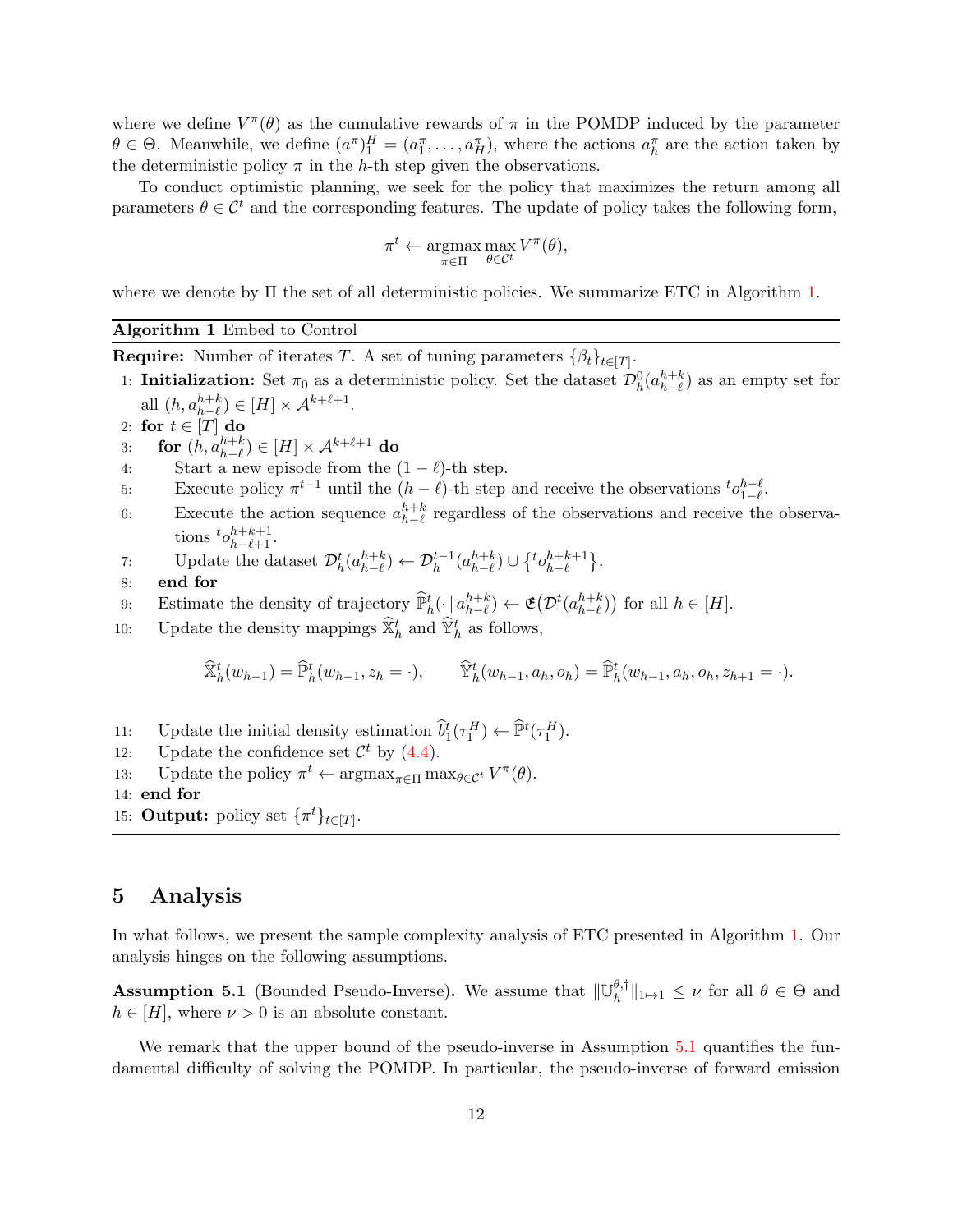where we define $V^\pi(\theta)$ as the cumulative rewards of $\pi$ in the POMDP induced by the parameter $\theta \in \Theta$. Meanwhile, we define $(a^\pi)_1^H = (a_1^\pi, \ldots, a_H^\pi)$, where the actions $a_h^\pi$ are the action taken by the deterministic policy $\pi$ in the $h$-th step given the observations.

To conduct optimistic planning, we seek for the policy that maximizes the return among all parameters $\theta \in \mathcal{C}^t$ and the corresponding features. The update of policy takes the following form,

$$\pi^t \leftarrow \operatorname*{argmax}_{\pi \in \Pi} \max_{\theta \in \mathcal{C}^t} V^\pi(\theta),$$

where we denote by $\Pi$ the set of all deterministic policies. We summarize ETC in Algorithm 1.

---

**Algorithm 1** Embed to Control

---

**Require:** Number of iterates $T$. A set of tuning parameters $\{\beta_t\}_{t\in[T]}$.

1: **Initialization:** Set $\pi_0$ as a deterministic policy. Set the dataset $\mathcal{D}_h^0(a_{h-\ell}^{h+k})$ as an empty set for all $(h, a_{h-\ell}^{h+k}) \in [H] \times \mathcal{A}^{k+\ell+1}$.

2: **for** $t \in [T]$ **do**

3: &nbsp;&nbsp;&nbsp;&nbsp;**for** $(h, a_{h-\ell}^{h+k}) \in [H] \times \mathcal{A}^{k+\ell+1}$ **do**

4: &nbsp;&nbsp;&nbsp;&nbsp;&nbsp;&nbsp;&nbsp;&nbsp;Start a new episode from the $(1-\ell)$-th step.

5: &nbsp;&nbsp;&nbsp;&nbsp;&nbsp;&nbsp;&nbsp;&nbsp;Execute policy $\pi^{t-1}$ until the $(h-\ell)$-th step and receive the observations ${}^t o_{1-\ell}^{h-\ell}$.

6: &nbsp;&nbsp;&nbsp;&nbsp;&nbsp;&nbsp;&nbsp;&nbsp;Execute the action sequence $a_{h-\ell}^{h+k}$ regardless of the observations and receive the observations ${}^t o_{h-\ell+1}^{h+k+1}$.

7: &nbsp;&nbsp;&nbsp;&nbsp;&nbsp;&nbsp;&nbsp;&nbsp;Update the dataset $\mathcal{D}_h^t(a_{h-\ell}^{h+k}) \leftarrow \mathcal{D}_h^{t-1}(a_{h-\ell}^{h+k}) \cup \{{}^t o_{h-\ell}^{h+k+1}\}$.

8: &nbsp;&nbsp;&nbsp;&nbsp;**end for**

9: &nbsp;&nbsp;&nbsp;&nbsp;Estimate the density of trajectory $\widehat{\mathbb{P}}_h^t(\cdot \,|\, a_{h-\ell}^{h+k}) \leftarrow \mathfrak{E}\big(\mathcal{D}^t(a_{h-\ell}^{h+k})\big)$ for all $h \in [H]$.

10: &nbsp;&nbsp;&nbsp;&nbsp;Update the density mappings $\widehat{\mathbb{X}}_h^t$ and $\widehat{\mathbb{Y}}_h^t$ as follows,

$$\widehat{\mathbb{X}}_h^t(w_{h-1}) = \widehat{\mathbb{P}}_h^t(w_{h-1}, z_h = \cdot), \qquad \widehat{\mathbb{Y}}_h^t(w_{h-1}, a_h, o_h) = \widehat{\mathbb{P}}_h^t(w_{h-1}, a_h, o_h, z_{h+1} = \cdot).$$

11: &nbsp;&nbsp;&nbsp;&nbsp;Update the initial density estimation $\widehat{b}_1^t(\tau_1^H) \leftarrow \widehat{\mathbb{P}}^t(\tau_1^H)$.

12: &nbsp;&nbsp;&nbsp;&nbsp;Update the confidence set $\mathcal{C}^t$ by (4.4).

13: &nbsp;&nbsp;&nbsp;&nbsp;Update the policy $\pi^t \leftarrow \operatorname{argmax}_{\pi \in \Pi} \max_{\theta \in \mathcal{C}^t} V^\pi(\theta)$.

14: **end for**

15: **Output:** policy set $\{\pi^t\}_{t\in[T]}$.

---

# 5 Analysis

In what follows, we present the sample complexity analysis of ETC presented in Algorithm 1. Our analysis hinges on the following assumptions.

**Assumption 5.1** (Bounded Pseudo-Inverse)**.** We assume that $\|\mathbb{U}_h^{\theta,\dagger}\|_{1\mapsto 1} \leq \nu$ for all $\theta \in \Theta$ and $h \in [H]$, where $\nu > 0$ is an absolute constant.

We remark that the upper bound of the pseudo-inverse in Assumption 5.1 quantifies the fundamental difficulty of solving the POMDP. In particular, the pseudo-inverse of forward emission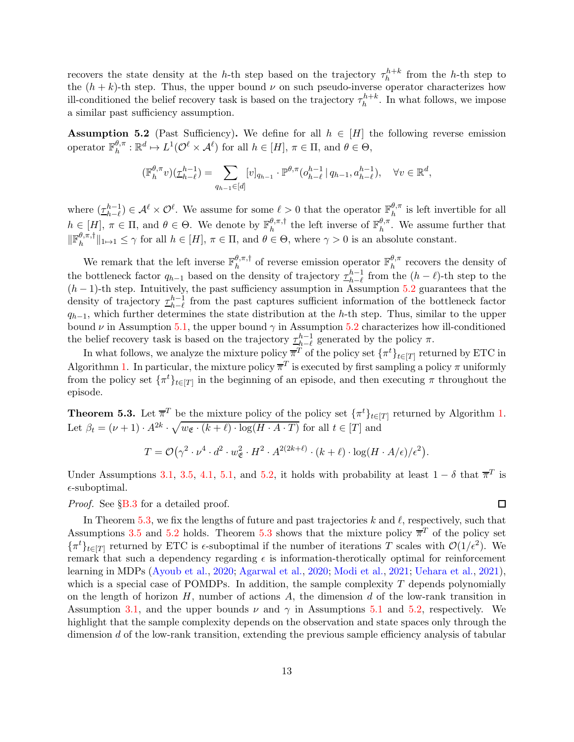recovers the state density at the $h$-th step based on the trajectory $\tau_h^{h+k}$ from the $h$-th step to the $(h+k)$-th step. Thus, the upper bound $\nu$ on such pseudo-inverse operator characterizes how ill-conditioned the belief recovery task is based on the trajectory $\tau_h^{h+k}$. In what follows, we impose a similar past sufficiency assumption.

**Assumption 5.2** (Past Sufficiency)**.** We define for all $h \in [H]$ the following reverse emission operator $\mathbb{F}_h^{\theta,\pi} : \mathbb{R}^d \mapsto L^1(\mathcal{O}^\ell \times \mathcal{A}^\ell)$ for all $h \in [H]$, $\pi \in \Pi$, and $\theta \in \Theta$,

$$
(\mathbb{F}_h^{\theta,\pi} v)(\underline{\tau}_{h-\ell}^{h-1}) = \sum_{q_{h-1} \in [d]} [v]_{q_{h-1}} \cdot \mathbb{P}^{\theta,\pi}(o_{h-\ell}^{h-1} \,|\, q_{h-1}, a_{h-\ell}^{h-1}), \quad \forall v \in \mathbb{R}^d,
$$

where $(\underline{\tau}_{h-\ell}^{h-1}) \in \mathcal{A}^\ell \times \mathcal{O}^\ell$. We assume for some $\ell > 0$ that the operator $\mathbb{F}_h^{\theta,\pi}$ is left invertible for all $h \in [H]$, $\pi \in \Pi$, and $\theta \in \Theta$. We denote by $\mathbb{F}_h^{\theta,\pi,\dagger}$ the left inverse of $\mathbb{F}_h^{\theta,\pi}$. We assume further that $\|\mathbb{F}_h^{\theta,\pi,\dagger}\|_{1\mapsto 1} \le \gamma$ for all $h \in [H]$, $\pi \in \Pi$, and $\theta \in \Theta$, where $\gamma > 0$ is an absolute constant.

We remark that the left inverse $\mathbb{F}_h^{\theta,\pi,\dagger}$ of reverse emission operator $\mathbb{F}_h^{\theta,\pi}$ recovers the density of the bottleneck factor $q_{h-1}$ based on the density of trajectory $\underline{\tau}_{h-\ell}^{h-1}$ from the $(h-\ell)$-th step to the $(h-1)$-th step. Intuitively, the past sufficiency assumption in Assumption 5.2 guarantees that the density of trajectory $\underline{\tau}_{h-\ell}^{h-1}$ from the past captures sufficient information of the bottleneck factor $q_{h-1}$, which further determines the state distribution at the $h$-th step. Thus, similar to the upper bound $\nu$ in Assumption 5.1, the upper bound $\gamma$ in Assumption 5.2 characterizes how ill-conditioned the belief recovery task is based on the trajectory $\underline{\tau}_{h-\ell}^{h-1}$ generated by the policy $\pi$.

In what follows, we analyze the mixture policy $\overline{\pi}^T$ of the policy set $\{\pi^t\}_{t\in[T]}$ returned by ETC in Algorithmn 1. In particular, the mixture policy $\overline{\pi}^T$ is executed by first sampling a policy $\pi$ uniformly from the policy set $\{\pi^t\}_{t\in[T]}$ in the beginning of an episode, and then executing $\pi$ throughout the episode.

**Theorem 5.3.** Let $\overline{\pi}^T$ be the mixture policy of the policy set $\{\pi^t\}_{t\in[T]}$ returned by Algorithm 1. Let $\beta_t = (\nu+1) \cdot A^{2k} \cdot \sqrt{w_{\mathfrak{E}} \cdot (k+\ell) \cdot \log(H \cdot A \cdot T)}$ for all $t \in [T]$ and

$$
T = \mathcal{O}\big(\gamma^2 \cdot \nu^4 \cdot d^2 \cdot w_{\mathfrak{E}}^2 \cdot H^2 \cdot A^{2(2k+\ell)} \cdot (k+\ell) \cdot \log(H \cdot A/\epsilon)/\epsilon^2\big).
$$

Under Assumptions 3.1, 3.5, 4.1, 5.1, and 5.2, it holds with probability at least $1-\delta$ that $\overline{\pi}^T$ is $\epsilon$-suboptimal.

*Proof.* See §B.3 for a detailed proof. □

In Theorem 5.3, we fix the lengths of future and past trajectories $k$ and $\ell$, respectively, such that Assumptions 3.5 and 5.2 holds. Theorem 5.3 shows that the mixture policy $\overline{\pi}^T$ of the policy set $\{\pi^t\}_{t\in[T]}$ returned by ETC is $\epsilon$-suboptimal if the number of iterations $T$ scales with $\mathcal{O}(1/\epsilon^2)$. We remark that such a dependency regarding $\epsilon$ is information-therotically optimal for reinforcement learning in MDPs (Ayoub et al., 2020; Agarwal et al., 2020; Modi et al., 2021; Uehara et al., 2021), which is a special case of POMDPs. In addition, the sample complexity $T$ depends polynomially on the length of horizon $H$, number of actions $A$, the dimension $d$ of the low-rank transition in Assumption 3.1, and the upper bounds $\nu$ and $\gamma$ in Assumptions 5.1 and 5.2, respectively. We highlight that the sample complexity depends on the observation and state spaces only through the dimension $d$ of the low-rank transition, extending the previous sample efficiency analysis of tabular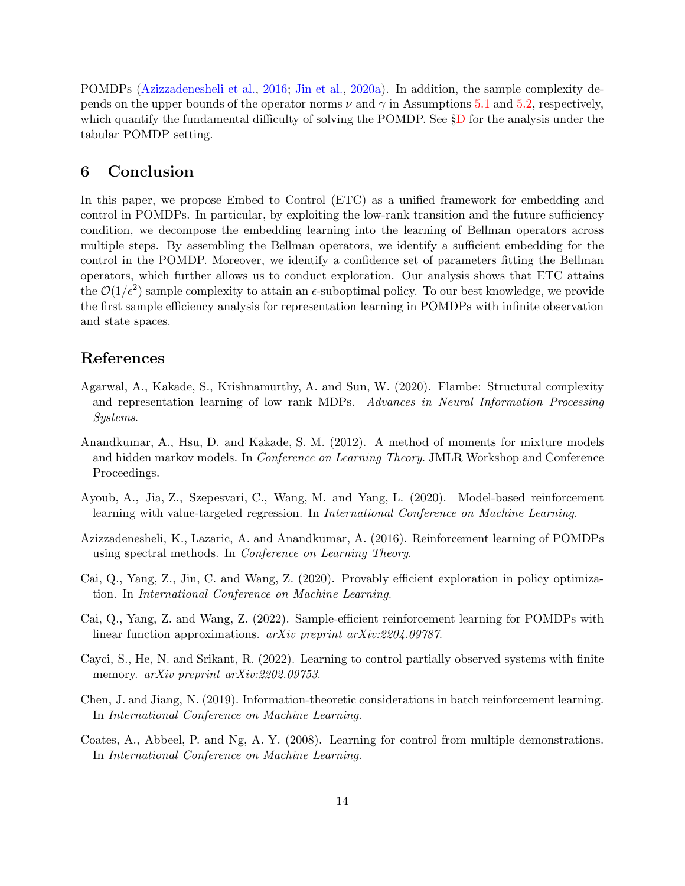POMDPs (Azizzadenesheli et al., 2016; Jin et al., 2020a). In addition, the sample complexity depends on the upper bounds of the operator norms $\nu$ and $\gamma$ in Assumptions 5.1 and 5.2, respectively, which quantify the fundamental difficulty of solving the POMDP. See §D for the analysis under the tabular POMDP setting.

## 6 Conclusion

In this paper, we propose Embed to Control (ETC) as a unified framework for embedding and control in POMDPs. In particular, by exploiting the low-rank transition and the future sufficiency condition, we decompose the embedding learning into the learning of Bellman operators across multiple steps. By assembling the Bellman operators, we identify a sufficient embedding for the control in the POMDP. Moreover, we identify a confidence set of parameters fitting the Bellman operators, which further allows us to conduct exploration. Our analysis shows that ETC attains the $\mathcal{O}(1/\epsilon^2)$ sample complexity to attain an $\epsilon$-suboptimal policy. To our best knowledge, we provide the first sample efficiency analysis for representation learning in POMDPs with infinite observation and state spaces.

## References

Agarwal, A., Kakade, S., Krishnamurthy, A. and Sun, W. (2020). Flambe: Structural complexity and representation learning of low rank MDPs. *Advances in Neural Information Processing Systems*.

Anandkumar, A., Hsu, D. and Kakade, S. M. (2012). A method of moments for mixture models and hidden markov models. In *Conference on Learning Theory*. JMLR Workshop and Conference Proceedings.

Ayoub, A., Jia, Z., Szepesvari, C., Wang, M. and Yang, L. (2020). Model-based reinforcement learning with value-targeted regression. In *International Conference on Machine Learning*.

Azizzadenesheli, K., Lazaric, A. and Anandkumar, A. (2016). Reinforcement learning of POMDPs using spectral methods. In *Conference on Learning Theory*.

Cai, Q., Yang, Z., Jin, C. and Wang, Z. (2020). Provably efficient exploration in policy optimization. In *International Conference on Machine Learning*.

Cai, Q., Yang, Z. and Wang, Z. (2022). Sample-efficient reinforcement learning for POMDPs with linear function approximations. *arXiv preprint arXiv:2204.09787*.

Cayci, S., He, N. and Srikant, R. (2022). Learning to control partially observed systems with finite memory. *arXiv preprint arXiv:2202.09753*.

Chen, J. and Jiang, N. (2019). Information-theoretic considerations in batch reinforcement learning. In *International Conference on Machine Learning*.

Coates, A., Abbeel, P. and Ng, A. Y. (2008). Learning for control from multiple demonstrations. In *International Conference on Machine Learning*.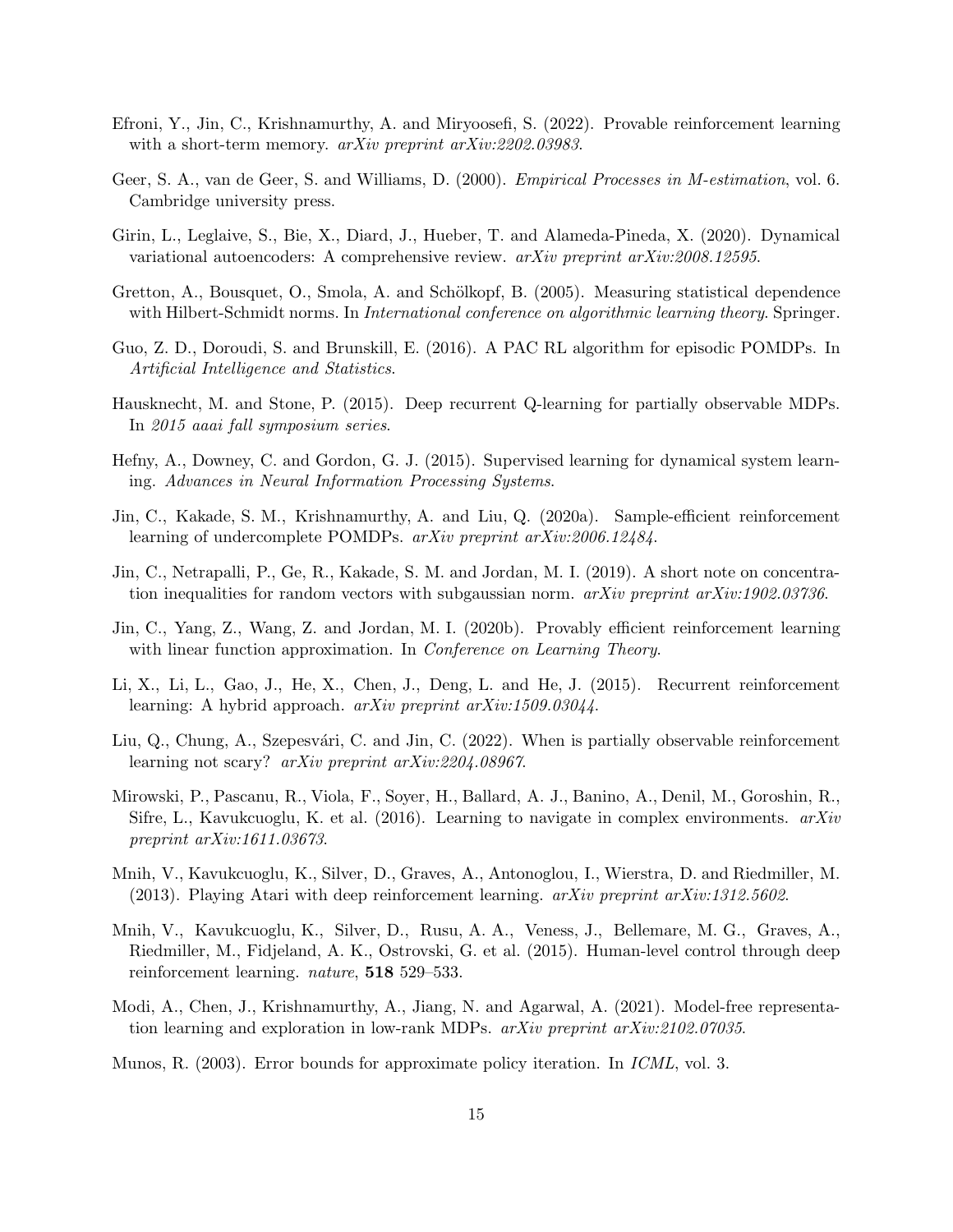Efroni, Y., Jin, C., Krishnamurthy, A. and Miryoosefi, S. (2022). Provable reinforcement learning with a short-term memory. *arXiv preprint arXiv:2202.03983*.

Geer, S. A., van de Geer, S. and Williams, D. (2000). *Empirical Processes in M-estimation*, vol. 6. Cambridge university press.

Girin, L., Leglaive, S., Bie, X., Diard, J., Hueber, T. and Alameda-Pineda, X. (2020). Dynamical variational autoencoders: A comprehensive review. *arXiv preprint arXiv:2008.12595*.

Gretton, A., Bousquet, O., Smola, A. and Schölkopf, B. (2005). Measuring statistical dependence with Hilbert-Schmidt norms. In *International conference on algorithmic learning theory*. Springer.

Guo, Z. D., Doroudi, S. and Brunskill, E. (2016). A PAC RL algorithm for episodic POMDPs. In *Artificial Intelligence and Statistics*.

Hausknecht, M. and Stone, P. (2015). Deep recurrent Q-learning for partially observable MDPs. In *2015 aaai fall symposium series*.

Hefny, A., Downey, C. and Gordon, G. J. (2015). Supervised learning for dynamical system learning. *Advances in Neural Information Processing Systems*.

Jin, C., Kakade, S. M., Krishnamurthy, A. and Liu, Q. (2020a). Sample-efficient reinforcement learning of undercomplete POMDPs. *arXiv preprint arXiv:2006.12484*.

Jin, C., Netrapalli, P., Ge, R., Kakade, S. M. and Jordan, M. I. (2019). A short note on concentration inequalities for random vectors with subgaussian norm. *arXiv preprint arXiv:1902.03736*.

Jin, C., Yang, Z., Wang, Z. and Jordan, M. I. (2020b). Provably efficient reinforcement learning with linear function approximation. In *Conference on Learning Theory*.

Li, X., Li, L., Gao, J., He, X., Chen, J., Deng, L. and He, J. (2015). Recurrent reinforcement learning: A hybrid approach. *arXiv preprint arXiv:1509.03044*.

Liu, Q., Chung, A., Szepesvári, C. and Jin, C. (2022). When is partially observable reinforcement learning not scary? *arXiv preprint arXiv:2204.08967*.

Mirowski, P., Pascanu, R., Viola, F., Soyer, H., Ballard, A. J., Banino, A., Denil, M., Goroshin, R., Sifre, L., Kavukcuoglu, K. et al. (2016). Learning to navigate in complex environments. *arXiv preprint arXiv:1611.03673*.

Mnih, V., Kavukcuoglu, K., Silver, D., Graves, A., Antonoglou, I., Wierstra, D. and Riedmiller, M. (2013). Playing Atari with deep reinforcement learning. *arXiv preprint arXiv:1312.5602*.

Mnih, V., Kavukcuoglu, K., Silver, D., Rusu, A. A., Veness, J., Bellemare, M. G., Graves, A., Riedmiller, M., Fidjeland, A. K., Ostrovski, G. et al. (2015). Human-level control through deep reinforcement learning. *nature*, **518** 529–533.

Modi, A., Chen, J., Krishnamurthy, A., Jiang, N. and Agarwal, A. (2021). Model-free representation learning and exploration in low-rank MDPs. *arXiv preprint arXiv:2102.07035*.

Munos, R. (2003). Error bounds for approximate policy iteration. In *ICML*, vol. 3.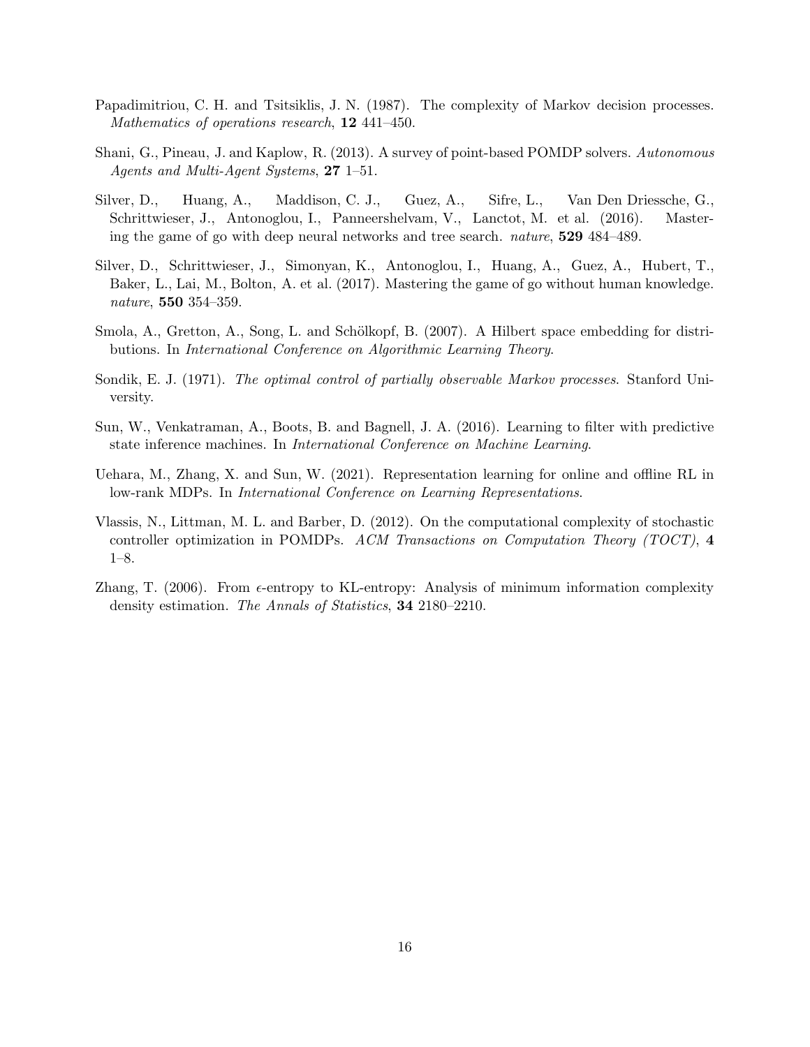Papadimitriou, C. H. and Tsitsiklis, J. N. (1987). The complexity of Markov decision processes. *Mathematics of operations research*, **12** 441–450.

Shani, G., Pineau, J. and Kaplow, R. (2013). A survey of point-based POMDP solvers. *Autonomous Agents and Multi-Agent Systems*, **27** 1–51.

Silver, D., Huang, A., Maddison, C. J., Guez, A., Sifre, L., Van Den Driessche, G., Schrittwieser, J., Antonoglou, I., Panneershelvam, V., Lanctot, M. et al. (2016). Mastering the game of go with deep neural networks and tree search. *nature*, **529** 484–489.

Silver, D., Schrittwieser, J., Simonyan, K., Antonoglou, I., Huang, A., Guez, A., Hubert, T., Baker, L., Lai, M., Bolton, A. et al. (2017). Mastering the game of go without human knowledge. *nature*, **550** 354–359.

Smola, A., Gretton, A., Song, L. and Schölkopf, B. (2007). A Hilbert space embedding for distributions. In *International Conference on Algorithmic Learning Theory*.

Sondik, E. J. (1971). *The optimal control of partially observable Markov processes*. Stanford University.

Sun, W., Venkatraman, A., Boots, B. and Bagnell, J. A. (2016). Learning to filter with predictive state inference machines. In *International Conference on Machine Learning*.

Uehara, M., Zhang, X. and Sun, W. (2021). Representation learning for online and offline RL in low-rank MDPs. In *International Conference on Learning Representations*.

Vlassis, N., Littman, M. L. and Barber, D. (2012). On the computational complexity of stochastic controller optimization in POMDPs. *ACM Transactions on Computation Theory (TOCT)*, **4** 1–8.

Zhang, T. (2006). From $\epsilon$-entropy to KL-entropy: Analysis of minimum information complexity density estimation. *The Annals of Statistics*, **34** 2180–2210.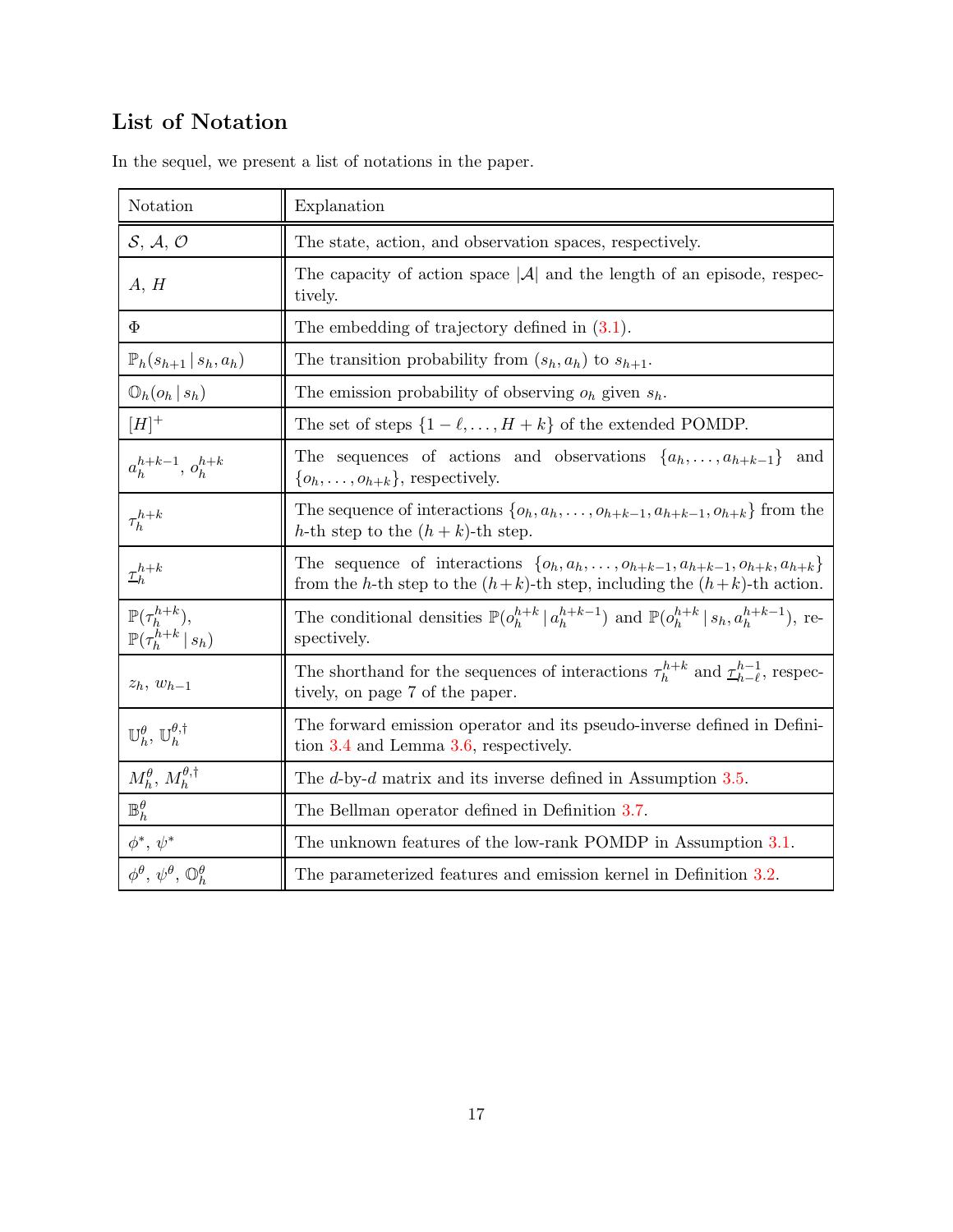## List of Notation

In the sequel, we present a list of notations in the paper.

| Notation | Explanation |
|---|---|
| $\mathcal{S}$, $\mathcal{A}$, $\mathcal{O}$ | The state, action, and observation spaces, respectively. |
| $A$, $H$ | The capacity of action space $\lvert\mathcal{A}\rvert$ and the length of an episode, respectively. |
| $\Phi$ | The embedding of trajectory defined in (3.1). |
| $\mathbb{P}_h(s_{h+1} \,\vert\, s_h, a_h)$ | The transition probability from $(s_h, a_h)$ to $s_{h+1}$. |
| $\mathbb{O}_h(o_h \,\vert\, s_h)$ | The emission probability of observing $o_h$ given $s_h$. |
| $[H]^+$ | The set of steps $\{1-\ell, \ldots, H+k\}$ of the extended POMDP. |
| $a_h^{h+k-1}$, $o_h^{h+k}$ | The sequences of actions and observations $\{a_h, \ldots, a_{h+k-1}\}$ and $\{o_h, \ldots, o_{h+k}\}$, respectively. |
| $\tau_h^{h+k}$ | The sequence of interactions $\{o_h, a_h, \ldots, o_{h+k-1}, a_{h+k-1}, o_{h+k}\}$ from the $h$-th step to the $(h+k)$-th step. |
| $\underline{\tau}_h^{h+k}$ | The sequence of interactions $\{o_h, a_h, \ldots, o_{h+k-1}, a_{h+k-1}, o_{h+k}, a_{h+k}\}$ from the $h$-th step to the $(h+k)$-th step, including the $(h+k)$-th action. |
| $\mathbb{P}(\tau_h^{h+k})$, $\mathbb{P}(\tau_h^{h+k} \,\vert\, s_h)$ | The conditional densities $\mathbb{P}(o_h^{h+k} \,\vert\, a_h^{h+k-1})$ and $\mathbb{P}(o_h^{h+k} \,\vert\, s_h, a_h^{h+k-1})$, respectively. |
| $z_h$, $w_{h-1}$ | The shorthand for the sequences of interactions $\tau_h^{h+k}$ and $\underline{\tau}_{h-\ell}^{h-1}$, respectively, on page 7 of the paper. |
| $\mathbb{U}_h^\theta$, $\mathbb{U}_h^{\theta,\dagger}$ | The forward emission operator and its pseudo-inverse defined in Definition 3.4 and Lemma 3.6, respectively. |
| $M_h^\theta$, $M_h^{\theta,\dagger}$ | The $d$-by-$d$ matrix and its inverse defined in Assumption 3.5. |
| $\mathbb{B}_h^\theta$ | The Bellman operator defined in Definition 3.7. |
| $\phi^*$, $\psi^*$ | The unknown features of the low-rank POMDP in Assumption 3.1. |
| $\phi^\theta$, $\psi^\theta$, $\mathbb{O}_h^\theta$ | The parameterized features and emission kernel in Definition 3.2. |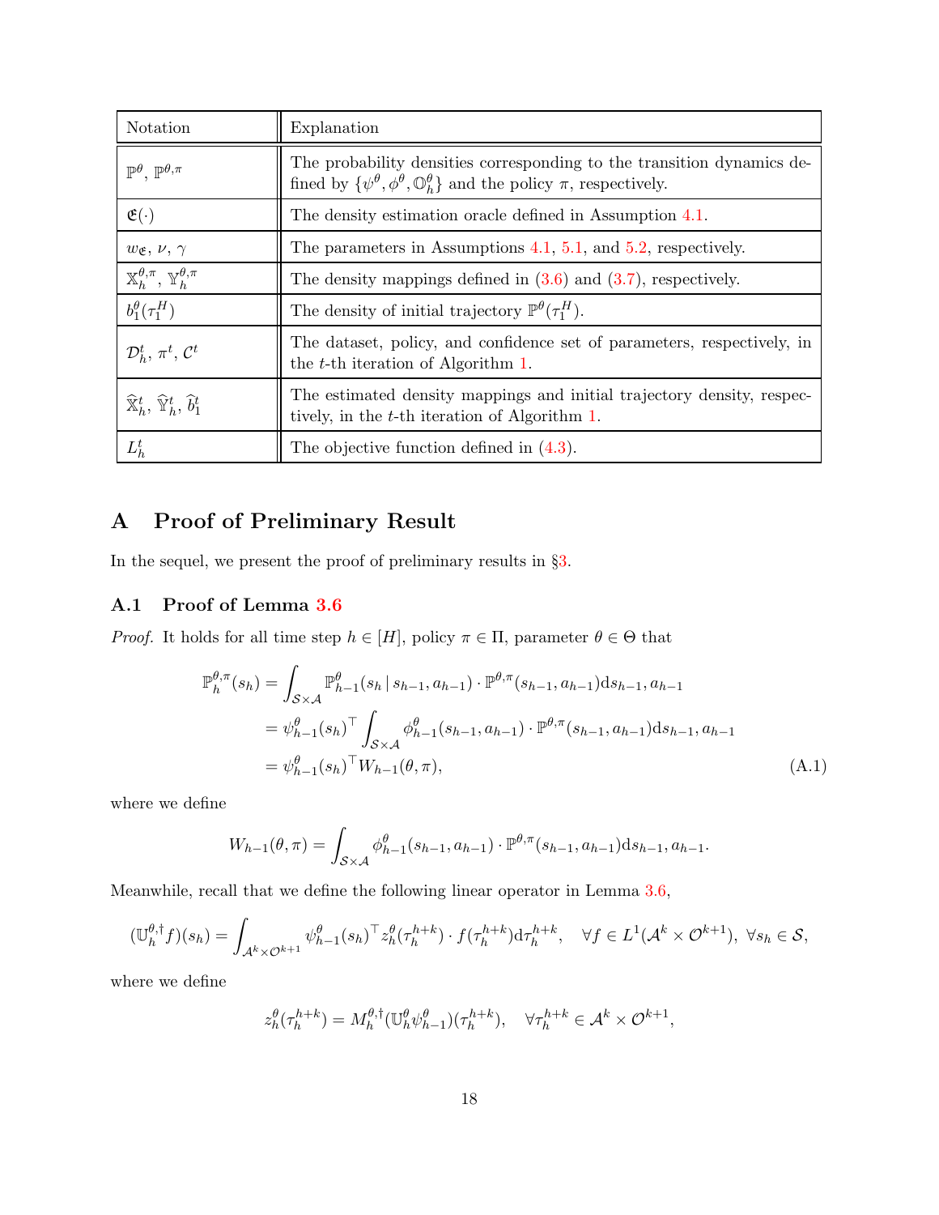| Notation | Explanation |
|---|---|
| $\mathbb{P}^\theta$, $\mathbb{P}^{\theta,\pi}$ | The probability densities corresponding to the transition dynamics defined by $\{\psi^\theta, \phi^\theta, \mathbb{O}_h^\theta\}$ and the policy $\pi$, respectively. |
| $\mathfrak{E}(\cdot)$ | The density estimation oracle defined in Assumption 4.1. |
| $w_{\mathfrak{E}}$, $\nu$, $\gamma$ | The parameters in Assumptions 4.1, 5.1, and 5.2, respectively. |
| $\mathbb{X}_h^{\theta,\pi}$, $\mathbb{Y}_h^{\theta,\pi}$ | The density mappings defined in (3.6) and (3.7), respectively. |
| $b_1^\theta(\tau_1^H)$ | The density of initial trajectory $\mathbb{P}^\theta(\tau_1^H)$. |
| $\mathcal{D}_h^t$, $\pi^t$, $\mathcal{C}^t$ | The dataset, policy, and confidence set of parameters, respectively, in the $t$-th iteration of Algorithm 1. |
| $\widehat{\mathbb{X}}_h^t$, $\widehat{\mathbb{Y}}_h^t$, $\widehat{b}_1^t$ | The estimated density mappings and initial trajectory density, respectively, in the $t$-th iteration of Algorithm 1. |
| $L_h^t$ | The objective function defined in (4.3). |

# A Proof of Preliminary Result

In the sequel, we present the proof of preliminary results in §3.

## A.1 Proof of Lemma 3.6

*Proof.* It holds for all time step $h \in [H]$, policy $\pi \in \Pi$, parameter $\theta \in \Theta$ that

$$
\begin{aligned}
\mathbb{P}_h^{\theta,\pi}(s_h) &= \int_{\mathcal{S}\times\mathcal{A}} \mathbb{P}_{h-1}^\theta(s_h \,|\, s_{h-1}, a_{h-1}) \cdot \mathbb{P}^{\theta,\pi}(s_{h-1}, a_{h-1}) \mathrm{d}s_{h-1}, a_{h-1} \\
&= \psi_{h-1}^\theta(s_h)^\top \int_{\mathcal{S}\times\mathcal{A}} \phi_{h-1}^\theta(s_{h-1}, a_{h-1}) \cdot \mathbb{P}^{\theta,\pi}(s_{h-1}, a_{h-1}) \mathrm{d}s_{h-1}, a_{h-1} \\
&= \psi_{h-1}^\theta(s_h)^\top W_{h-1}(\theta, \pi),
\end{aligned}
\tag{A.1}
$$

where we define

$$
W_{h-1}(\theta, \pi) = \int_{\mathcal{S}\times\mathcal{A}} \phi_{h-1}^\theta(s_{h-1}, a_{h-1}) \cdot \mathbb{P}^{\theta,\pi}(s_{h-1}, a_{h-1}) \mathrm{d}s_{h-1}, a_{h-1}.
$$

Meanwhile, recall that we define the following linear operator in Lemma 3.6,

$$
(\mathbb{U}_h^{\theta,\dagger} f)(s_h) = \int_{\mathcal{A}^k \times \mathcal{O}^{k+1}} \psi_{h-1}^\theta(s_h)^\top z_h^\theta(\tau_h^{h+k}) \cdot f(\tau_h^{h+k}) \mathrm{d}\tau_h^{h+k}, \quad \forall f \in L^1(\mathcal{A}^k \times \mathcal{O}^{k+1}), \ \forall s_h \in \mathcal{S},
$$

where we define

$$
z_h^\theta(\tau_h^{h+k}) = M_h^{\theta,\dagger}(\mathbb{U}_h^\theta \psi_{h-1}^\theta)(\tau_h^{h+k}), \quad \forall \tau_h^{h+k} \in \mathcal{A}^k \times \mathcal{O}^{k+1},
$$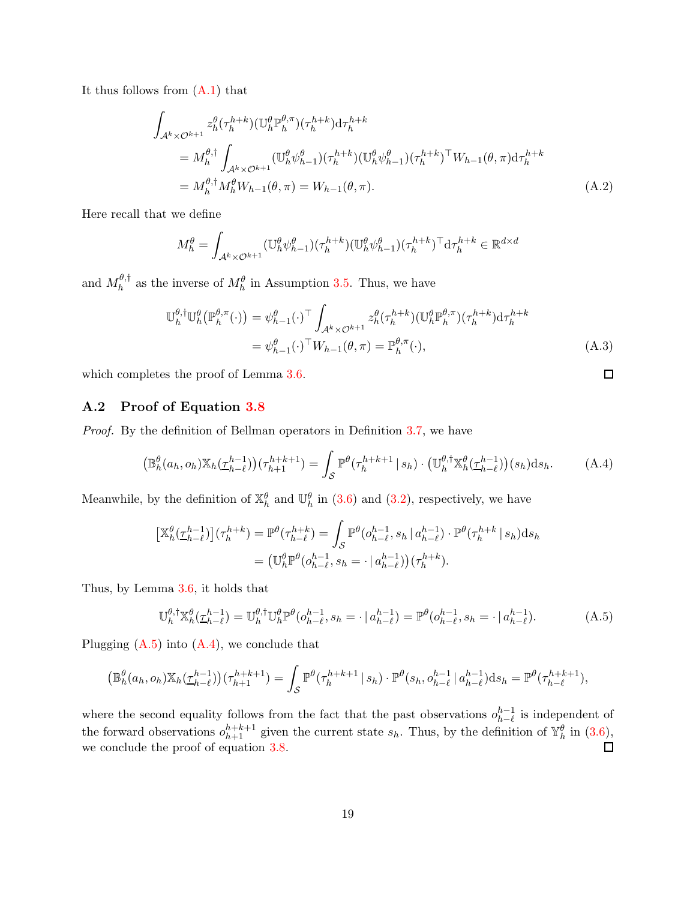It thus follows from (A.1) that

$$
\begin{aligned}
\int_{\mathcal{A}^k\times\mathcal{O}^{k+1}} & z_h^\theta(\tau_h^{h+k})(\mathbb{U}_h^\theta \mathbb{P}_h^{\theta,\pi})(\tau_h^{h+k})\mathrm{d}\tau_h^{h+k} \\
&= M_h^{\theta,\dagger}\int_{\mathcal{A}^k\times\mathcal{O}^{k+1}} (\mathbb{U}_h^\theta\psi_{h-1}^\theta)(\tau_h^{h+k})(\mathbb{U}_h^\theta\psi_{h-1}^\theta)(\tau_h^{h+k})^\top W_{h-1}(\theta,\pi)\mathrm{d}\tau_h^{h+k} \\
&= M_h^{\theta,\dagger}M_h^\theta W_{h-1}(\theta,\pi) = W_{h-1}(\theta,\pi).
\end{aligned} \tag{A.2}
$$

Here recall that we define

$$
M_h^\theta = \int_{\mathcal{A}^k\times\mathcal{O}^{k+1}} (\mathbb{U}_h^\theta\psi_{h-1}^\theta)(\tau_h^{h+k})(\mathbb{U}_h^\theta\psi_{h-1}^\theta)(\tau_h^{h+k})^\top \mathrm{d}\tau_h^{h+k} \in \mathbb{R}^{d\times d}
$$

and $M_h^{\theta,\dagger}$ as the inverse of $M_h^\theta$ in Assumption 3.5. Thus, we have

$$
\begin{aligned}
\mathbb{U}_h^{\theta,\dagger}\mathbb{U}_h^\theta(\mathbb{P}_h^{\theta,\pi}(\cdot)) &= \psi_{h-1}^\theta(\cdot)^\top \int_{\mathcal{A}^k\times\mathcal{O}^{k+1}} z_h^\theta(\tau_h^{h+k})(\mathbb{U}_h^\theta\mathbb{P}_h^{\theta,\pi})(\tau_h^{h+k})\mathrm{d}\tau_h^{h+k} \\
&= \psi_{h-1}^\theta(\cdot)^\top W_{h-1}(\theta,\pi) = \mathbb{P}_h^{\theta,\pi}(\cdot),
\end{aligned} \tag{A.3}
$$

which completes the proof of Lemma 3.6. ∎

## A.2 Proof of Equation 3.8

*Proof.* By the definition of Bellman operators in Definition 3.7, we have

$$
\big(\mathbb{B}_h^\theta(a_h,o_h)\mathbb{X}_h(\underline{\tau}_{h-\ell}^{h-1})\big)(\tau_{h+1}^{h+k+1}) = \int_{\mathcal{S}} \mathbb{P}^\theta(\tau_h^{h+k+1}\,|\,s_h)\cdot\big(\mathbb{U}_h^{\theta,\dagger}\mathbb{X}_h^\theta(\underline{\tau}_{h-\ell}^{h-1})\big)(s_h)\mathrm{d}s_h. \tag{A.4}
$$

Meanwhile, by the definition of $\mathbb{X}_h^\theta$ and $\mathbb{U}_h^\theta$ in (3.6) and (3.2), respectively, we have

$$
\begin{aligned}
\big[\mathbb{X}_h^\theta(\underline{\tau}_{h-\ell}^{h-1})\big](\tau_h^{h+k}) = \mathbb{P}^\theta(\tau_{h-\ell}^{h+k}) &= \int_{\mathcal{S}} \mathbb{P}^\theta(o_{h-\ell}^{h-1},s_h\,|\,a_{h-\ell}^{h-1})\cdot\mathbb{P}^\theta(\tau_h^{h+k}\,|\,s_h)\mathrm{d}s_h \\
&= \big(\mathbb{U}_h^\theta\mathbb{P}^\theta(o_{h-\ell}^{h-1},s_h=\cdot\,|\,a_{h-\ell}^{h-1})\big)(\tau_h^{h+k}).
\end{aligned}
$$

Thus, by Lemma 3.6, it holds that

$$
\mathbb{U}_h^{\theta,\dagger}\mathbb{X}_h^\theta(\underline{\tau}_{h-\ell}^{h-1}) = \mathbb{U}_h^{\theta,\dagger}\mathbb{U}_h^\theta\mathbb{P}^\theta(o_{h-\ell}^{h-1},s_h=\cdot\,|\,a_{h-\ell}^{h-1}) = \mathbb{P}^\theta(o_{h-\ell}^{h-1},s_h=\cdot\,|\,a_{h-\ell}^{h-1}). \tag{A.5}
$$

Plugging (A.5) into (A.4), we conclude that

$$
\big(\mathbb{B}_h^\theta(a_h,o_h)\mathbb{X}_h(\underline{\tau}_{h-\ell}^{h-1})\big)(\tau_{h+1}^{h+k+1}) = \int_{\mathcal{S}} \mathbb{P}^\theta(\tau_h^{h+k+1}\,|\,s_h)\cdot\mathbb{P}^\theta(s_h,o_{h-\ell}^{h-1}\,|\,a_{h-\ell}^{h-1})\mathrm{d}s_h = \mathbb{P}^\theta(\tau_{h-\ell}^{h+k+1}),
$$

where the second equality follows from the fact that the past observations $o_{h-\ell}^{h-1}$ is independent of the forward observations $o_{h+1}^{h+k+1}$ given the current state $s_h$. Thus, by the definition of $\mathbb{Y}_h^\theta$ in (3.6), we conclude the proof of equation 3.8. ∎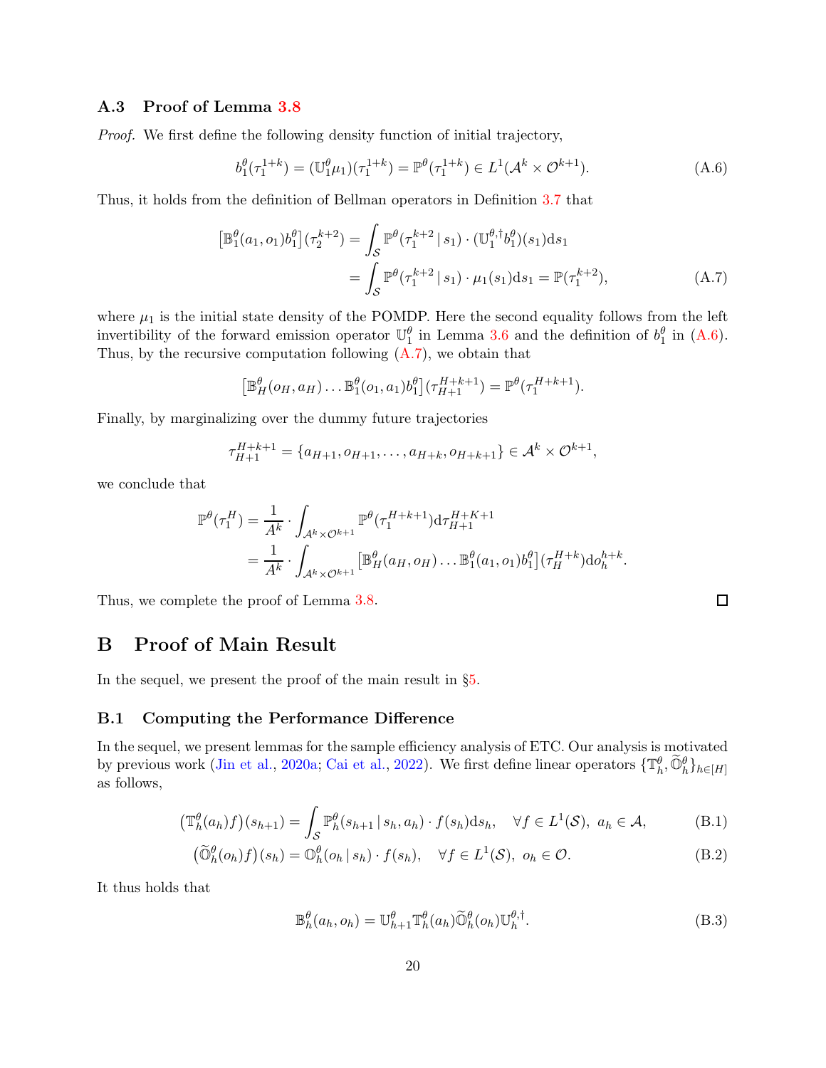### A.3 Proof of Lemma 3.8

*Proof.* We first define the following density function of initial trajectory,

$$
b_1^\theta(\tau_1^{1+k}) = (\mathbb{U}_1^\theta \mu_1)(\tau_1^{1+k}) = \mathbb{P}^\theta(\tau_1^{1+k}) \in L^1(\mathcal{A}^k \times \mathcal{O}^{k+1}). \tag{A.6}
$$

Thus, it holds from the definition of Bellman operators in Definition 3.7 that

$$
\begin{aligned}
\big[\mathbb{B}_1^\theta(a_1, o_1) b_1^\theta\big](\tau_2^{k+2}) &= \int_{\mathcal{S}} \mathbb{P}^\theta(\tau_1^{k+2} \,|\, s_1) \cdot (\mathbb{U}_1^{\theta,\dagger} b_1^\theta)(s_1) \mathrm{d}s_1 \\
&= \int_{\mathcal{S}} \mathbb{P}^\theta(\tau_1^{k+2} \,|\, s_1) \cdot \mu_1(s_1) \mathrm{d}s_1 = \mathbb{P}(\tau_1^{k+2}),
\end{aligned} \tag{A.7}
$$

where $\mu_1$ is the initial state density of the POMDP. Here the second equality follows from the left invertibility of the forward emission operator $\mathbb{U}_1^\theta$ in Lemma 3.6 and the definition of $b_1^\theta$ in (A.6). Thus, by the recursive computation following (A.7), we obtain that

$$
\big[\mathbb{B}_H^\theta(o_H, a_H) \dots \mathbb{B}_1^\theta(o_1, a_1) b_1^\theta\big](\tau_{H+1}^{H+k+1}) = \mathbb{P}^\theta(\tau_1^{H+k+1}).
$$

Finally, by marginalizing over the dummy future trajectories

$$
\tau_{H+1}^{H+k+1} = \{a_{H+1}, o_{H+1}, \dots, a_{H+k}, o_{H+k+1}\} \in \mathcal{A}^k \times \mathcal{O}^{k+1},
$$

we conclude that

$$
\begin{aligned}
\mathbb{P}^\theta(\tau_1^H) &= \frac{1}{A^k} \cdot \int_{\mathcal{A}^k \times \mathcal{O}^{k+1}} \mathbb{P}^\theta(\tau_1^{H+k+1}) \mathrm{d}\tau_{H+1}^{H+K+1} \\
&= \frac{1}{A^k} \cdot \int_{\mathcal{A}^k \times \mathcal{O}^{k+1}} \big[\mathbb{B}_H^\theta(a_H, o_H) \dots \mathbb{B}_1^\theta(a_1, o_1) b_1^\theta\big](\tau_H^{H+k}) \mathrm{d}o_h^{h+k}.
\end{aligned}
$$

Thus, we complete the proof of Lemma 3.8. $\square$

# B Proof of Main Result

In the sequel, we present the proof of the main result in §5.

## B.1 Computing the Performance Difference

In the sequel, we present lemmas for the sample efficiency analysis of ETC. Our analysis is motivated by previous work (Jin et al., 2020a; Cai et al., 2022). We first define linear operators $\{\mathbb{T}_h^\theta, \widetilde{\mathbb{O}}_h^\theta\}_{h \in [H]}$ as follows,

$$
\big(\mathbb{T}_h^\theta(a_h) f\big)(s_{h+1}) = \int_{\mathcal{S}} \mathbb{P}_h^\theta(s_{h+1} \,|\, s_h, a_h) \cdot f(s_h) \mathrm{d}s_h, \quad \forall f \in L^1(\mathcal{S}),\ a_h \in \mathcal{A}, \tag{B.1}
$$

$$
\big(\widetilde{\mathbb{O}}_h^\theta(o_h) f\big)(s_h) = \mathbb{O}_h^\theta(o_h \,|\, s_h) \cdot f(s_h), \quad \forall f \in L^1(\mathcal{S}),\ o_h \in \mathcal{O}. \tag{B.2}
$$

It thus holds that

$$
\mathbb{B}_h^\theta(a_h, o_h) = \mathbb{U}_{h+1}^\theta \mathbb{T}_h^\theta(a_h) \widetilde{\mathbb{O}}_h^\theta(o_h) \mathbb{U}_h^{\theta,\dagger}. \tag{B.3}
$$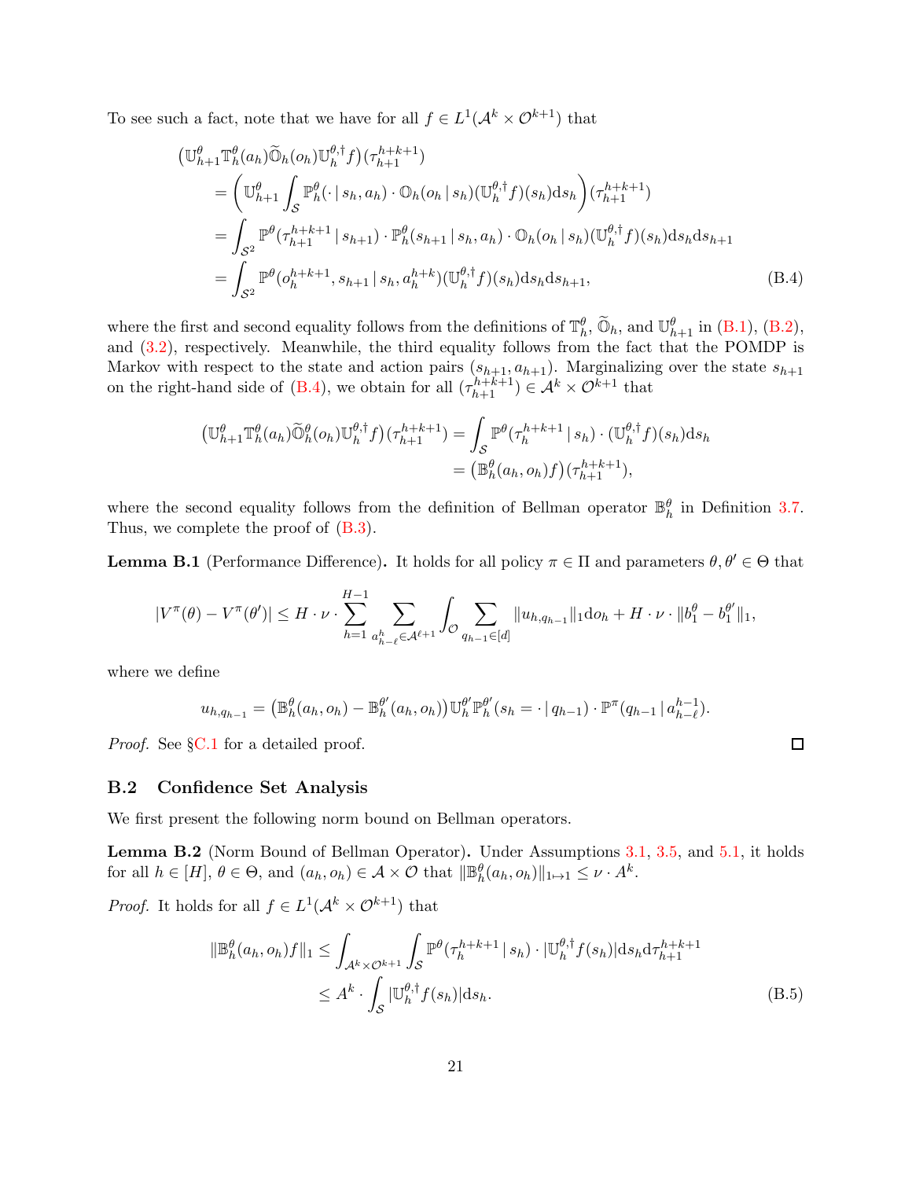To see such a fact, note that we have for all $f \in L^1(\mathcal{A}^k \times \mathcal{O}^{k+1})$ that

$$
\begin{aligned}
&\big(\mathbb{U}_{h+1}^\theta \mathbb{T}_h^\theta(a_h)\widetilde{\mathbb{O}}_h(o_h)\mathbb{U}_h^{\theta,\dagger} f\big)(\tau_{h+1}^{h+k+1}) \\
&\quad = \bigg(\mathbb{U}_{h+1}^\theta \int_{\mathcal{S}} \mathbb{P}_h^\theta(\cdot \,|\, s_h, a_h) \cdot \mathbb{O}_h(o_h \,|\, s_h)(\mathbb{U}_h^{\theta,\dagger} f)(s_h)\mathrm{d}s_h\bigg)(\tau_{h+1}^{h+k+1}) \\
&\quad = \int_{\mathcal{S}^2} \mathbb{P}^\theta(\tau_{h+1}^{h+k+1} \,|\, s_{h+1}) \cdot \mathbb{P}_h^\theta(s_{h+1} \,|\, s_h, a_h) \cdot \mathbb{O}_h(o_h \,|\, s_h)(\mathbb{U}_h^{\theta,\dagger} f)(s_h)\mathrm{d}s_h\mathrm{d}s_{h+1} \\
&\quad = \int_{\mathcal{S}^2} \mathbb{P}^\theta(o_h^{h+k+1}, s_{h+1} \,|\, s_h, a_h^{h+k})(\mathbb{U}_h^{\theta,\dagger} f)(s_h)\mathrm{d}s_h\mathrm{d}s_{h+1},
\end{aligned} \tag{B.4}
$$

where the first and second equality follows from the definitions of $\mathbb{T}_h^\theta$, $\widetilde{\mathbb{O}}_h$, and $\mathbb{U}_{h+1}^\theta$ in (B.1), (B.2), and (3.2), respectively. Meanwhile, the third equality follows from the fact that the POMDP is Markov with respect to the state and action pairs $(s_{h+1}, a_{h+1})$. Marginalizing over the state $s_{h+1}$ on the right-hand side of (B.4), we obtain for all $(\tau_{h+1}^{h+k+1}) \in \mathcal{A}^k \times \mathcal{O}^{k+1}$ that

$$
\begin{aligned}
\big(\mathbb{U}_{h+1}^\theta \mathbb{T}_h^\theta(a_h)\widetilde{\mathbb{O}}_h^\theta(o_h)\mathbb{U}_h^{\theta,\dagger} f\big)(\tau_{h+1}^{h+k+1}) &= \int_{\mathcal{S}} \mathbb{P}^\theta(\tau_h^{h+k+1} \,|\, s_h) \cdot (\mathbb{U}_h^{\theta,\dagger} f)(s_h)\mathrm{d}s_h \\
&= \big(\mathbb{B}_h^\theta(a_h, o_h) f\big)(\tau_{h+1}^{h+k+1}),
\end{aligned}
$$

where the second equality follows from the definition of Bellman operator $\mathbb{B}_h^\theta$ in Definition 3.7. Thus, we complete the proof of (B.3).

**Lemma B.1** (Performance Difference)**.** It holds for all policy $\pi \in \Pi$ and parameters $\theta, \theta' \in \Theta$ that

$$
|V^\pi(\theta) - V^\pi(\theta')| \le H \cdot \nu \cdot \sum_{h=1}^{H-1} \sum_{a_{h-\ell}^h \in \mathcal{A}^{\ell+1}} \int_{\mathcal{O}} \sum_{q_{h-1} \in [d]} \|u_{h,q_{h-1}}\|_1 \mathrm{d}o_h + H \cdot \nu \cdot \|b_1^\theta - b_1^{\theta'}\|_1,
$$

where we define

$$
u_{h,q_{h-1}} = \big(\mathbb{B}_h^\theta(a_h, o_h) - \mathbb{B}_h^{\theta'}(a_h, o_h)\big)\mathbb{U}_h^{\theta'}\mathbb{P}_h^{\theta'}(s_h = \cdot \,|\, q_{h-1}) \cdot \mathbb{P}^\pi(q_{h-1} \,|\, a_{h-\ell}^{h-1}).
$$

*Proof.* See §C.1 for a detailed proof. ∎

## B.2 Confidence Set Analysis

We first present the following norm bound on Bellman operators.

**Lemma B.2** (Norm Bound of Bellman Operator)**.** Under Assumptions 3.1, 3.5, and 5.1, it holds for all $h \in [H]$, $\theta \in \Theta$, and $(a_h, o_h) \in \mathcal{A} \times \mathcal{O}$ that $\|\mathbb{B}_h^\theta(a_h, o_h)\|_{1\mapsto 1} \le \nu \cdot A^k$.

*Proof.* It holds for all $f \in L^1(\mathcal{A}^k \times \mathcal{O}^{k+1})$ that

$$
\begin{aligned}
\|\mathbb{B}_h^\theta(a_h, o_h) f\|_1 &\le \int_{\mathcal{A}^k \times \mathcal{O}^{k+1}} \int_{\mathcal{S}} \mathbb{P}^\theta(\tau_h^{h+k+1} \,|\, s_h) \cdot |\mathbb{U}_h^{\theta,\dagger} f(s_h)|\mathrm{d}s_h\mathrm{d}\tau_{h+1}^{h+k+1} \\
&\le A^k \cdot \int_{\mathcal{S}} |\mathbb{U}_h^{\theta,\dagger} f(s_h)|\mathrm{d}s_h.
\end{aligned} \tag{B.5}
$$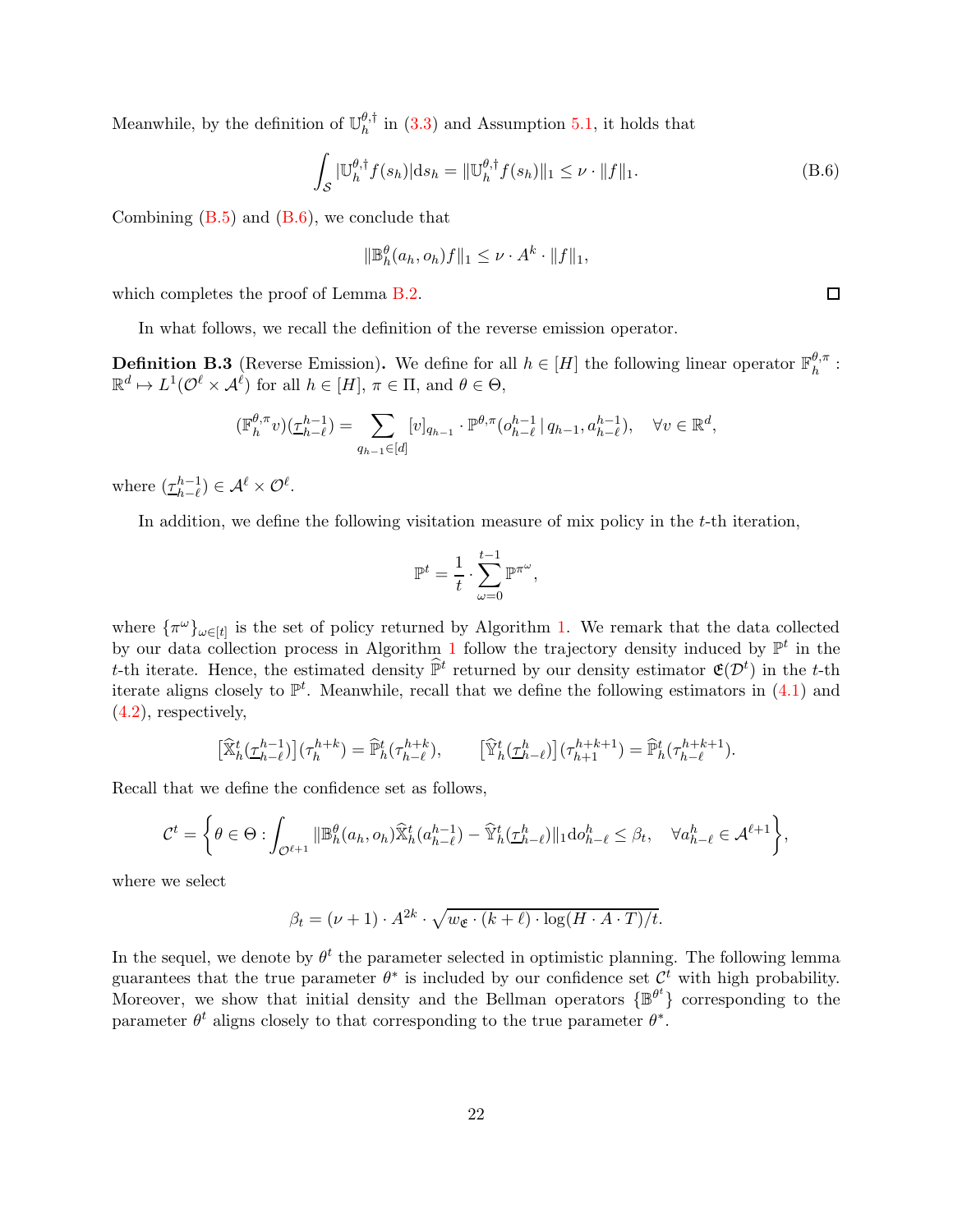Meanwhile, by the definition of $\mathbb{U}_h^{\theta,\dagger}$ in (3.3) and Assumption 5.1, it holds that

$$\int_{\mathcal{S}} |\mathbb{U}_h^{\theta,\dagger} f(s_h)| \mathrm{d}s_h = \|\mathbb{U}_h^{\theta,\dagger} f(s_h)\|_1 \leq \nu \cdot \|f\|_1. \tag{B.6}$$

Combining (B.5) and (B.6), we conclude that

$$\|\mathbb{B}_h^\theta(a_h, o_h) f\|_1 \leq \nu \cdot A^k \cdot \|f\|_1,$$

which completes the proof of Lemma B.2. □

In what follows, we recall the definition of the reverse emission operator.

**Definition B.3** (Reverse Emission)**.** We define for all $h \in [H]$ the following linear operator $\mathbb{F}_h^{\theta,\pi}: \mathbb{R}^d \mapsto L^1(\mathcal{O}^\ell \times \mathcal{A}^\ell)$ for all $h \in [H]$, $\pi \in \Pi$, and $\theta \in \Theta$,

$$(\mathbb{F}_h^{\theta,\pi} v)(\underline{\tau}_{h-\ell}^{h-1}) = \sum_{q_{h-1} \in [d]} [v]_{q_{h-1}} \cdot \mathbb{P}^{\theta,\pi}(o_{h-\ell}^{h-1} \,|\, q_{h-1}, a_{h-\ell}^{h-1}), \quad \forall v \in \mathbb{R}^d,$$

where $(\underline{\tau}_{h-\ell}^{h-1}) \in \mathcal{A}^\ell \times \mathcal{O}^\ell$.

In addition, we define the following visitation measure of mix policy in the $t$-th iteration,

$$\mathbb{P}^t = \frac{1}{t} \cdot \sum_{\omega=0}^{t-1} \mathbb{P}^{\pi^\omega},$$

where $\{\pi^\omega\}_{\omega \in [t]}$ is the set of policy returned by Algorithm 1. We remark that the data collected by our data collection process in Algorithm 1 follow the trajectory density induced by $\mathbb{P}^t$ in the $t$-th iterate. Hence, the estimated density $\widehat{\mathbb{P}}^t$ returned by our density estimator $\mathfrak{E}(\mathcal{D}^t)$ in the $t$-th iterate aligns closely to $\mathbb{P}^t$. Meanwhile, recall that we define the following estimators in (4.1) and (4.2), respectively,

$$\big[\widehat{\mathbb{X}}_h^t(\underline{\tau}_{h-\ell}^{h-1})\big](\tau_h^{h+k}) = \widehat{\mathbb{P}}_h^t(\tau_{h-\ell}^{h+k}), \qquad \big[\widehat{\mathbb{Y}}_h^t(\underline{\tau}_{h-\ell}^{h})\big](\tau_{h+1}^{h+k+1}) = \widehat{\mathbb{P}}_h^t(\tau_{h-\ell}^{h+k+1}).$$

Recall that we define the confidence set as follows,

$$\mathcal{C}^t = \bigg\{\theta \in \Theta : \int_{\mathcal{O}^{\ell+1}} \|\mathbb{B}_h^\theta(a_h, o_h)\widehat{\mathbb{X}}_h^t(a_{h-\ell}^{h-1}) - \widehat{\mathbb{Y}}_h^t(\underline{\tau}_{h-\ell}^h)\|_1 \mathrm{d}o_{h-\ell}^h \leq \beta_t, \quad \forall a_{h-\ell}^h \in \mathcal{A}^{\ell+1}\bigg\},$$

where we select

$$\beta_t = (\nu + 1) \cdot A^{2k} \cdot \sqrt{w_{\mathfrak{E}} \cdot (k + \ell) \cdot \log(H \cdot A \cdot T)/t}.$$

In the sequel, we denote by $\theta^t$ the parameter selected in optimistic planning. The following lemma guarantees that the true parameter $\theta^*$ is included by our confidence set $\mathcal{C}^t$ with high probability. Moreover, we show that initial density and the Bellman operators $\{\mathbb{B}^{\theta^t}\}$ corresponding to the parameter $\theta^t$ aligns closely to that corresponding to the true parameter $\theta^*$.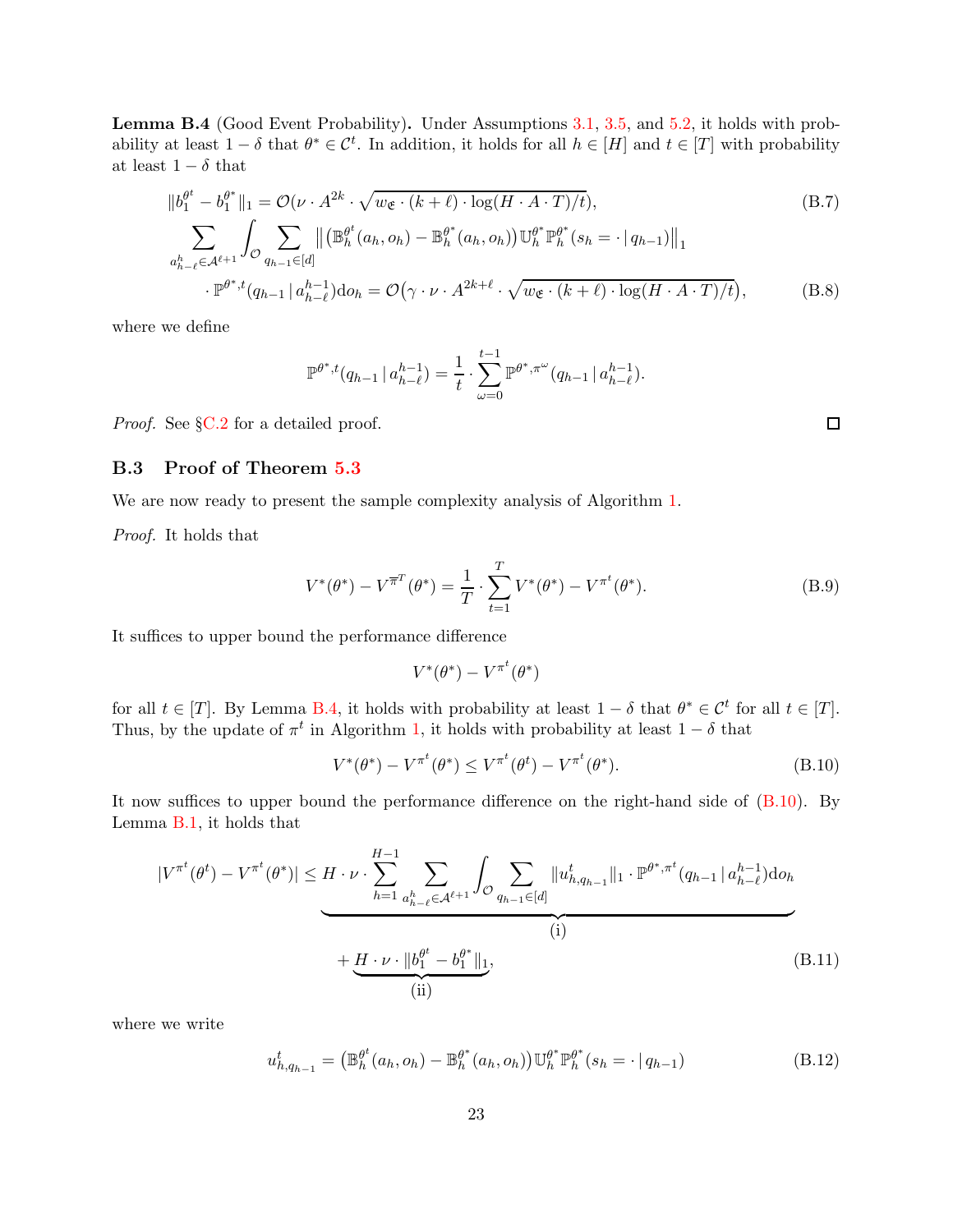**Lemma B.4** (Good Event Probability)**.** Under Assumptions 3.1, 3.5, and 5.2, it holds with probability at least $1-\delta$ that $\theta^* \in \mathcal{C}^t$. In addition, it holds for all $h \in [H]$ and $t \in [T]$ with probability at least $1-\delta$ that

$$
\|b_1^{\theta^t} - b_1^{\theta^*}\|_1 = \mathcal{O}(\nu \cdot A^{2k} \cdot \sqrt{w_{\mathfrak{E}} \cdot (k+\ell) \cdot \log(H \cdot A \cdot T)/t}), \tag{B.7}
$$

$$
\sum_{a_{h-\ell}^h \in \mathcal{A}^{\ell+1}} \int_{\mathcal{O}} \sum_{q_{h-1} \in [d]} \big\| \big(\mathbb{B}_h^{\theta^t}(a_h, o_h) - \mathbb{B}_h^{\theta^*}(a_h, o_h)\big) \mathbb{U}_h^{\theta^*} \mathbb{P}_h^{\theta^*}(s_h = \cdot \,|\, q_{h-1}) \big\|_1
$$

$$
\cdot \mathbb{P}^{\theta^*, t}(q_{h-1} \,|\, a_{h-\ell}^{h-1}) \mathrm{d}o_h = \mathcal{O}\big(\gamma \cdot \nu \cdot A^{2k+\ell} \cdot \sqrt{w_{\mathfrak{E}} \cdot (k+\ell) \cdot \log(H \cdot A \cdot T)/t}\big), \tag{B.8}
$$

where we define

$$
\mathbb{P}^{\theta^*, t}(q_{h-1} \,|\, a_{h-\ell}^{h-1}) = \frac{1}{t} \cdot \sum_{\omega=0}^{t-1} \mathbb{P}^{\theta^*, \pi^\omega}(q_{h-1} \,|\, a_{h-\ell}^{h-1}).
$$

*Proof.* See §C.2 for a detailed proof. $\square$

### B.3 Proof of Theorem 5.3

We are now ready to present the sample complexity analysis of Algorithm 1.

*Proof.* It holds that

$$
V^*(\theta^*) - V^{\overline{\pi}^T}(\theta^*) = \frac{1}{T} \cdot \sum_{t=1}^T V^*(\theta^*) - V^{\pi^t}(\theta^*). \tag{B.9}
$$

It suffices to upper bound the performance difference

$$
V^*(\theta^*) - V^{\pi^t}(\theta^*)
$$

for all $t \in [T]$. By Lemma B.4, it holds with probability at least $1-\delta$ that $\theta^* \in \mathcal{C}^t$ for all $t \in [T]$. Thus, by the update of $\pi^t$ in Algorithm 1, it holds with probability at least $1-\delta$ that

$$
V^*(\theta^*) - V^{\pi^t}(\theta^*) \leq V^{\pi^t}(\theta^t) - V^{\pi^t}(\theta^*). \tag{B.10}
$$

It now suffices to upper bound the performance difference on the right-hand side of (B.10). By Lemma B.1, it holds that

$$
|V^{\pi^t}(\theta^t) - V^{\pi^t}(\theta^*)| \leq \underbrace{H \cdot \nu \cdot \sum_{h=1}^{H-1} \sum_{a_{h-\ell}^h \in \mathcal{A}^{\ell+1}} \int_{\mathcal{O}} \sum_{q_{h-1} \in [d]} \|u_{h, q_{h-1}}^t\|_1 \cdot \mathbb{P}^{\theta^*, \pi^t}(q_{h-1} \,|\, a_{h-\ell}^{h-1}) \mathrm{d}o_h}_{\text{(i)}}
$$

$$
+ \underbrace{H \cdot \nu \cdot \|b_1^{\theta^t} - b_1^{\theta^*}\|_1}_{\text{(ii)}}, \tag{B.11}
$$

where we write

$$
u_{h, q_{h-1}}^t = \big(\mathbb{B}_h^{\theta^t}(a_h, o_h) - \mathbb{B}_h^{\theta^*}(a_h, o_h)\big) \mathbb{U}_h^{\theta^*} \mathbb{P}_h^{\theta^*}(s_h = \cdot \,|\, q_{h-1}) \tag{B.12}
$$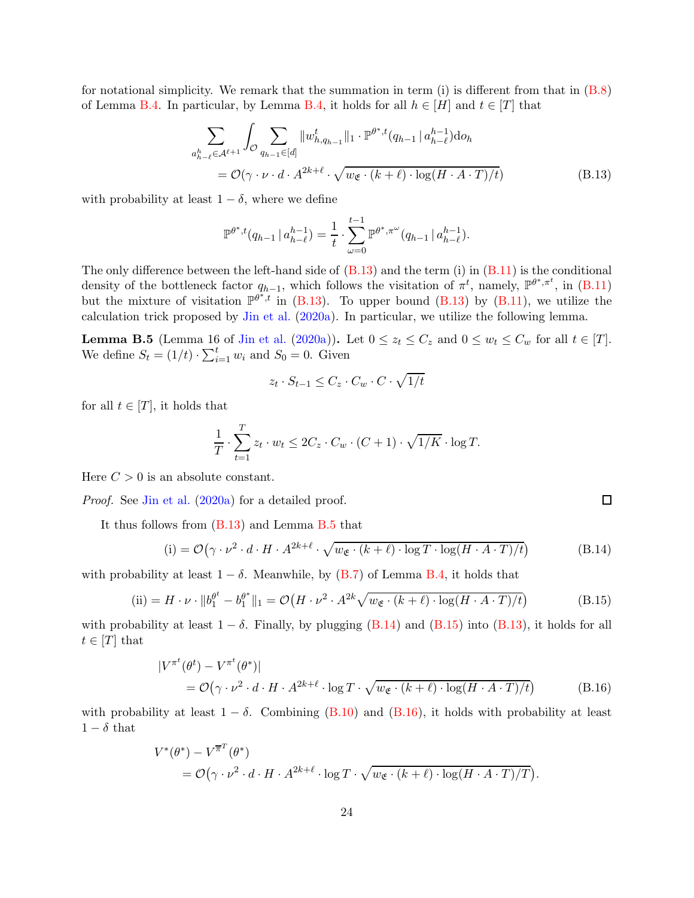for notational simplicity. We remark that the summation in term (i) is different from that in (B.8) of Lemma B.4. In particular, by Lemma B.4, it holds for all $h \in [H]$ and $t \in [T]$ that

$$
\begin{aligned}
\sum_{a_{h-\ell}^{h} \in \mathcal{A}^{\ell+1}} \int_{\mathcal{O}} \sum_{q_{h-1} \in [d]} \|w_{h,q_{h-1}}^{t}\|_1 \cdot \mathbb{P}^{\theta^*,t}(q_{h-1} \,|\, a_{h-\ell}^{h-1}) \mathrm{d}o_h \\
= \mathcal{O}(\gamma \cdot \nu \cdot d \cdot A^{2k+\ell} \cdot \sqrt{w_{\mathfrak{E}} \cdot (k+\ell) \cdot \log(H \cdot A \cdot T)/t}) \qquad \text{(B.13)}
\end{aligned}
$$

with probability at least $1-\delta$, where we define

$$
\mathbb{P}^{\theta^*,t}(q_{h-1} \,|\, a_{h-\ell}^{h-1}) = \frac{1}{t} \cdot \sum_{\omega=0}^{t-1} \mathbb{P}^{\theta^*,\pi^{\omega}}(q_{h-1} \,|\, a_{h-\ell}^{h-1}).
$$

The only difference between the left-hand side of (B.13) and the term (i) in (B.11) is the conditional density of the bottleneck factor $q_{h-1}$, which follows the visitation of $\pi^t$, namely, $\mathbb{P}^{\theta^*,\pi^t}$, in (B.11) but the mixture of visitation $\mathbb{P}^{\theta^*,t}$ in (B.13). To upper bound (B.13) by (B.11), we utilize the calculation trick proposed by Jin et al. (2020a). In particular, we utilize the following lemma.

**Lemma B.5** (Lemma 16 of Jin et al. (2020a))**.** Let $0 \le z_t \le C_z$ and $0 \le w_t \le C_w$ for all $t \in [T]$. We define $S_t = (1/t) \cdot \sum_{i=1}^{t} w_i$ and $S_0 = 0$. Given

$$
z_t \cdot S_{t-1} \le C_z \cdot C_w \cdot C \cdot \sqrt{1/t}
$$

for all $t \in [T]$, it holds that

$$
\frac{1}{T} \cdot \sum_{t=1}^{T} z_t \cdot w_t \le 2C_z \cdot C_w \cdot (C+1) \cdot \sqrt{1/K} \cdot \log T.
$$

Here $C > 0$ is an absolute constant.

*Proof.* See Jin et al. (2020a) for a detailed proof. □

It thus follows from (B.13) and Lemma B.5 that

$$
\text{(i)} = \mathcal{O}\big(\gamma \cdot \nu^2 \cdot d \cdot H \cdot A^{2k+\ell} \cdot \sqrt{w_{\mathfrak{E}} \cdot (k+\ell) \cdot \log T \cdot \log(H \cdot A \cdot T)/t}\big) \qquad \text{(B.14)}
$$

with probability at least $1-\delta$. Meanwhile, by (B.7) of Lemma B.4, it holds that

$$
\text{(ii)} = H \cdot \nu \cdot \|b_1^{\theta^t} - b_1^{\theta^*}\|_1 = \mathcal{O}\big(H \cdot \nu^2 \cdot A^{2k} \sqrt{w_{\mathfrak{E}} \cdot (k+\ell) \cdot \log(H \cdot A \cdot T)/t}\big) \qquad \text{(B.15)}
$$

with probability at least $1-\delta$. Finally, by plugging (B.14) and (B.15) into (B.13), it holds for all $t \in [T]$ that

$$
\begin{aligned}
&|V^{\pi^t}(\theta^t) - V^{\pi^t}(\theta^*)| \\
&\quad = \mathcal{O}\big(\gamma \cdot \nu^2 \cdot d \cdot H \cdot A^{2k+\ell} \cdot \log T \cdot \sqrt{w_{\mathfrak{E}} \cdot (k+\ell) \cdot \log(H \cdot A \cdot T)/t}\big) \qquad \text{(B.16)}
\end{aligned}
$$

with probability at least $1-\delta$. Combining (B.10) and (B.16), it holds with probability at least $1-\delta$ that

$$
\begin{aligned}
&V^*(\theta^*) - V^{\overline{\pi}^T}(\theta^*) \\
&\quad = \mathcal{O}\big(\gamma \cdot \nu^2 \cdot d \cdot H \cdot A^{2k+\ell} \cdot \log T \cdot \sqrt{w_{\mathfrak{E}} \cdot (k+\ell) \cdot \log(H \cdot A \cdot T)/T}\big).
\end{aligned}
$$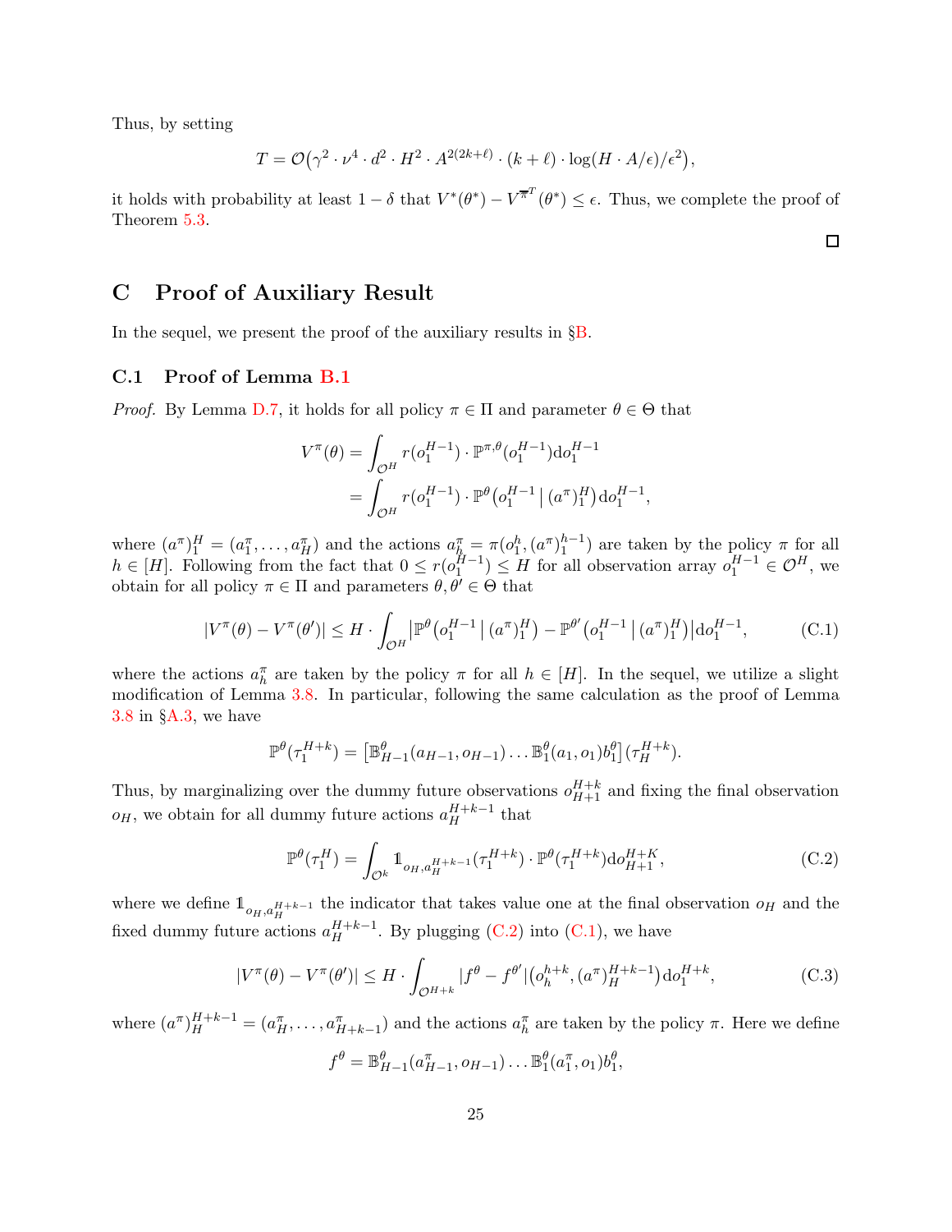Thus, by setting

$$T = \mathcal{O}\big(\gamma^2 \cdot \nu^4 \cdot d^2 \cdot H^2 \cdot A^{2(2k+\ell)} \cdot (k+\ell) \cdot \log(H \cdot A/\epsilon)/\epsilon^2\big),$$

it holds with probability at least $1-\delta$ that $V^*(\theta^*) - V^{\overline{\pi}^T}(\theta^*) \le \epsilon$. Thus, we complete the proof of Theorem 5.3.

□

## C Proof of Auxiliary Result

In the sequel, we present the proof of the auxiliary results in §B.

### C.1 Proof of Lemma B.1

*Proof.* By Lemma D.7, it holds for all policy $\pi \in \Pi$ and parameter $\theta \in \Theta$ that

$$\begin{aligned} V^\pi(\theta) &= \int_{\mathcal{O}^H} r(o_1^{H-1}) \cdot \mathbb{P}^{\pi,\theta}(o_1^{H-1}) \mathrm{d}o_1^{H-1} \\ &= \int_{\mathcal{O}^H} r(o_1^{H-1}) \cdot \mathbb{P}^\theta\big(o_1^{H-1} \,\big|\, (a^\pi)_1^H\big) \mathrm{d}o_1^{H-1}, \end{aligned}$$

where $(a^\pi)_1^H = (a_1^\pi, \ldots, a_H^\pi)$ and the actions $a_h^\pi = \pi(o_1^h, (a^\pi)_1^{h-1})$ are taken by the policy $\pi$ for all $h \in [H]$. Following from the fact that $0 \le r(o_1^{H-1}) \le H$ for all observation array $o_1^{H-1} \in \mathcal{O}^H$, we obtain for all policy $\pi \in \Pi$ and parameters $\theta, \theta' \in \Theta$ that

$$|V^\pi(\theta) - V^\pi(\theta')| \le H \cdot \int_{\mathcal{O}^H} \big|\mathbb{P}^\theta\big(o_1^{H-1} \,\big|\, (a^\pi)_1^H\big) - \mathbb{P}^{\theta'}\big(o_1^{H-1} \,\big|\, (a^\pi)_1^H\big)\big| \mathrm{d}o_1^{H-1}, \tag{C.1}$$

where the actions $a_h^\pi$ are taken by the policy $\pi$ for all $h \in [H]$. In the sequel, we utilize a slight modification of Lemma 3.8. In particular, following the same calculation as the proof of Lemma 3.8 in §A.3, we have

$$\mathbb{P}^\theta(\tau_1^{H+k}) = \big[\mathbb{B}_{H-1}^\theta(a_{H-1}, o_{H-1}) \ldots \mathbb{B}_1^\theta(a_1, o_1) b_1^\theta\big](\tau_H^{H+k}).$$

Thus, by marginalizing over the dummy future observations $o_{H+1}^{H+k}$ and fixing the final observation $o_H$, we obtain for all dummy future actions $a_H^{H+k-1}$ that

$$\mathbb{P}^\theta(\tau_1^H) = \int_{\mathcal{O}^k} \mathbb{1}_{o_H, a_H^{H+k-1}}(\tau_1^{H+k}) \cdot \mathbb{P}^\theta(\tau_1^{H+k}) \mathrm{d}o_{H+1}^{H+K}, \tag{C.2}$$

where we define $\mathbb{1}_{o_H, a_H^{H+k-1}}$ the indicator that takes value one at the final observation $o_H$ and the fixed dummy future actions $a_H^{H+k-1}$. By plugging (C.2) into (C.1), we have

$$|V^\pi(\theta) - V^\pi(\theta')| \le H \cdot \int_{\mathcal{O}^{H+k}} |f^\theta - f^{\theta'}|\big(o_h^{h+k}, (a^\pi)_H^{H+k-1}\big) \mathrm{d}o_1^{H+k}, \tag{C.3}$$

where $(a^\pi)_H^{H+k-1} = (a_H^\pi, \ldots, a_{H+k-1}^\pi)$ and the actions $a_h^\pi$ are taken by the policy $\pi$. Here we define

$$f^\theta = \mathbb{B}_{H-1}^\theta(a_{H-1}^\pi, o_{H-1}) \ldots \mathbb{B}_1^\theta(a_1^\pi, o_1) b_1^\theta,$$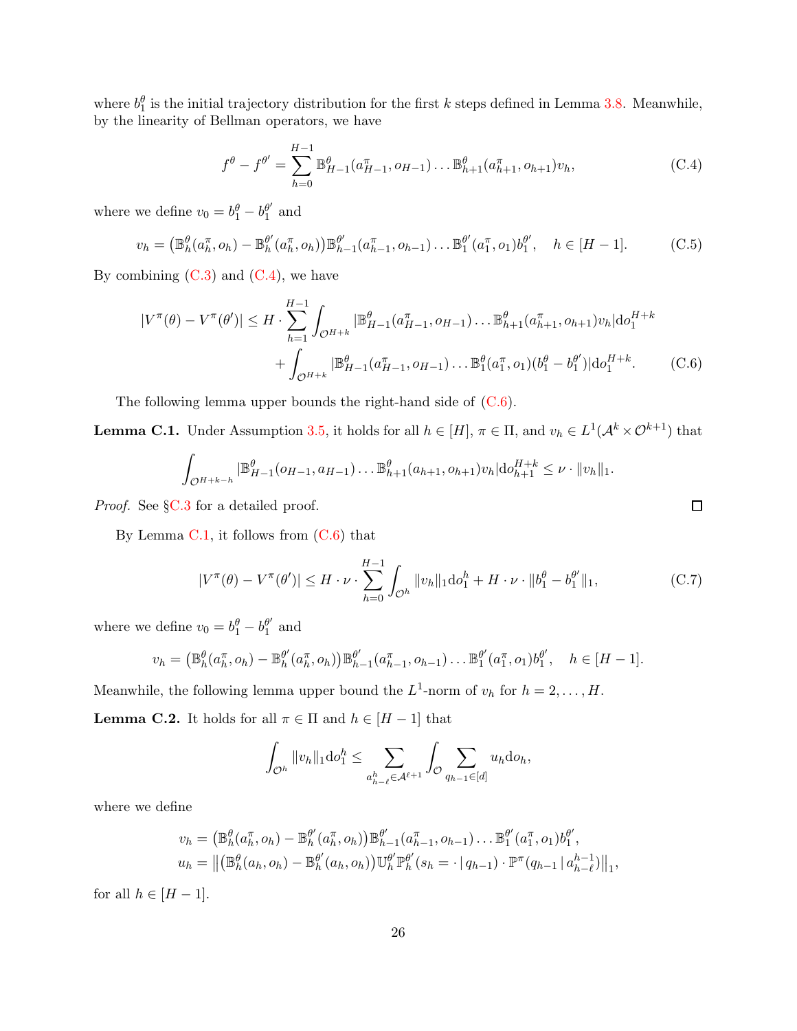where $b_1^\theta$ is the initial trajectory distribution for the first $k$ steps defined in Lemma 3.8. Meanwhile, by the linearity of Bellman operators, we have

$$f^\theta - f^{\theta'} = \sum_{h=0}^{H-1} \mathbb{B}^\theta_{H-1}(a^\pi_{H-1}, o_{H-1}) \ldots \mathbb{B}^\theta_{h+1}(a^\pi_{h+1}, o_{h+1}) v_h, \tag{C.4}$$

where we define $v_0 = b_1^\theta - b_1^{\theta'}$ and

$$v_h = \big(\mathbb{B}^\theta_h(a^\pi_h, o_h) - \mathbb{B}^{\theta'}_h(a^\pi_h, o_h)\big)\mathbb{B}^{\theta'}_{h-1}(a^\pi_{h-1}, o_{h-1}) \ldots \mathbb{B}^{\theta'}_1(a^\pi_1, o_1) b_1^{\theta'}, \quad h \in [H-1]. \tag{C.5}$$

By combining (C.3) and (C.4), we have

$$\begin{aligned} |V^\pi(\theta) - V^\pi(\theta')| \le H \cdot \sum_{h=1}^{H-1} \int_{\mathcal{O}^{H+k}} |\mathbb{B}^\theta_{H-1}(a^\pi_{H-1}, o_{H-1}) \ldots \mathbb{B}^\theta_{h+1}(a^\pi_{h+1}, o_{h+1}) v_h| \mathrm{d}o_1^{H+k} \\ + \int_{\mathcal{O}^{H+k}} |\mathbb{B}^\theta_{H-1}(a^\pi_{H-1}, o_{H-1}) \ldots \mathbb{B}^\theta_1(a^\pi_1, o_1)(b_1^\theta - b_1^{\theta'})| \mathrm{d}o_1^{H+k}. \end{aligned} \tag{C.6}$$

The following lemma upper bounds the right-hand side of (C.6).

**Lemma C.1.** Under Assumption 3.5, it holds for all $h \in [H]$, $\pi \in \Pi$, and $v_h \in L^1(\mathcal{A}^k \times \mathcal{O}^{k+1})$ that

$$\int_{\mathcal{O}^{H+k-h}} |\mathbb{B}^\theta_{H-1}(o_{H-1}, a_{H-1}) \ldots \mathbb{B}^\theta_{h+1}(a_{h+1}, o_{h+1}) v_h| \mathrm{d}o_{h+1}^{H+k} \le \nu \cdot \|v_h\|_1.$$

*Proof.* See §C.3 for a detailed proof. □

By Lemma C.1, it follows from (C.6) that

$$|V^\pi(\theta) - V^\pi(\theta')| \le H \cdot \nu \cdot \sum_{h=0}^{H-1} \int_{\mathcal{O}^h} \|v_h\|_1 \mathrm{d}o_1^h + H \cdot \nu \cdot \|b_1^\theta - b_1^{\theta'}\|_1, \tag{C.7}$$

where we define $v_0 = b_1^\theta - b_1^{\theta'}$ and

$$v_h = \big(\mathbb{B}^\theta_h(a^\pi_h, o_h) - \mathbb{B}^{\theta'}_h(a^\pi_h, o_h)\big)\mathbb{B}^{\theta'}_{h-1}(a^\pi_{h-1}, o_{h-1}) \ldots \mathbb{B}^{\theta'}_1(a^\pi_1, o_1) b_1^{\theta'}, \quad h \in [H-1].$$

Meanwhile, the following lemma upper bound the $L^1$-norm of $v_h$ for $h = 2, \ldots, H$.

**Lemma C.2.** It holds for all $\pi \in \Pi$ and $h \in [H-1]$ that

$$\int_{\mathcal{O}^h} \|v_h\|_1 \mathrm{d}o_1^h \le \sum_{a_{h-\ell}^h \in \mathcal{A}^{\ell+1}} \int_{\mathcal{O}} \sum_{q_{h-1} \in [d]} u_h \mathrm{d}o_h,$$

where we define

$$\begin{aligned} v_h &= \big(\mathbb{B}^\theta_h(a^\pi_h, o_h) - \mathbb{B}^{\theta'}_h(a^\pi_h, o_h)\big)\mathbb{B}^{\theta'}_{h-1}(a^\pi_{h-1}, o_{h-1}) \ldots \mathbb{B}^{\theta'}_1(a^\pi_1, o_1) b_1^{\theta'}, \\ u_h &= \big\| \big(\mathbb{B}^\theta_h(a_h, o_h) - \mathbb{B}^{\theta'}_h(a_h, o_h)\big)\mathbb{U}^{\theta'}_h \mathbb{P}^{\theta'}_h(s_h = \cdot \,|\, q_{h-1}) \cdot \mathbb{P}^\pi(q_{h-1} \,|\, a_{h-\ell}^{h-1})\big\|_1, \end{aligned}$$

for all $h \in [H-1]$.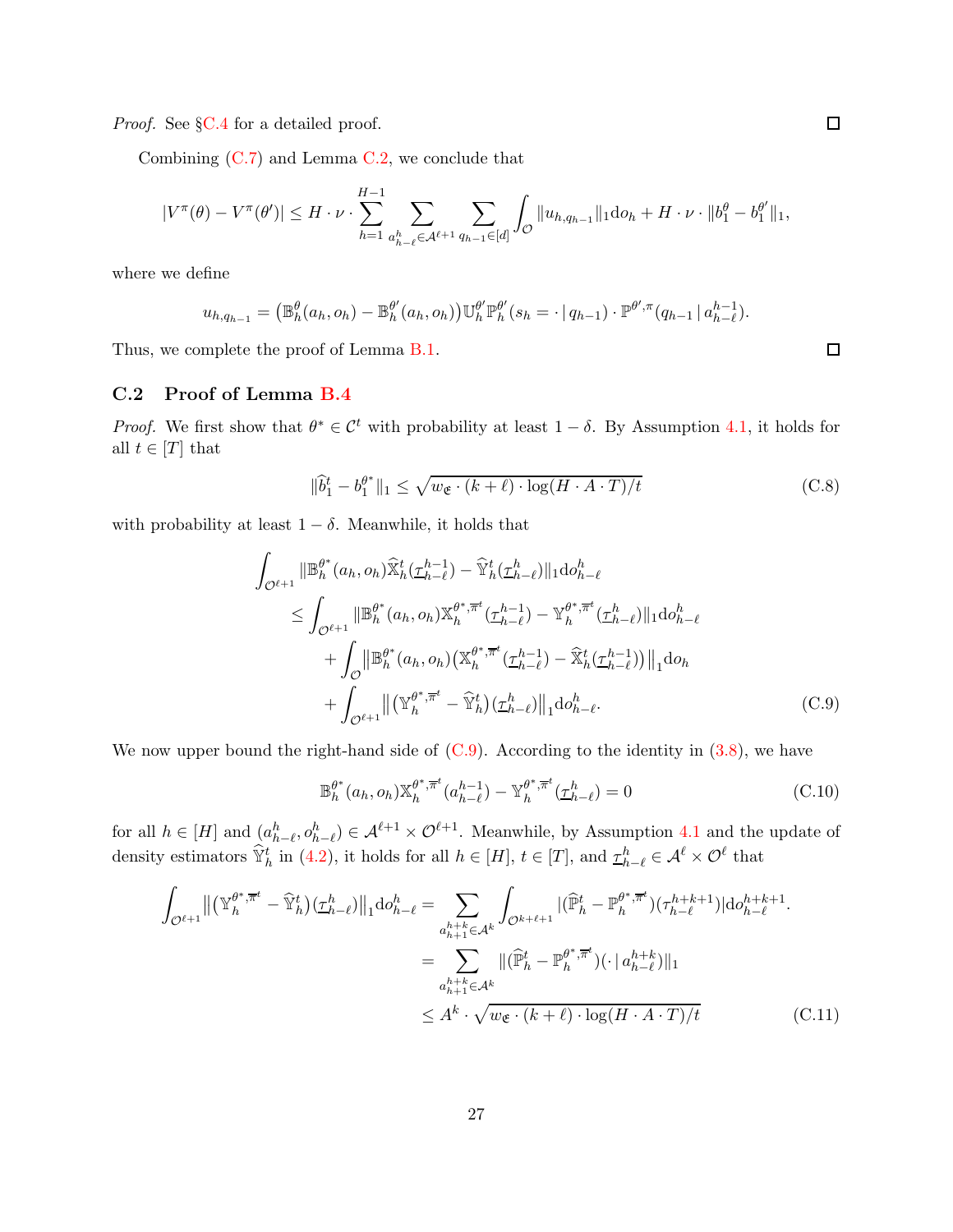*Proof.* See §C.4 for a detailed proof. $\square$

Combining (C.7) and Lemma C.2, we conclude that

$$|V^\pi(\theta) - V^\pi(\theta')| \le H \cdot \nu \cdot \sum_{h=1}^{H-1} \sum_{a_{h-\ell}^h \in \mathcal{A}^{\ell+1}} \sum_{q_{h-1} \in [d]} \int_{\mathcal{O}} \|u_{h,q_{h-1}}\|_1 \mathrm{d}o_h + H \cdot \nu \cdot \|b_1^\theta - b_1^{\theta'}\|_1,$$

where we define

$$u_{h,q_{h-1}} = \big(\mathbb{B}_h^\theta(a_h, o_h) - \mathbb{B}_h^{\theta'}(a_h, o_h)\big)\mathbb{U}_h^{\theta'}\mathbb{P}_h^{\theta'}(s_h = \cdot \,|\, q_{h-1}) \cdot \mathbb{P}^{\theta',\pi}(q_{h-1} \,|\, a_{h-\ell}^{h-1}).$$

Thus, we complete the proof of Lemma B.1. $\square$

### C.2 Proof of Lemma B.4

*Proof.* We first show that $\theta^* \in \mathcal{C}^t$ with probability at least $1-\delta$. By Assumption 4.1, it holds for all $t \in [T]$ that

$$\|\widehat{b}_1^t - b_1^{\theta^*}\|_1 \le \sqrt{w_{\mathfrak{E}} \cdot (k+\ell) \cdot \log(H \cdot A \cdot T)/t} \tag{C.8}$$

with probability at least $1-\delta$. Meanwhile, it holds that

$$\begin{aligned}
&\int_{\mathcal{O}^{\ell+1}} \|\mathbb{B}_h^{\theta^*}(a_h, o_h)\widehat{\mathbb{X}}_h^t(\underline{\tau}_{h-\ell}^{h-1}) - \widehat{\mathbb{Y}}_h^t(\underline{\tau}_{h-\ell}^h)\|_1 \mathrm{d}o_{h-\ell}^h \\
&\quad \le \int_{\mathcal{O}^{\ell+1}} \|\mathbb{B}_h^{\theta^*}(a_h, o_h)\mathbb{X}_h^{\theta^*,\overline{\pi}^t}(\underline{\tau}_{h-\ell}^{h-1}) - \mathbb{Y}_h^{\theta^*,\overline{\pi}^t}(\underline{\tau}_{h-\ell}^h)\|_1 \mathrm{d}o_{h-\ell}^h \\
&\qquad + \int_{\mathcal{O}} \big\|\mathbb{B}_h^{\theta^*}(a_h, o_h)\big(\mathbb{X}_h^{\theta^*,\overline{\pi}^t}(\underline{\tau}_{h-\ell}^{h-1}) - \widehat{\mathbb{X}}_h^t(\underline{\tau}_{h-\ell}^{h-1})\big)\big\|_1 \mathrm{d}o_h \\
&\qquad + \int_{\mathcal{O}^{\ell+1}} \big\|\big(\mathbb{Y}_h^{\theta^*,\overline{\pi}^t} - \widehat{\mathbb{Y}}_h^t\big)(\underline{\tau}_{h-\ell}^h)\big\|_1 \mathrm{d}o_{h-\ell}^h.
\end{aligned} \tag{C.9}$$

We now upper bound the right-hand side of (C.9). According to the identity in (3.8), we have

$$\mathbb{B}_h^{\theta^*}(a_h, o_h)\mathbb{X}_h^{\theta^*,\overline{\pi}^t}(a_{h-\ell}^{h-1}) - \mathbb{Y}_h^{\theta^*,\overline{\pi}^t}(\underline{\tau}_{h-\ell}^h) = 0 \tag{C.10}$$

for all $h \in [H]$ and $(a_{h-\ell}^h, o_{h-\ell}^h) \in \mathcal{A}^{\ell+1} \times \mathcal{O}^{\ell+1}$. Meanwhile, by Assumption 4.1 and the update of density estimators $\widehat{\mathbb{Y}}_h^t$ in (4.2), it holds for all $h \in [H]$, $t \in [T]$, and $\underline{\tau}_{h-\ell}^h \in \mathcal{A}^\ell \times \mathcal{O}^\ell$ that

$$\begin{aligned}
\int_{\mathcal{O}^{\ell+1}} \big\|\big(\mathbb{Y}_h^{\theta^*,\overline{\pi}^t} - \widehat{\mathbb{Y}}_h^t\big)(\underline{\tau}_{h-\ell}^h)\big\|_1 \mathrm{d}o_{h-\ell}^h &= \sum_{a_{h+1}^{h+k} \in \mathcal{A}^k} \int_{\mathcal{O}^{k+\ell+1}} |(\widehat{\mathbb{P}}_h^t - \mathbb{P}_h^{\theta^*,\overline{\pi}^t})(\tau_{h-\ell}^{h+k+1})| \mathrm{d}o_{h-\ell}^{h+k+1}. \\
&= \sum_{a_{h+1}^{h+k} \in \mathcal{A}^k} \|(\widehat{\mathbb{P}}_h^t - \mathbb{P}_h^{\theta^*,\overline{\pi}^t})(\cdot \,|\, a_{h-\ell}^{h+k})\|_1 \\
&\le A^k \cdot \sqrt{w_{\mathfrak{E}} \cdot (k+\ell) \cdot \log(H \cdot A \cdot T)/t}
\end{aligned} \tag{C.11}$$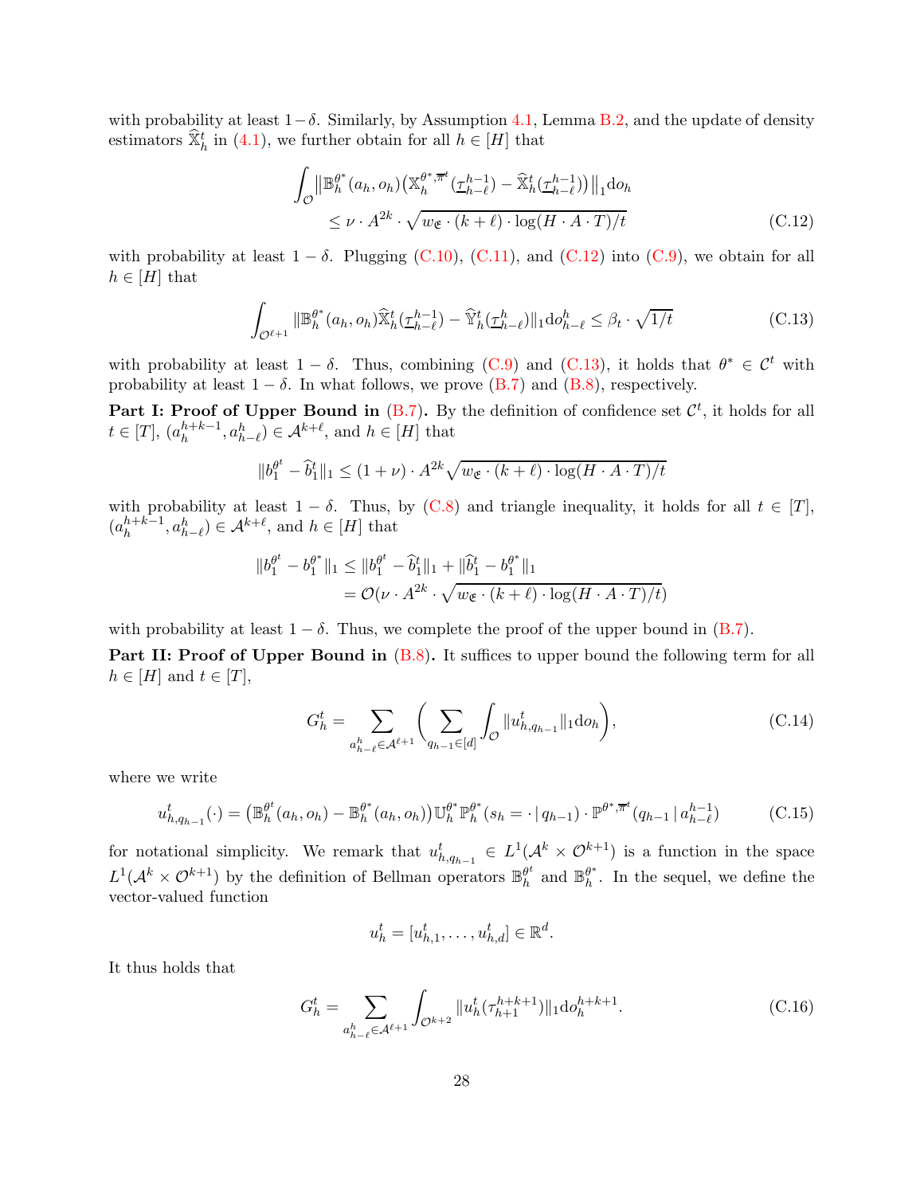with probability at least $1-\delta$. Similarly, by Assumption 4.1, Lemma B.2, and the update of density estimators $\widehat{\mathbb{X}}_h^t$ in (4.1), we further obtain for all $h \in [H]$ that

$$
\begin{aligned}
\int_{\mathcal{O}} \big\| \mathbb{B}_h^{\theta^*}(a_h, o_h) \big( \mathbb{X}_h^{\theta^*, \overline{\pi}^t}(\underline{\tau}_{h-\ell}^{h-1}) - \widehat{\mathbb{X}}_h^t(\underline{\tau}_{h-\ell}^{h-1}) \big) \big\|_1 \mathrm{d}o_h \\
\leq \nu \cdot A^{2k} \cdot \sqrt{w_{\mathfrak{E}} \cdot (k+\ell) \cdot \log(H \cdot A \cdot T)/t}
\end{aligned}
\tag{C.12}
$$

with probability at least $1-\delta$. Plugging (C.10), (C.11), and (C.12) into (C.9), we obtain for all $h \in [H]$ that

$$
\int_{\mathcal{O}^{\ell+1}} \| \mathbb{B}_h^{\theta^*}(a_h, o_h) \widehat{\mathbb{X}}_h^t(\underline{\tau}_{h-\ell}^{h-1}) - \widehat{\mathbb{Y}}_h^t(\underline{\tau}_{h-\ell}^{h}) \|_1 \mathrm{d}o_{h-\ell}^h \leq \beta_t \cdot \sqrt{1/t}
\tag{C.13}
$$

with probability at least $1-\delta$. Thus, combining (C.9) and (C.13), it holds that $\theta^* \in \mathcal{C}^t$ with probability at least $1-\delta$. In what follows, we prove (B.7) and (B.8), respectively.

**Part I: Proof of Upper Bound in (B.7).** By the definition of confidence set $\mathcal{C}^t$, it holds for all $t \in [T]$, $(a_h^{h+k-1}, a_{h-\ell}^h) \in \mathcal{A}^{k+\ell}$, and $h \in [H]$ that

$$
\| b_1^{\theta^t} - \widehat{b}_1^t \|_1 \leq (1+\nu) \cdot A^{2k} \sqrt{w_{\mathfrak{E}} \cdot (k+\ell) \cdot \log(H \cdot A \cdot T)/t}
$$

with probability at least $1-\delta$. Thus, by (C.8) and triangle inequality, it holds for all $t \in [T]$, $(a_h^{h+k-1}, a_{h-\ell}^h) \in \mathcal{A}^{k+\ell}$, and $h \in [H]$ that

$$
\begin{aligned}
\| b_1^{\theta^t} - b_1^{\theta^*} \|_1 &\leq \| b_1^{\theta^t} - \widehat{b}_1^t \|_1 + \| \widehat{b}_1^t - b_1^{\theta^*} \|_1 \\
&= \mathcal{O}(\nu \cdot A^{2k} \cdot \sqrt{w_{\mathfrak{E}} \cdot (k+\ell) \cdot \log(H \cdot A \cdot T)/t})
\end{aligned}
$$

with probability at least $1-\delta$. Thus, we complete the proof of the upper bound in (B.7).

**Part II: Proof of Upper Bound in (B.8).** It suffices to upper bound the following term for all $h \in [H]$ and $t \in [T]$,

$$
G_h^t = \sum_{a_{h-\ell}^h \in \mathcal{A}^{\ell+1}} \bigg( \sum_{q_{h-1} \in [d]} \int_{\mathcal{O}} \| u_{h, q_{h-1}}^t \|_1 \mathrm{d}o_h \bigg),
\tag{C.14}
$$

where we write

$$
u_{h, q_{h-1}}^t(\cdot) = \big( \mathbb{B}_h^{\theta^t}(a_h, o_h) - \mathbb{B}_h^{\theta^*}(a_h, o_h) \big) \mathbb{U}_h^{\theta^*} \mathbb{P}_h^{\theta^*}(s_h = \cdot \,|\, q_{h-1}) \cdot \mathbb{P}^{\theta^*, \overline{\pi}^t}(q_{h-1} \,|\, a_{h-\ell}^{h-1})
\tag{C.15}
$$

for notational simplicity. We remark that $u_{h, q_{h-1}}^t \in L^1(\mathcal{A}^k \times \mathcal{O}^{k+1})$ is a function in the space $L^1(\mathcal{A}^k \times \mathcal{O}^{k+1})$ by the definition of Bellman operators $\mathbb{B}_h^{\theta^t}$ and $\mathbb{B}_h^{\theta^*}$. In the sequel, we define the vector-valued function

$$
u_h^t = [u_{h,1}^t, \ldots, u_{h,d}^t] \in \mathbb{R}^d.
$$

It thus holds that

$$
G_h^t = \sum_{a_{h-\ell}^h \in \mathcal{A}^{\ell+1}} \int_{\mathcal{O}^{k+2}} \| u_h^t(\tau_{h+1}^{h+k+1}) \|_1 \mathrm{d}o_h^{h+k+1}.
\tag{C.16}
$$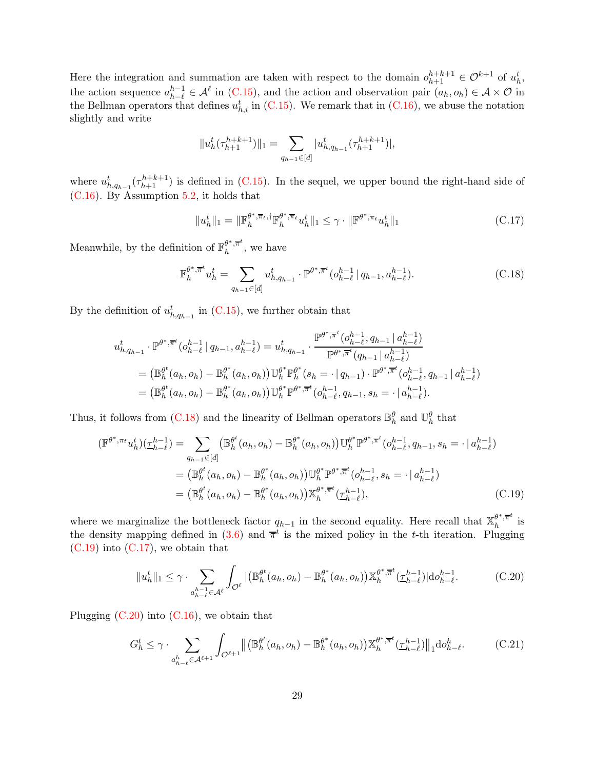Here the integration and summation are taken with respect to the domain $o_{h+1}^{h+k+1} \in \mathcal{O}^{k+1}$ of $u_h^t$, the action sequence $a_{h-\ell}^{h-1} \in \mathcal{A}^\ell$ in (C.15), and the action and observation pair $(a_h, o_h) \in \mathcal{A} \times \mathcal{O}$ in the Bellman operators that defines $u_{h,i}^t$ in (C.15). We remark that in (C.16), we abuse the notation slightly and write

$$
\|u_h^t(\tau_{h+1}^{h+k+1})\|_1 = \sum_{q_{h-1} \in [d]} |u_{h,q_{h-1}}^t(\tau_{h+1}^{h+k+1})|,
$$

where $u_{h,q_{h-1}}^t(\tau_{h+1}^{h+k+1})$ is defined in (C.15). In the sequel, we upper bound the right-hand side of (C.16). By Assumption 5.2, it holds that

$$
\|u_h^t\|_1 = \|\mathbb{F}_h^{\theta^*,\overline{\pi}_t,\dagger} \mathbb{F}_h^{\theta^*,\overline{\pi}_t} u_h^t\|_1 \leq \gamma \cdot \|\mathbb{F}^{\theta^*,\pi_t} u_h^t\|_1 \tag{C.17}
$$

Meanwhile, by the definition of $\mathbb{F}_h^{\theta^*,\overline{\pi}^t}$, we have

$$
\mathbb{F}_h^{\theta^*,\overline{\pi}^t} u_h^t = \sum_{q_{h-1} \in [d]} u_{h,q_{h-1}}^t \cdot \mathbb{P}^{\theta^*,\overline{\pi}^t}(o_{h-\ell}^{h-1} \,|\, q_{h-1}, a_{h-\ell}^{h-1}). \tag{C.18}
$$

By the definition of $u_{h,q_{h-1}}^t$ in (C.15), we further obtain that

$$
\begin{aligned}
u_{h,q_{h-1}}^t \cdot \mathbb{P}^{\theta^*,\overline{\pi}^t}(o_{h-\ell}^{h-1} \,|\, q_{h-1}, a_{h-\ell}^{h-1}) &= u_{h,q_{h-1}}^t \cdot \frac{\mathbb{P}^{\theta^*,\overline{\pi}^t}(o_{h-\ell}^{h-1}, q_{h-1} \,|\, a_{h-\ell}^{h-1})}{\mathbb{P}^{\theta^*,\overline{\pi}^t}(q_{h-1} \,|\, a_{h-\ell}^{h-1})} \\
&= \big(\mathbb{B}_h^{\theta^t}(a_h, o_h) - \mathbb{B}_h^{\theta^*}(a_h, o_h)\big) \mathbb{U}_h^{\theta^*} \mathbb{P}_h^{\theta^*}(s_h = \cdot \,|\, q_{h-1}) \cdot \mathbb{P}^{\theta^*,\overline{\pi}^t}(o_{h-\ell}^{h-1}, q_{h-1} \,|\, a_{h-\ell}^{h-1}) \\
&= \big(\mathbb{B}_h^{\theta^t}(a_h, o_h) - \mathbb{B}_h^{\theta^*}(a_h, o_h)\big) \mathbb{U}_h^{\theta^*} \mathbb{P}^{\theta^*,\overline{\pi}^t}(o_{h-\ell}^{h-1}, q_{h-1}, s_h = \cdot \,|\, a_{h-\ell}^{h-1}).
\end{aligned}
$$

Thus, it follows from (C.18) and the linearity of Bellman operators $\mathbb{B}_h^\theta$ and $\mathbb{U}_h^\theta$ that

$$
\begin{aligned}
(\mathbb{F}^{\theta^*,\pi_t} u_h^t)(\underline{\tau}_{h-\ell}^{h-1}) &= \sum_{q_{h-1} \in [d]} \big(\mathbb{B}_h^{\theta^t}(a_h, o_h) - \mathbb{B}_h^{\theta^*}(a_h, o_h)\big) \mathbb{U}_h^{\theta^*} \mathbb{P}^{\theta^*,\overline{\pi}^t}(o_{h-\ell}^{h-1}, q_{h-1}, s_h = \cdot \,|\, a_{h-\ell}^{h-1}) \\
&= \big(\mathbb{B}_h^{\theta^t}(a_h, o_h) - \mathbb{B}_h^{\theta^*}(a_h, o_h)\big) \mathbb{U}_h^{\theta^*} \mathbb{P}^{\theta^*,\overline{\pi}^t}(o_{h-\ell}^{h-1}, s_h = \cdot \,|\, a_{h-\ell}^{h-1}) \\
&= \big(\mathbb{B}_h^{\theta^t}(a_h, o_h) - \mathbb{B}_h^{\theta^*}(a_h, o_h)\big) \mathbb{X}_h^{\theta^*,\overline{\pi}^t}(\underline{\tau}_{h-\ell}^{h-1}),
\end{aligned} \tag{C.19}
$$

where we marginalize the bottleneck factor $q_{h-1}$ in the second equality. Here recall that $\mathbb{X}_h^{\theta^*,\overline{\pi}^t}$ is the density mapping defined in (3.6) and $\overline{\pi}^t$ is the mixed policy in the $t$-th iteration. Plugging (C.19) into (C.17), we obtain that

$$
\|u_h^t\|_1 \leq \gamma \cdot \sum_{a_{h-\ell}^{h-1} \in \mathcal{A}^\ell} \int_{\mathcal{O}^\ell} |\big(\mathbb{B}_h^{\theta^t}(a_h, o_h) - \mathbb{B}_h^{\theta^*}(a_h, o_h)\big) \mathbb{X}_h^{\theta^*,\overline{\pi}^t}(\underline{\tau}_{h-\ell}^{h-1})| \mathrm{d}o_{h-\ell}^{h-1}. \tag{C.20}
$$

Plugging (C.20) into (C.16), we obtain that

$$
G_h^t \leq \gamma \cdot \sum_{a_{h-\ell}^{h} \in \mathcal{A}^{\ell+1}} \int_{\mathcal{O}^{\ell+1}} \big\| \big(\mathbb{B}_h^{\theta^t}(a_h, o_h) - \mathbb{B}_h^{\theta^*}(a_h, o_h)\big) \mathbb{X}_h^{\theta^*,\overline{\pi}^t}(\underline{\tau}_{h-\ell}^{h-1}) \big\|_1 \mathrm{d}o_{h-\ell}^{h}. \tag{C.21}
$$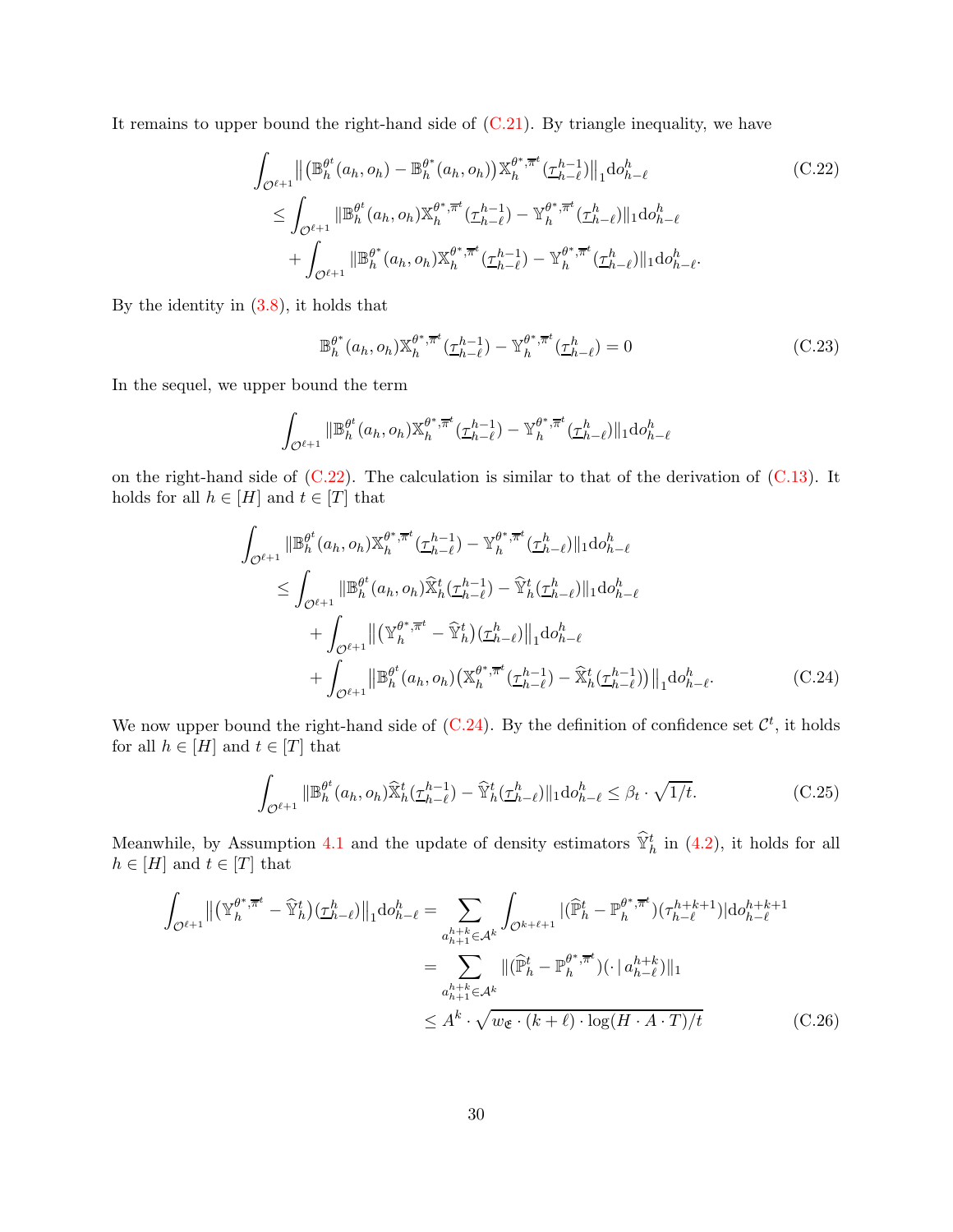It remains to upper bound the right-hand side of (C.21). By triangle inequality, we have

$$
\begin{aligned}
&\int_{\mathcal{O}^{\ell+1}} \big\| \big(\mathbb{B}_h^{\theta^t}(a_h, o_h) - \mathbb{B}_h^{\theta^*}(a_h, o_h)\big) \mathbb{X}_h^{\theta^*, \overline{\pi}^t}(\underline{\tau}_{h-\ell}^{h-1}) \big\|_1 \mathrm{d}o_{h-\ell}^h \\
&\quad \le \int_{\mathcal{O}^{\ell+1}} \|\mathbb{B}_h^{\theta^t}(a_h, o_h)\mathbb{X}_h^{\theta^*, \overline{\pi}^t}(\underline{\tau}_{h-\ell}^{h-1}) - \mathbb{Y}_h^{\theta^*, \overline{\pi}^t}(\underline{\tau}_{h-\ell}^{h})\|_1 \mathrm{d}o_{h-\ell}^h \\
&\qquad + \int_{\mathcal{O}^{\ell+1}} \|\mathbb{B}_h^{\theta^*}(a_h, o_h)\mathbb{X}_h^{\theta^*, \overline{\pi}^t}(\underline{\tau}_{h-\ell}^{h-1}) - \mathbb{Y}_h^{\theta^*, \overline{\pi}^t}(\underline{\tau}_{h-\ell}^{h})\|_1 \mathrm{d}o_{h-\ell}^h.
\end{aligned} \tag{C.22}
$$

By the identity in (3.8), it holds that

$$
\mathbb{B}_h^{\theta^*}(a_h, o_h)\mathbb{X}_h^{\theta^*, \overline{\pi}^t}(\underline{\tau}_{h-\ell}^{h-1}) - \mathbb{Y}_h^{\theta^*, \overline{\pi}^t}(\underline{\tau}_{h-\ell}^{h}) = 0 \tag{C.23}
$$

In the sequel, we upper bound the term

$$
\int_{\mathcal{O}^{\ell+1}} \|\mathbb{B}_h^{\theta^t}(a_h, o_h)\mathbb{X}_h^{\theta^*, \overline{\pi}^t}(\underline{\tau}_{h-\ell}^{h-1}) - \mathbb{Y}_h^{\theta^*, \overline{\pi}^t}(\underline{\tau}_{h-\ell}^{h})\|_1 \mathrm{d}o_{h-\ell}^h
$$

on the right-hand side of (C.22). The calculation is similar to that of the derivation of (C.13). It holds for all $h \in [H]$ and $t \in [T]$ that

$$
\begin{aligned}
&\int_{\mathcal{O}^{\ell+1}} \|\mathbb{B}_h^{\theta^t}(a_h, o_h)\mathbb{X}_h^{\theta^*, \overline{\pi}^t}(\underline{\tau}_{h-\ell}^{h-1}) - \mathbb{Y}_h^{\theta^*, \overline{\pi}^t}(\underline{\tau}_{h-\ell}^{h})\|_1 \mathrm{d}o_{h-\ell}^h \\
&\quad \le \int_{\mathcal{O}^{\ell+1}} \|\mathbb{B}_h^{\theta^t}(a_h, o_h)\widehat{\mathbb{X}}_h^t(\underline{\tau}_{h-\ell}^{h-1}) - \widehat{\mathbb{Y}}_h^t(\underline{\tau}_{h-\ell}^{h})\|_1 \mathrm{d}o_{h-\ell}^h \\
&\qquad + \int_{\mathcal{O}^{\ell+1}} \big\|\big(\mathbb{Y}_h^{\theta^*, \overline{\pi}^t} - \widehat{\mathbb{Y}}_h^t\big)(\underline{\tau}_{h-\ell}^{h})\big\|_1 \mathrm{d}o_{h-\ell}^h \\
&\qquad + \int_{\mathcal{O}^{\ell+1}} \big\|\mathbb{B}_h^{\theta^t}(a_h, o_h)\big(\mathbb{X}_h^{\theta^*, \overline{\pi}^t}(\underline{\tau}_{h-\ell}^{h-1}) - \widehat{\mathbb{X}}_h^t(\underline{\tau}_{h-\ell}^{h-1})\big)\big\|_1 \mathrm{d}o_{h-\ell}^h.
\end{aligned} \tag{C.24}
$$

We now upper bound the right-hand side of (C.24). By the definition of confidence set $\mathcal{C}^t$, it holds for all $h \in [H]$ and $t \in [T]$ that

$$
\int_{\mathcal{O}^{\ell+1}} \|\mathbb{B}_h^{\theta^t}(a_h, o_h)\widehat{\mathbb{X}}_h^t(\underline{\tau}_{h-\ell}^{h-1}) - \widehat{\mathbb{Y}}_h^t(\underline{\tau}_{h-\ell}^{h})\|_1 \mathrm{d}o_{h-\ell}^h \le \beta_t \cdot \sqrt{1/t}. \tag{C.25}
$$

Meanwhile, by Assumption 4.1 and the update of density estimators $\widehat{\mathbb{Y}}_h^t$ in (4.2), it holds for all $h \in [H]$ and $t \in [T]$ that

$$
\begin{aligned}
\int_{\mathcal{O}^{\ell+1}} \big\|\big(\mathbb{Y}_h^{\theta^*, \overline{\pi}^t} - \widehat{\mathbb{Y}}_h^t\big)(\underline{\tau}_{h-\ell}^{h})\big\|_1 \mathrm{d}o_{h-\ell}^h &= \sum_{a_{h+1}^{h+k} \in \mathcal{A}^k} \int_{\mathcal{O}^{k+\ell+1}} |(\widehat{\mathbb{P}}_h^t - \mathbb{P}_h^{\theta^*, \overline{\pi}^t})(\tau_{h-\ell}^{h+k+1})| \mathrm{d}o_{h-\ell}^{h+k+1} \\
&= \sum_{a_{h+1}^{h+k} \in \mathcal{A}^k} \|(\widehat{\mathbb{P}}_h^t - \mathbb{P}_h^{\theta^*, \overline{\pi}^t})(\cdot \,|\, a_{h-\ell}^{h+k})\|_1 \\
&\le A^k \cdot \sqrt{w_{\mathfrak{E}} \cdot (k+\ell) \cdot \log(H \cdot A \cdot T)/t}
\end{aligned} \tag{C.26}
$$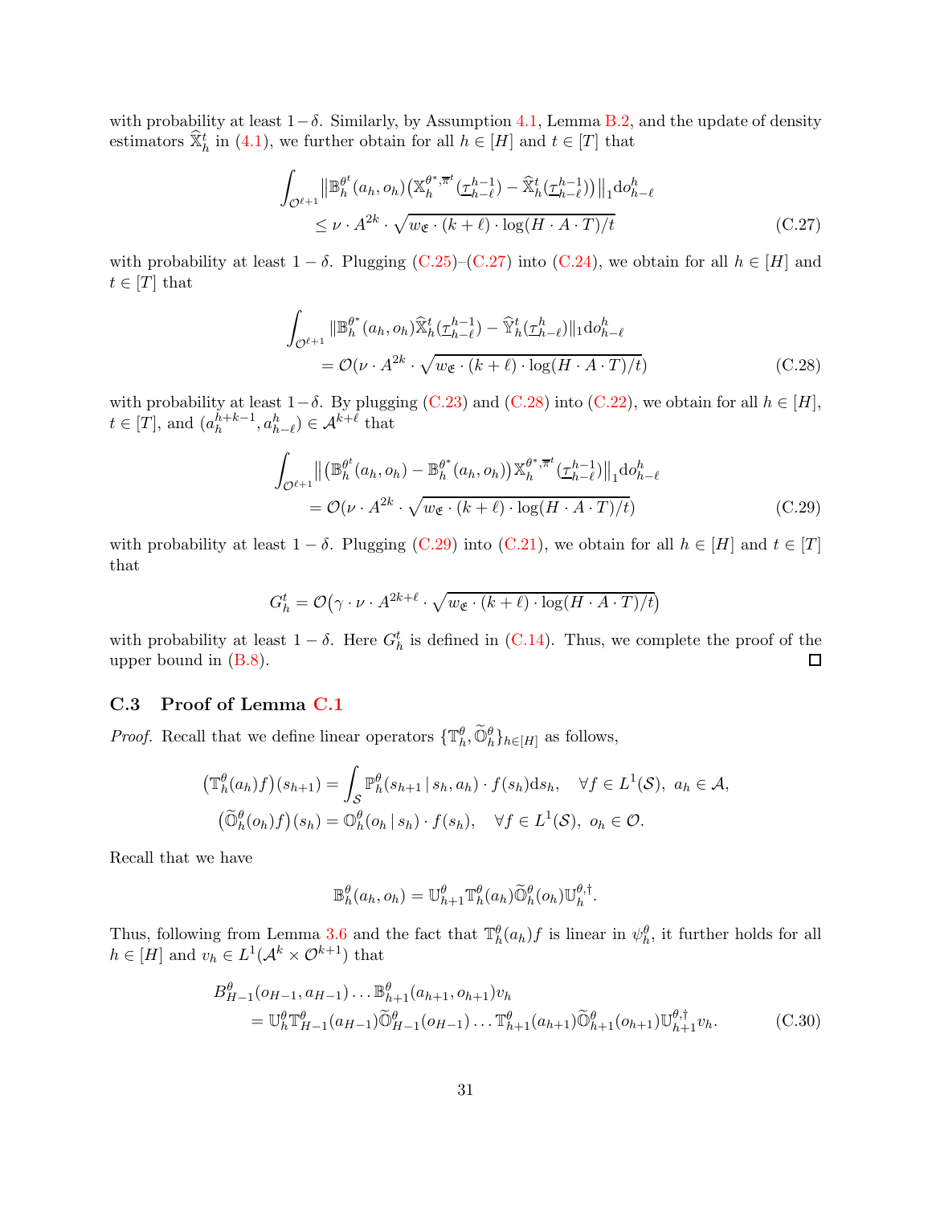with probability at least $1-\delta$. Similarly, by Assumption 4.1, Lemma B.2, and the update of density estimators $\widehat{\mathbb{X}}_h^t$ in (4.1), we further obtain for all $h \in [H]$ and $t \in [T]$ that

$$
\begin{aligned}
\int_{\mathcal{O}^{\ell+1}} & \big\| \mathbb{B}_h^{\theta^t}(a_h, o_h)\big(\mathbb{X}_h^{\theta^*, \overline{\pi}^t}(\underline{\tau}_{h-\ell}^{h-1}) - \widehat{\mathbb{X}}_h^t(\underline{\tau}_{h-\ell}^{h-1})\big)\big\|_1 \mathrm{d}o_{h-\ell}^h \\
& \le \nu \cdot A^{2k} \cdot \sqrt{w_{\mathfrak{E}} \cdot (k+\ell) \cdot \log(H \cdot A \cdot T)/t}
\end{aligned}
\tag{C.27}
$$

with probability at least $1-\delta$. Plugging (C.25)–(C.27) into (C.24), we obtain for all $h \in [H]$ and $t \in [T]$ that

$$
\begin{aligned}
\int_{\mathcal{O}^{\ell+1}} & \| \mathbb{B}_h^{\theta^*}(a_h, o_h) \widehat{\mathbb{X}}_h^t(\underline{\tau}_{h-\ell}^{h-1}) - \widehat{\mathbb{Y}}_h^t(\underline{\tau}_{h-\ell}^{h}) \|_1 \mathrm{d}o_{h-\ell}^h \\
& = \mathcal{O}\big(\nu \cdot A^{2k} \cdot \sqrt{w_{\mathfrak{E}} \cdot (k+\ell) \cdot \log(H \cdot A \cdot T)/t}\big)
\end{aligned}
\tag{C.28}
$$

with probability at least $1-\delta$. By plugging (C.23) and (C.28) into (C.22), we obtain for all $h \in [H]$, $t \in [T]$, and $(a_h^{h+k-1}, a_{h-\ell}^h) \in \mathcal{A}^{k+\ell}$ that

$$
\begin{aligned}
\int_{\mathcal{O}^{\ell+1}} & \big\| \big(\mathbb{B}_h^{\theta^t}(a_h, o_h) - \mathbb{B}_h^{\theta^*}(a_h, o_h)\big) \mathbb{X}_h^{\theta^*, \overline{\pi}^t}(\underline{\tau}_{h-\ell}^{h-1}) \big\|_1 \mathrm{d}o_{h-\ell}^h \\
& = \mathcal{O}\big(\nu \cdot A^{2k} \cdot \sqrt{w_{\mathfrak{E}} \cdot (k+\ell) \cdot \log(H \cdot A \cdot T)/t}\big)
\end{aligned}
\tag{C.29}
$$

with probability at least $1-\delta$. Plugging (C.29) into (C.21), we obtain for all $h \in [H]$ and $t \in [T]$ that

$$
G_h^t = \mathcal{O}\big(\gamma \cdot \nu \cdot A^{2k+\ell} \cdot \sqrt{w_{\mathfrak{E}} \cdot (k+\ell) \cdot \log(H \cdot A \cdot T)/t}\big)
$$

with probability at least $1-\delta$. Here $G_h^t$ is defined in (C.14). Thus, we complete the proof of the upper bound in (B.8). □

### C.3 Proof of Lemma C.1

*Proof.* Recall that we define linear operators $\{\mathbb{T}_h^\theta, \widetilde{\mathbb{O}}_h^\theta\}_{h \in [H]}$ as follows,

$$
\begin{aligned}
\big(\mathbb{T}_h^\theta(a_h) f\big)(s_{h+1}) &= \int_{\mathcal{S}} \mathbb{P}_h^\theta(s_{h+1} \,|\, s_h, a_h) \cdot f(s_h) \mathrm{d}s_h, \quad \forall f \in L^1(\mathcal{S}),\ a_h \in \mathcal{A}, \\
\big(\widetilde{\mathbb{O}}_h^\theta(o_h) f\big)(s_h) &= \mathbb{O}_h^\theta(o_h \,|\, s_h) \cdot f(s_h), \quad \forall f \in L^1(\mathcal{S}),\ o_h \in \mathcal{O}.
\end{aligned}
$$

Recall that we have

$$
\mathbb{B}_h^\theta(a_h, o_h) = \mathbb{U}_{h+1}^\theta \mathbb{T}_h^\theta(a_h) \widetilde{\mathbb{O}}_h^\theta(o_h) \mathbb{U}_h^{\theta, \dagger}.
$$

Thus, following from Lemma 3.6 and the fact that $\mathbb{T}_h^\theta(a_h) f$ is linear in $\psi_h^\theta$, it further holds for all $h \in [H]$ and $v_h \in L^1(\mathcal{A}^k \times \mathcal{O}^{k+1})$ that

$$
\begin{aligned}
B_{H-1}^\theta & (o_{H-1}, a_{H-1}) \ldots \mathbb{B}_{h+1}^\theta(a_{h+1}, o_{h+1}) v_h \\
& = \mathbb{U}_h^\theta \mathbb{T}_{H-1}^\theta(a_{H-1}) \widetilde{\mathbb{O}}_{H-1}^\theta(o_{H-1}) \ldots \mathbb{T}_{h+1}^\theta(a_{h+1}) \widetilde{\mathbb{O}}_{h+1}^\theta(o_{h+1}) \mathbb{U}_{h+1}^{\theta, \dagger} v_h.
\end{aligned}
\tag{C.30}
$$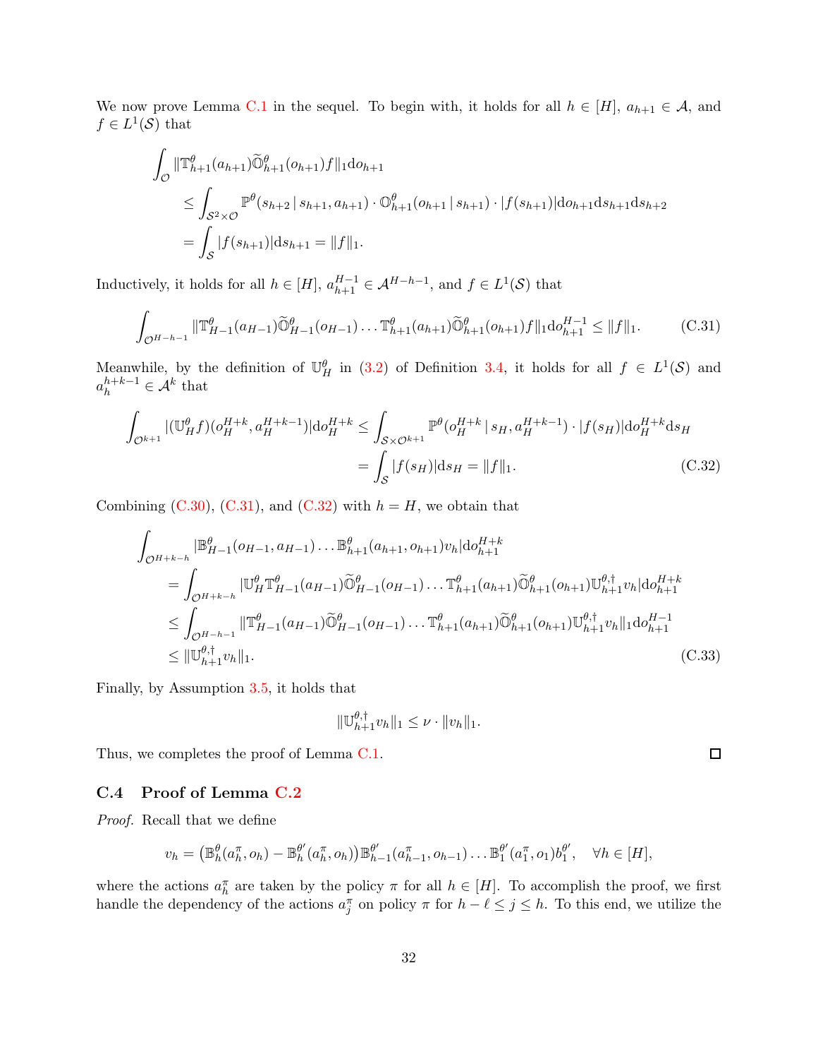We now prove Lemma C.1 in the sequel. To begin with, it holds for all $h \in [H]$, $a_{h+1} \in \mathcal{A}$, and $f \in L^1(\mathcal{S})$ that

$$
\begin{aligned}
&\int_{\mathcal{O}} \|\mathbb{T}^{\theta}_{h+1}(a_{h+1})\widetilde{\mathbb{O}}^{\theta}_{h+1}(o_{h+1})f\|_1 \mathrm{d}o_{h+1} \\
&\qquad \leq \int_{\mathcal{S}^2\times\mathcal{O}} \mathbb{P}^{\theta}(s_{h+2}\,|\,s_{h+1},a_{h+1})\cdot \mathbb{O}^{\theta}_{h+1}(o_{h+1}\,|\,s_{h+1})\cdot |f(s_{h+1})|\mathrm{d}o_{h+1}\mathrm{d}s_{h+1}\mathrm{d}s_{h+2} \\
&\qquad = \int_{\mathcal{S}} |f(s_{h+1})|\mathrm{d}s_{h+1} = \|f\|_1.
\end{aligned}
$$

Inductively, it holds for all $h \in [H]$, $a^{H-1}_{h+1} \in \mathcal{A}^{H-h-1}$, and $f \in L^1(\mathcal{S})$ that

$$
\int_{\mathcal{O}^{H-h-1}} \|\mathbb{T}^{\theta}_{H-1}(a_{H-1})\widetilde{\mathbb{O}}^{\theta}_{H-1}(o_{H-1})\ldots\mathbb{T}^{\theta}_{h+1}(a_{h+1})\widetilde{\mathbb{O}}^{\theta}_{h+1}(o_{h+1})f\|_1\mathrm{d}o^{H-1}_{h+1} \leq \|f\|_1. \tag{C.31}
$$

Meanwhile, by the definition of $\mathbb{U}^{\theta}_H$ in (3.2) of Definition 3.4, it holds for all $f \in L^1(\mathcal{S})$ and $a^{h+k-1}_h \in \mathcal{A}^k$ that

$$
\begin{aligned}
\int_{\mathcal{O}^{k+1}} |(\mathbb{U}^{\theta}_H f)(o^{H+k}_H, a^{H+k-1}_H)|\mathrm{d}o^{H+k}_H &\leq \int_{\mathcal{S}\times\mathcal{O}^{k+1}} \mathbb{P}^{\theta}(o^{H+k}_H\,|\,s_H, a^{H+k-1}_H)\cdot|f(s_H)|\mathrm{d}o^{H+k}_H\mathrm{d}s_H \\
&= \int_{\mathcal{S}} |f(s_H)|\mathrm{d}s_H = \|f\|_1.
\end{aligned} \tag{C.32}
$$

Combining (C.30), (C.31), and (C.32) with $h = H$, we obtain that

$$
\begin{aligned}
&\int_{\mathcal{O}^{H+k-h}} |\mathbb{B}^{\theta}_{H-1}(o_{H-1},a_{H-1})\ldots\mathbb{B}^{\theta}_{h+1}(a_{h+1},o_{h+1})v_h|\mathrm{d}o^{H+k}_{h+1} \\
&\quad = \int_{\mathcal{O}^{H+k-h}} |\mathbb{U}^{\theta}_H\mathbb{T}^{\theta}_{H-1}(a_{H-1})\widetilde{\mathbb{O}}^{\theta}_{H-1}(o_{H-1})\ldots\mathbb{T}^{\theta}_{h+1}(a_{h+1})\widetilde{\mathbb{O}}^{\theta}_{h+1}(o_{h+1})\mathbb{U}^{\theta,\dagger}_{h+1}v_h|\mathrm{d}o^{H+k}_{h+1} \\
&\quad \leq \int_{\mathcal{O}^{H-h-1}} \|\mathbb{T}^{\theta}_{H-1}(a_{H-1})\widetilde{\mathbb{O}}^{\theta}_{H-1}(o_{H-1})\ldots\mathbb{T}^{\theta}_{h+1}(a_{h+1})\widetilde{\mathbb{O}}^{\theta}_{h+1}(o_{h+1})\mathbb{U}^{\theta,\dagger}_{h+1}v_h\|_1\mathrm{d}o^{H-1}_{h+1} \\
&\quad \leq \|\mathbb{U}^{\theta,\dagger}_{h+1}v_h\|_1.
\end{aligned} \tag{C.33}
$$

Finally, by Assumption 3.5, it holds that

$$
\|\mathbb{U}^{\theta,\dagger}_{h+1}v_h\|_1 \leq \nu\cdot\|v_h\|_1.
$$

Thus, we completes the proof of Lemma C.1. $\square$

### C.4 Proof of Lemma C.2

*Proof.* Recall that we define

$$
v_h = \big(\mathbb{B}^{\theta}_h(a^{\pi}_h, o_h) - \mathbb{B}^{\theta'}_h(a^{\pi}_h, o_h)\big)\mathbb{B}^{\theta'}_{h-1}(a^{\pi}_{h-1}, o_{h-1})\ldots\mathbb{B}^{\theta'}_1(a^{\pi}_1, o_1)b^{\theta'}_1, \quad \forall h \in [H],
$$

where the actions $a^{\pi}_h$ are taken by the policy $\pi$ for all $h \in [H]$. To accomplish the proof, we first handle the dependency of the actions $a^{\pi}_j$ on policy $\pi$ for $h - \ell \leq j \leq h$. To this end, we utilize the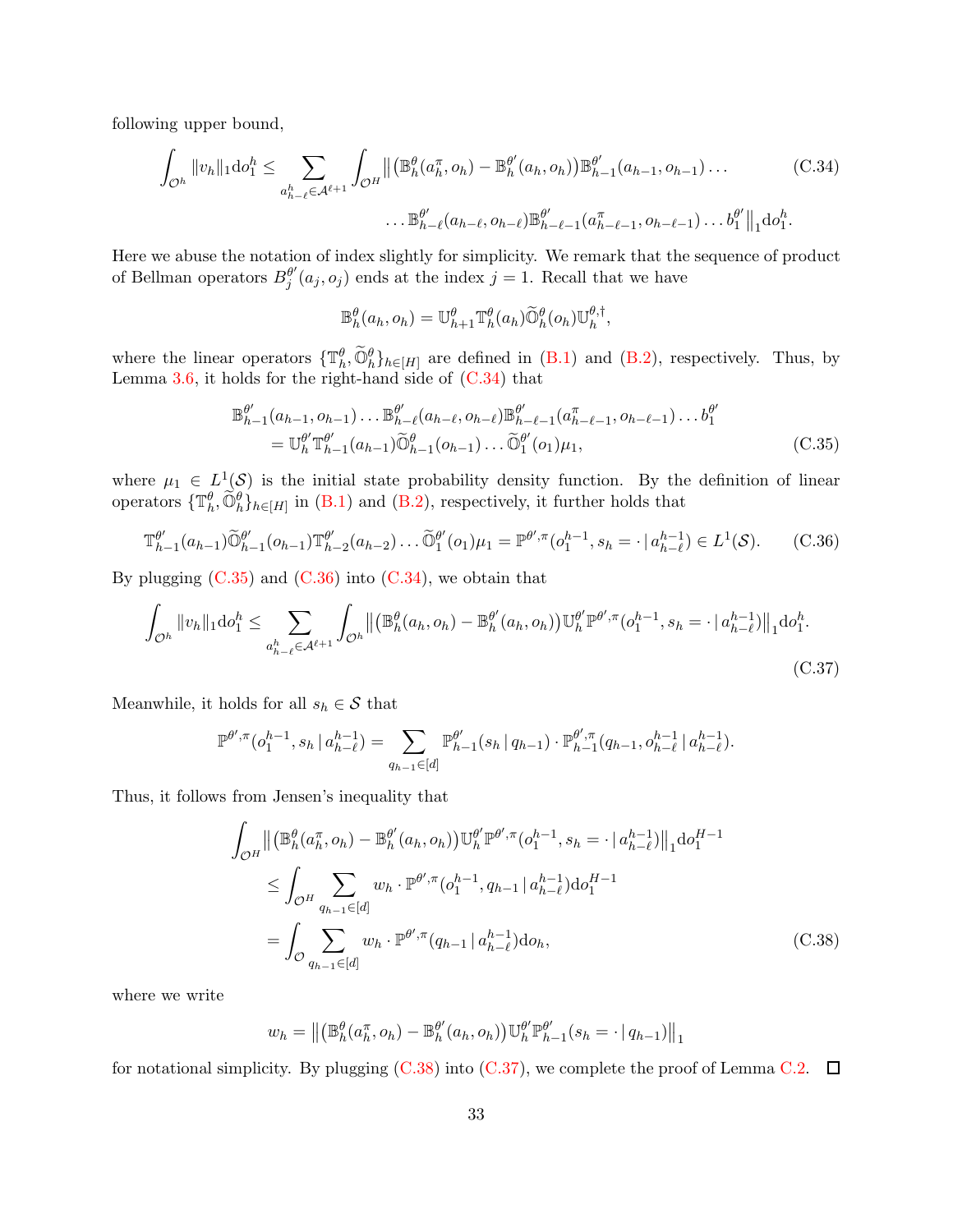following upper bound,

$$
\int_{\mathcal{O}^h} \|v_h\|_1 \mathrm{d}o_1^h \leq \sum_{a_{h-\ell}^h \in \mathcal{A}^{\ell+1}} \int_{\mathcal{O}^H} \big\| \big(\mathbb{B}_h^\theta(a_h^\pi, o_h) - \mathbb{B}_h^{\theta'}(a_h, o_h)\big) \mathbb{B}_{h-1}^{\theta'}(a_{h-1}, o_{h-1}) \ldots \\
\ldots \mathbb{B}_{h-\ell}^{\theta'}(a_{h-\ell}, o_{h-\ell}) \mathbb{B}_{h-\ell-1}^{\theta'}(a_{h-\ell-1}^\pi, o_{h-\ell-1}) \ldots b_1^{\theta'} \big\|_1 \mathrm{d}o_1^h. \tag{C.34}
$$

Here we abuse the notation of index slightly for simplicity. We remark that the sequence of product of Bellman operators $B_j^{\theta'}(a_j, o_j)$ ends at the index $j = 1$. Recall that we have

$$
\mathbb{B}_h^\theta(a_h, o_h) = \mathbb{U}_{h+1}^\theta \mathbb{T}_h^\theta(a_h) \widetilde{\mathbb{O}}_h^\theta(o_h) \mathbb{U}_h^{\theta,\dagger},
$$

where the linear operators $\{\mathbb{T}_h^\theta, \widetilde{\mathbb{O}}_h^\theta\}_{h\in[H]}$ are defined in (B.1) and (B.2), respectively. Thus, by Lemma 3.6, it holds for the right-hand side of (C.34) that

$$
\mathbb{B}_{h-1}^{\theta'}(a_{h-1}, o_{h-1}) \ldots \mathbb{B}_{h-\ell}^{\theta'}(a_{h-\ell}, o_{h-\ell}) \mathbb{B}_{h-\ell-1}^{\theta'}(a_{h-\ell-1}^\pi, o_{h-\ell-1}) \ldots b_1^{\theta'} \\
= \mathbb{U}_h^{\theta'} \mathbb{T}_{h-1}^{\theta'}(a_{h-1}) \widetilde{\mathbb{O}}_{h-1}^{\theta}(o_{h-1}) \ldots \widetilde{\mathbb{O}}_1^{\theta'}(o_1) \mu_1, \tag{C.35}
$$

where $\mu_1 \in L^1(\mathcal{S})$ is the initial state probability density function. By the definition of linear operators $\{\mathbb{T}_h^\theta, \widetilde{\mathbb{O}}_h^\theta\}_{h\in[H]}$ in (B.1) and (B.2), respectively, it further holds that

$$
\mathbb{T}_{h-1}^{\theta'}(a_{h-1}) \widetilde{\mathbb{O}}_{h-1}^{\theta'}(o_{h-1}) \mathbb{T}_{h-2}^{\theta'}(a_{h-2}) \ldots \widetilde{\mathbb{O}}_1^{\theta'}(o_1) \mu_1 = \mathbb{P}^{\theta',\pi}(o_1^{h-1}, s_h = \cdot \,|\, a_{h-\ell}^{h-1}) \in L^1(\mathcal{S}). \tag{C.36}
$$

By plugging (C.35) and (C.36) into (C.34), we obtain that

$$
\int_{\mathcal{O}^h} \|v_h\|_1 \mathrm{d}o_1^h \leq \sum_{a_{h-\ell}^h \in \mathcal{A}^{\ell+1}} \int_{\mathcal{O}^h} \big\| \big(\mathbb{B}_h^\theta(a_h, o_h) - \mathbb{B}_h^{\theta'}(a_h, o_h)\big) \mathbb{U}_h^{\theta'} \mathbb{P}^{\theta',\pi}(o_1^{h-1}, s_h = \cdot \,|\, a_{h-\ell}^{h-1}) \big\|_1 \mathrm{d}o_1^h. \tag{C.37}
$$

Meanwhile, it holds for all $s_h \in \mathcal{S}$ that

$$
\mathbb{P}^{\theta',\pi}(o_1^{h-1}, s_h \,|\, a_{h-\ell}^{h-1}) = \sum_{q_{h-1}\in[d]} \mathbb{P}_{h-1}^{\theta'}(s_h \,|\, q_{h-1}) \cdot \mathbb{P}_{h-1}^{\theta',\pi}(q_{h-1}, o_{h-\ell}^{h-1} \,|\, a_{h-\ell}^{h-1}).
$$

Thus, it follows from Jensen's inequality that

$$
\int_{\mathcal{O}^H} \big\| \big(\mathbb{B}_h^\theta(a_h^\pi, o_h) - \mathbb{B}_h^{\theta'}(a_h, o_h)\big) \mathbb{U}_h^{\theta'} \mathbb{P}^{\theta',\pi}(o_1^{h-1}, s_h = \cdot \,|\, a_{h-\ell}^{h-1}) \big\|_1 \mathrm{d}o_1^{H-1} \\
\leq \int_{\mathcal{O}^H} \sum_{q_{h-1}\in[d]} w_h \cdot \mathbb{P}^{\theta',\pi}(o_1^{h-1}, q_{h-1} \,|\, a_{h-\ell}^{h-1}) \mathrm{d}o_1^{H-1} \\
= \int_{\mathcal{O}} \sum_{q_{h-1}\in[d]} w_h \cdot \mathbb{P}^{\theta',\pi}(q_{h-1} \,|\, a_{h-\ell}^{h-1}) \mathrm{d}o_h, \tag{C.38}
$$

where we write

$$
w_h = \big\| \big(\mathbb{B}_h^\theta(a_h^\pi, o_h) - \mathbb{B}_h^{\theta'}(a_h, o_h)\big) \mathbb{U}_h^{\theta'} \mathbb{P}_{h-1}^{\theta'}(s_h = \cdot \,|\, q_{h-1}) \big\|_1
$$

for notational simplicity. By plugging (C.38) into (C.37), we complete the proof of Lemma C.2. ☐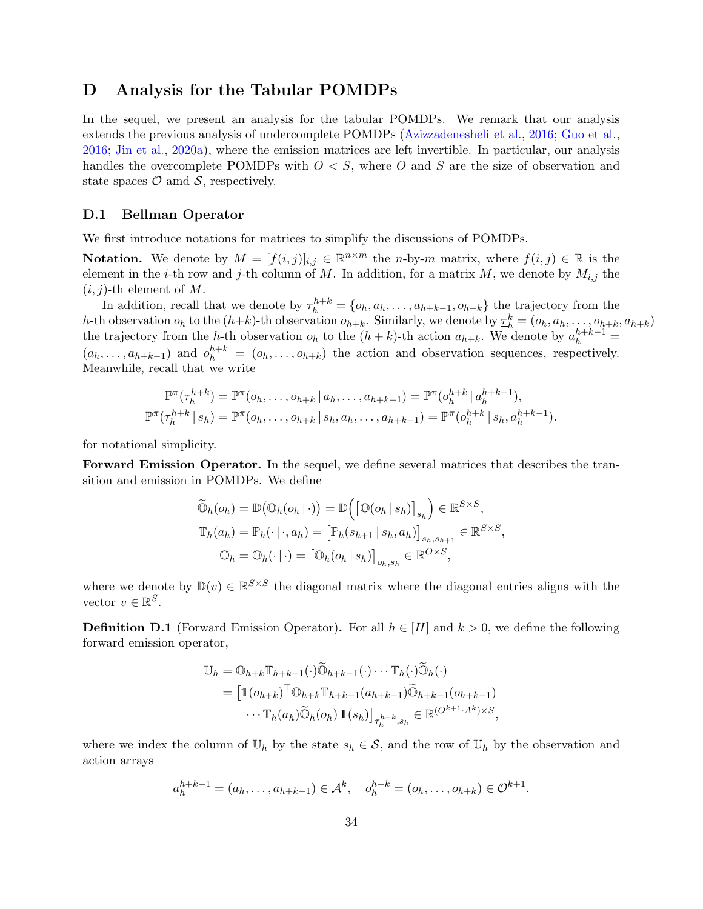# D Analysis for the Tabular POMDPs

In the sequel, we present an analysis for the tabular POMDPs. We remark that our analysis extends the previous analysis of undercomplete POMDPs (Azizzadenesheli et al., 2016; Guo et al., 2016; Jin et al., 2020a), where the emission matrices are left invertible. In particular, our analysis handles the overcomplete POMDPs with $O < S$, where $O$ and $S$ are the size of observation and state spaces $\mathcal{O}$ amd $\mathcal{S}$, respectively.

## D.1 Bellman Operator

We first introduce notations for matrices to simplify the discussions of POMDPs.

**Notation.** We denote by $M = [f(i,j)]_{i,j} \in \mathbb{R}^{n\times m}$ the $n$-by-$m$ matrix, where $f(i,j) \in \mathbb{R}$ is the element in the $i$-th row and $j$-th column of $M$. In addition, for a matrix $M$, we denote by $M_{i,j}$ the $(i,j)$-th element of $M$.

In addition, recall that we denote by $\tau_h^{h+k} = \{o_h, a_h, \ldots, a_{h+k-1}, o_{h+k}\}$ the trajectory from the $h$-th observation $o_h$ to the $(h+k)$-th observation $o_{h+k}$. Similarly, we denote by $\underline{\tau}_h^k = (o_h, a_h, \ldots, o_{h+k}, a_{h+k})$ the trajectory from the $h$-th observation $o_h$ to the $(h+k)$-th action $a_{h+k}$. We denote by $a_h^{h+k-1} = (a_h, \ldots, a_{h+k-1})$ and $o_h^{h+k} = (o_h, \ldots, o_{h+k})$ the action and observation sequences, respectively. Meanwhile, recall that we write

$$
\mathbb{P}^\pi(\tau_h^{h+k}) = \mathbb{P}^\pi(o_h, \ldots, o_{h+k} \,|\, a_h, \ldots, a_{h+k-1}) = \mathbb{P}^\pi(o_h^{h+k} \,|\, a_h^{h+k-1}),
$$
$$
\mathbb{P}^\pi(\tau_h^{h+k} \,|\, s_h) = \mathbb{P}^\pi(o_h, \ldots, o_{h+k} \,|\, s_h, a_h, \ldots, a_{h+k-1}) = \mathbb{P}^\pi(o_h^{h+k} \,|\, s_h, a_h^{h+k-1}).
$$

for notational simplicity.

**Forward Emission Operator.** In the sequel, we define several matrices that describes the transition and emission in POMDPs. We define

$$
\begin{aligned}
\widetilde{\mathbb{O}}_h(o_h) &= \mathbb{D}\big(\mathbb{O}_h(o_h \,|\, \cdot)\big) = \mathbb{D}\Big(\big[\mathbb{O}(o_h \,|\, s_h)\big]_{s_h}\Big) \in \mathbb{R}^{S\times S}, \\
\mathbb{T}_h(a_h) &= \mathbb{P}_h(\cdot \,|\, \cdot, a_h) = \big[\mathbb{P}_h(s_{h+1} \,|\, s_h, a_h)\big]_{s_h, s_{h+1}} \in \mathbb{R}^{S\times S}, \\
\mathbb{O}_h &= \mathbb{O}_h(\cdot \,|\, \cdot) = \big[\mathbb{O}_h(o_h \,|\, s_h)\big]_{o_h, s_h} \in \mathbb{R}^{O\times S},
\end{aligned}
$$

where we denote by $\mathbb{D}(v) \in \mathbb{R}^{S\times S}$ the diagonal matrix where the diagonal entries aligns with the vector $v \in \mathbb{R}^S$.

**Definition D.1** (Forward Emission Operator)**.** For all $h \in [H]$ and $k > 0$, we define the following forward emission operator,

$$
\begin{aligned}
\mathbb{U}_h &= \mathbb{O}_{h+k}\mathbb{T}_{h+k-1}(\cdot)\widetilde{\mathbb{O}}_{h+k-1}(\cdot)\cdots\mathbb{T}_h(\cdot)\widetilde{\mathbb{O}}_h(\cdot) \\
&= \big[\mathbb{1}(o_{h+k})^\top \mathbb{O}_{h+k}\mathbb{T}_{h+k-1}(a_{h+k-1})\widetilde{\mathbb{O}}_{h+k-1}(o_{h+k-1}) \\
&\qquad \cdots \mathbb{T}_h(a_h)\widetilde{\mathbb{O}}_h(o_h)\,\mathbb{1}(s_h)\big]_{\tau_h^{h+k}, s_h} \in \mathbb{R}^{(O^{k+1}\cdot A^k)\times S},
\end{aligned}
$$

where we index the column of $\mathbb{U}_h$ by the state $s_h \in \mathcal{S}$, and the row of $\mathbb{U}_h$ by the observation and action arrays

$$
a_h^{h+k-1} = (a_h, \ldots, a_{h+k-1}) \in \mathcal{A}^k, \quad o_h^{h+k} = (o_h, \ldots, o_{h+k}) \in \mathcal{O}^{k+1}.
$$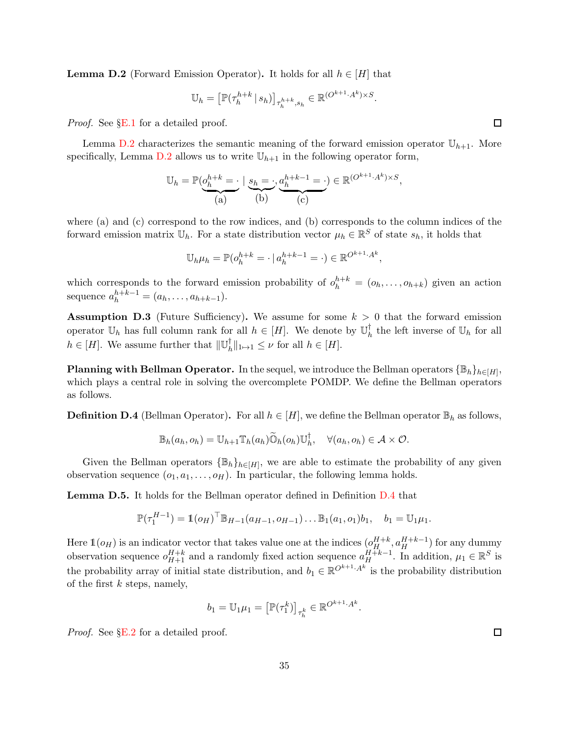**Lemma D.2** (Forward Emission Operator)**.** It holds for all $h \in [H]$ that

$$\mathbb{U}_h = \big[\mathbb{P}(\tau_h^{h+k} \,|\, s_h)\big]_{\tau_h^{h+k}, s_h} \in \mathbb{R}^{(O^{k+1} \cdot A^k) \times S}.$$

*Proof.* See §E.1 for a detailed proof. ◻

Lemma D.2 characterizes the semantic meaning of the forward emission operator $\mathbb{U}_{h+1}$. More specifically, Lemma D.2 allows us to write $\mathbb{U}_{h+1}$ in the following operator form,

$$\mathbb{U}_h = \mathbb{P}(\underbrace{o_h^{h+k} = \cdot}_{\text{(a)}} \,|\, \underbrace{s_h = \cdot}_{\text{(b)}}, \underbrace{a_h^{h+k-1} = \cdot}_{\text{(c)}}) \in \mathbb{R}^{(O^{k+1} \cdot A^k) \times S},$$

where (a) and (c) correspond to the row indices, and (b) corresponds to the column indices of the forward emission matrix $\mathbb{U}_h$. For a state distribution vector $\mu_h \in \mathbb{R}^S$ of state $s_h$, it holds that

$$\mathbb{U}_h \mu_h = \mathbb{P}(o_h^{h+k} = \cdot \,|\, a_h^{h+k-1} = \cdot) \in \mathbb{R}^{O^{k+1} \cdot A^k},$$

which corresponds to the forward emission probability of $o_h^{h+k} = (o_h, \ldots, o_{h+k})$ given an action sequence $a_h^{h+k-1} = (a_h, \ldots, a_{h+k-1})$.

**Assumption D.3** (Future Sufficiency)**.** We assume for some $k > 0$ that the forward emission operator $\mathbb{U}_h$ has full column rank for all $h \in [H]$. We denote by $\mathbb{U}_h^\dagger$ the left inverse of $\mathbb{U}_h$ for all $h \in [H]$. We assume further that $\|\mathbb{U}_h^\dagger\|_{1 \mapsto 1} \le \nu$ for all $h \in [H]$.

**Planning with Bellman Operator.** In the sequel, we introduce the Bellman operators $\{\mathbb{B}_h\}_{h \in [H]}$, which plays a central role in solving the overcomplete POMDP. We define the Bellman operators as follows.

**Definition D.4** (Bellman Operator)**.** For all $h \in [H]$, we define the Bellman operator $\mathbb{B}_h$ as follows,

$$\mathbb{B}_h(a_h, o_h) = \mathbb{U}_{h+1} \mathbb{T}_h(a_h) \widetilde{\mathbb{O}}_h(o_h) \mathbb{U}_h^\dagger, \quad \forall (a_h, o_h) \in \mathcal{A} \times \mathcal{O}.$$

Given the Bellman operators $\{\mathbb{B}_h\}_{h \in [H]}$, we are able to estimate the probability of any given observation sequence $(o_1, a_1, \ldots, o_H)$. In particular, the following lemma holds.

**Lemma D.5.** It holds for the Bellman operator defined in Definition D.4 that

$$\mathbb{P}(\tau_1^{H-1}) = \mathbb{1}(o_H)^\top \mathbb{B}_{H-1}(a_{H-1}, o_{H-1}) \ldots \mathbb{B}_1(a_1, o_1) b_1, \quad b_1 = \mathbb{U}_1 \mu_1.$$

Here $\mathbb{1}(o_H)$ is an indicator vector that takes value one at the indices $(o_H^{H+k}, a_H^{H+k-1})$ for any dummy observation sequence $o_{H+1}^{H+k}$ and a randomly fixed action sequence $a_H^{H+k-1}$. In addition, $\mu_1 \in \mathbb{R}^S$ is the probability array of initial state distribution, and $b_1 \in \mathbb{R}^{O^{k+1} \cdot A^k}$ is the probability distribution of the first $k$ steps, namely,

$$b_1 = \mathbb{U}_1 \mu_1 = \big[\mathbb{P}(\tau_1^k)\big]_{\tau_h^k} \in \mathbb{R}^{O^{k+1} \cdot A^k}.$$

*Proof.* See §E.2 for a detailed proof. ◻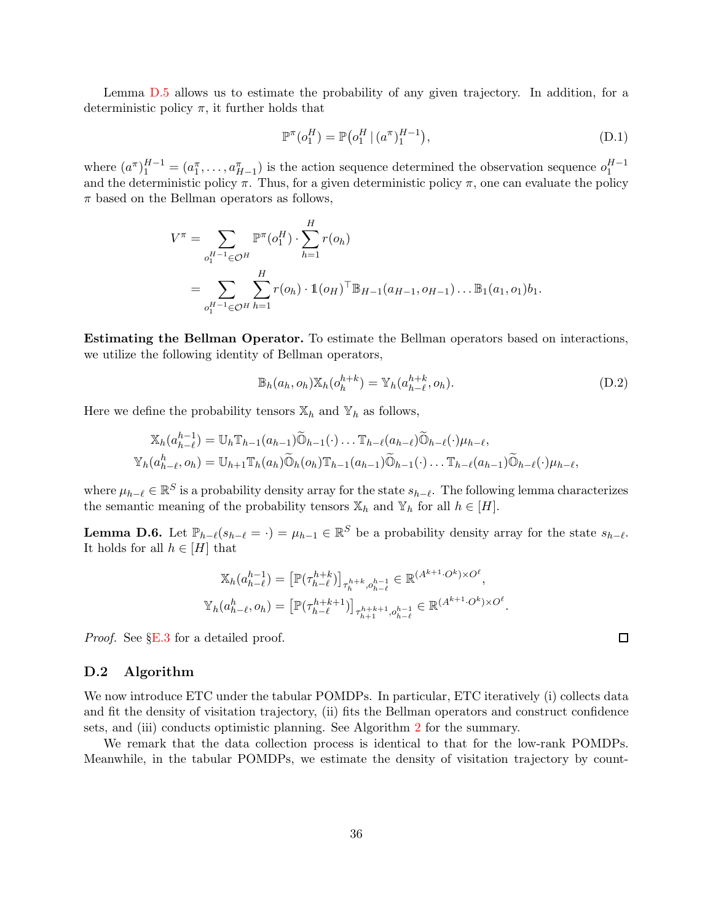Lemma D.5 allows us to estimate the probability of any given trajectory. In addition, for a deterministic policy $\pi$, it further holds that

$$\mathbb{P}^\pi(o_1^H) = \mathbb{P}\big(o_1^H \,|\, (a^\pi)_1^{H-1}\big), \tag{D.1}$$

where $(a^\pi)_1^{H-1} = (a_1^\pi, \ldots, a_{H-1}^\pi)$ is the action sequence determined the observation sequence $o_1^{H-1}$ and the deterministic policy $\pi$. Thus, for a given deterministic policy $\pi$, one can evaluate the policy $\pi$ based on the Bellman operators as follows,

$$\begin{aligned}
V^\pi &= \sum_{o_1^{H-1} \in \mathcal{O}^H} \mathbb{P}^\pi(o_1^H) \cdot \sum_{h=1}^H r(o_h) \\
&= \sum_{o_1^{H-1} \in \mathcal{O}^H} \sum_{h=1}^H r(o_h) \cdot \mathbb{1}(o_H)^\top \mathbb{B}_{H-1}(a_{H-1}, o_{H-1}) \ldots \mathbb{B}_1(a_1, o_1) b_1.
\end{aligned}$$

**Estimating the Bellman Operator.** To estimate the Bellman operators based on interactions, we utilize the following identity of Bellman operators,

$$\mathbb{B}_h(a_h, o_h) \mathbb{X}_h(o_h^{h+k}) = \mathbb{Y}_h(a_{h-\ell}^{h+k}, o_h). \tag{D.2}$$

Here we define the probability tensors $\mathbb{X}_h$ and $\mathbb{Y}_h$ as follows,

$$\begin{aligned}
\mathbb{X}_h(a_{h-\ell}^{h-1}) &= \mathbb{U}_h \mathbb{T}_{h-1}(a_{h-1}) \widetilde{\mathbb{O}}_{h-1}(\cdot) \ldots \mathbb{T}_{h-\ell}(a_{h-\ell}) \widetilde{\mathbb{O}}_{h-\ell}(\cdot) \mu_{h-\ell}, \\
\mathbb{Y}_h(a_{h-\ell}^h, o_h) &= \mathbb{U}_{h+1} \mathbb{T}_h(a_h) \widetilde{\mathbb{O}}_h(o_h) \mathbb{T}_{h-1}(a_{h-1}) \widetilde{\mathbb{O}}_{h-1}(\cdot) \ldots \mathbb{T}_{h-\ell}(a_{h-1}) \widetilde{\mathbb{O}}_{h-\ell}(\cdot) \mu_{h-\ell},
\end{aligned}$$

where $\mu_{h-\ell} \in \mathbb{R}^S$ is a probability density array for the state $s_{h-\ell}$. The following lemma characterizes the semantic meaning of the probability tensors $\mathbb{X}_h$ and $\mathbb{Y}_h$ for all $h \in [H]$.

**Lemma D.6.** Let $\mathbb{P}_{h-\ell}(s_{h-\ell} = \cdot) = \mu_{h-1} \in \mathbb{R}^S$ be a probability density array for the state $s_{h-\ell}$. It holds for all $h \in [H]$ that

$$\begin{aligned}
\mathbb{X}_h(a_{h-\ell}^{h-1}) &= \big[\mathbb{P}(\tau_{h-\ell}^{h+k})\big]_{\tau_h^{h+k}, o_{h-\ell}^{h-1}} \in \mathbb{R}^{(A^{k+1} \cdot O^k) \times O^\ell}, \\
\mathbb{Y}_h(a_{h-\ell}^h, o_h) &= \big[\mathbb{P}(\tau_{h-\ell}^{h+k+1})\big]_{\tau_{h+1}^{h+k+1}, o_{h-\ell}^{h-1}} \in \mathbb{R}^{(A^{k+1} \cdot O^k) \times O^\ell}.
\end{aligned}$$

*Proof.* See §E.3 for a detailed proof. ∎

## D.2 Algorithm

We now introduce ETC under the tabular POMDPs. In particular, ETC iteratively (i) collects data and fit the density of visitation trajectory, (ii) fits the Bellman operators and construct confidence sets, and (iii) conducts optimistic planning. See Algorithm 2 for the summary.

We remark that the data collection process is identical to that for the low-rank POMDPs. Meanwhile, in the tabular POMDPs, we estimate the density of visitation trajectory by count-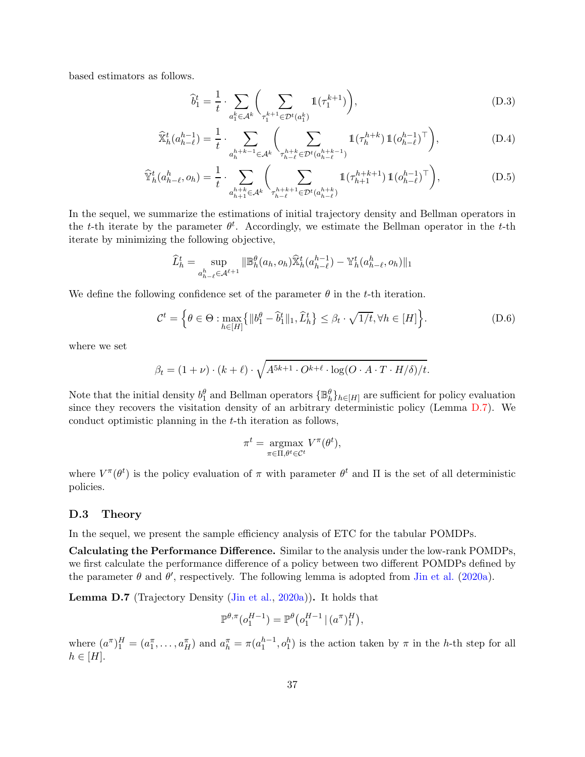based estimators as follows.

$$\widehat{b}_1^t = \frac{1}{t} \cdot \sum_{a_1^k \in \mathcal{A}^k} \bigg( \sum_{\tau_1^{k+1} \in \mathcal{D}^t(a_1^k)} \mathbb{1}(\tau_1^{k+1}) \bigg), \tag{D.3}$$

$$\widehat{\mathbb{X}}_h^t(a_{h-\ell}^{h-1}) = \frac{1}{t} \cdot \sum_{a_h^{h+k-1} \in \mathcal{A}^k} \bigg( \sum_{\tau_{h-\ell}^{h+k} \in \mathcal{D}^t(a_{h-\ell}^{h+k-1})} \mathbb{1}(\tau_h^{h+k}) \, \mathbb{1}(o_{h-\ell}^{h-1})^\top \bigg), \tag{D.4}$$

$$\widehat{\mathbb{Y}}_h^t(a_{h-\ell}^h, o_h) = \frac{1}{t} \cdot \sum_{a_{h+1}^{h+k} \in \mathcal{A}^k} \bigg( \sum_{\tau_{h-\ell}^{h+k+1} \in \mathcal{D}^t(a_{h-\ell}^{h+k})} \mathbb{1}(\tau_{h+1}^{h+k+1}) \, \mathbb{1}(o_{h-\ell}^{h-1})^\top \bigg), \tag{D.5}$$

In the sequel, we summarize the estimations of initial trajectory density and Bellman operators in the $t$-th iterate by the parameter $\theta^t$. Accordingly, we estimate the Bellman operator in the $t$-th iterate by minimizing the following objective,

$$\widehat{L}_h^t = \sup_{a_{h-\ell}^h \in \mathcal{A}^{\ell+1}} \|\mathbb{B}_h^\theta(a_h, o_h) \widehat{\mathbb{X}}_h^t(a_{h-\ell}^{h-1}) - \mathbb{Y}_h^t(a_{h-\ell}^h, o_h)\|_1$$

We define the following confidence set of the parameter $\theta$ in the $t$-th iteration.

$$\mathcal{C}^t = \Big\{ \theta \in \Theta : \max_{h \in [H]} \big\{ \|b_1^\theta - \widehat{b}_1^t\|_1, \widehat{L}_h^t \big\} \le \beta_t \cdot \sqrt{1/t}, \forall h \in [H] \Big\}. \tag{D.6}$$

where we set

$$\beta_t = (1+\nu) \cdot (k+\ell) \cdot \sqrt{A^{5k+1} \cdot O^{k+\ell} \cdot \log(O \cdot A \cdot T \cdot H/\delta)/t}.$$

Note that the initial density $b_1^\theta$ and Bellman operators $\{\mathbb{B}_h^\theta\}_{h \in [H]}$ are sufficient for policy evaluation since they recovers the visitation density of an arbitrary deterministic policy (Lemma D.7). We conduct optimistic planning in the $t$-th iteration as follows,

$$\pi^t = \operatorname*{argmax}_{\pi \in \Pi, \theta^t \in \mathcal{C}^t} V^\pi(\theta^t),$$

where $V^\pi(\theta^t)$ is the policy evaluation of $\pi$ with parameter $\theta^t$ and $\Pi$ is the set of all deterministic policies.

### D.3 Theory

In the sequel, we present the sample efficiency analysis of ETC for the tabular POMDPs.

**Calculating the Performance Difference.** Similar to the analysis under the low-rank POMDPs, we first calculate the performance difference of a policy between two different POMDPs defined by the parameter $\theta$ and $\theta'$, respectively. The following lemma is adopted from Jin et al. (2020a).

**Lemma D.7** (Trajectory Density (Jin et al., 2020a))**.** It holds that

$$\mathbb{P}^{\theta,\pi}(o_1^{H-1}) = \mathbb{P}^\theta\big(o_1^{H-1} \,|\, (a^\pi)_1^H\big),$$

where $(a^\pi)_1^H = (a_1^\pi, \ldots, a_H^\pi)$ and $a_h^\pi = \pi(a_1^{h-1}, o_1^h)$ is the action taken by $\pi$ in the $h$-th step for all $h \in [H]$.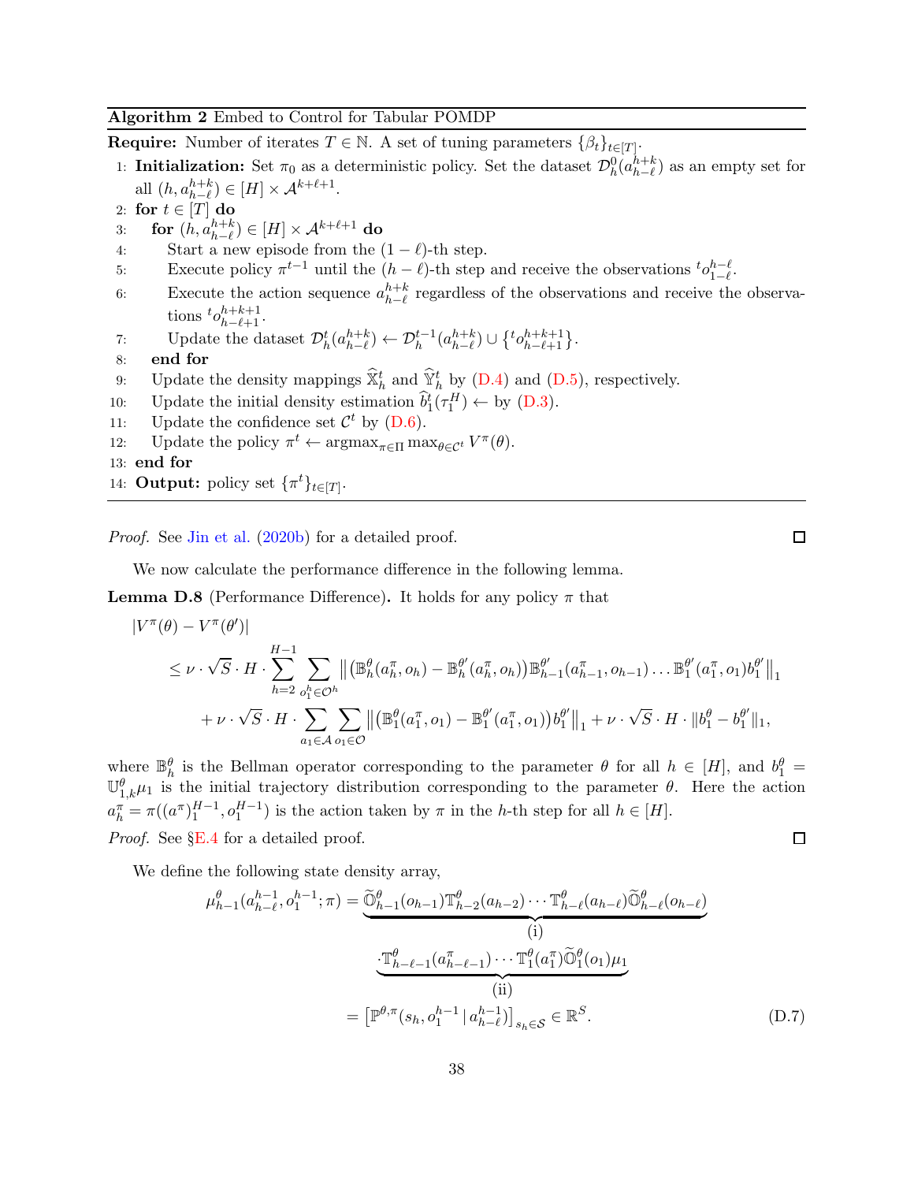**Algorithm 2** Embed to Control for Tabular POMDP

**Require:** Number of iterates $T \in \mathbb{N}$. A set of tuning parameters $\{\beta_t\}_{t\in[T]}$.

1: **Initialization:** Set $\pi_0$ as a deterministic policy. Set the dataset $\mathcal{D}_h^0(a_{h-\ell}^{h+k})$ as an empty set for all $(h, a_{h-\ell}^{h+k}) \in [H] \times \mathcal{A}^{k+\ell+1}$.
2: **for** $t \in [T]$ **do**
3: &nbsp;&nbsp;&nbsp;&nbsp;**for** $(h, a_{h-\ell}^{h+k}) \in [H] \times \mathcal{A}^{k+\ell+1}$ **do**
4: &nbsp;&nbsp;&nbsp;&nbsp;&nbsp;&nbsp;&nbsp;&nbsp;Start a new episode from the $(1-\ell)$-th step.
5: &nbsp;&nbsp;&nbsp;&nbsp;&nbsp;&nbsp;&nbsp;&nbsp;Execute policy $\pi^{t-1}$ until the $(h-\ell)$-th step and receive the observations ${}^t o_{1-\ell}^{h-\ell}$.
6: &nbsp;&nbsp;&nbsp;&nbsp;&nbsp;&nbsp;&nbsp;&nbsp;Execute the action sequence $a_{h-\ell}^{h+k}$ regardless of the observations and receive the observations ${}^t o_{h-\ell+1}^{h+k+1}$.
7: &nbsp;&nbsp;&nbsp;&nbsp;&nbsp;&nbsp;&nbsp;&nbsp;Update the dataset $\mathcal{D}_h^t(a_{h-\ell}^{h+k}) \leftarrow \mathcal{D}_h^{t-1}(a_{h-\ell}^{h+k}) \cup \{{}^t o_{h-\ell+1}^{h+k+1}\}$.
8: &nbsp;&nbsp;&nbsp;&nbsp;**end for**
9: &nbsp;&nbsp;&nbsp;&nbsp;Update the density mappings $\widehat{\mathbb{X}}_h^t$ and $\widehat{\mathbb{Y}}_h^t$ by (D.4) and (D.5), respectively.
10: &nbsp;&nbsp;&nbsp;Update the initial density estimation $\widehat{b}_1^t(\tau_1^H) \leftarrow$ by (D.3).
11: &nbsp;&nbsp;&nbsp;Update the confidence set $\mathcal{C}^t$ by (D.6).
12: &nbsp;&nbsp;&nbsp;Update the policy $\pi^t \leftarrow \operatorname{argmax}_{\pi\in\Pi} \max_{\theta\in\mathcal{C}^t} V^\pi(\theta)$.
13: **end for**
14: **Output:** policy set $\{\pi^t\}_{t\in[T]}$.

*Proof.* See Jin et al. (2020b) for a detailed proof. ◻

We now calculate the performance difference in the following lemma.

**Lemma D.8** (Performance Difference)**.** It holds for any policy $\pi$ that

$$
\begin{aligned}
&|V^\pi(\theta) - V^\pi(\theta')| \\
&\quad \le \nu \cdot \sqrt{S} \cdot H \cdot \sum_{h=2}^{H-1} \sum_{o_1^h \in \mathcal{O}^h} \big\| \big(\mathbb{B}_h^\theta(a_h^\pi, o_h) - \mathbb{B}_h^{\theta'}(a_h^\pi, o_h)\big) \mathbb{B}_{h-1}^{\theta'}(a_{h-1}^\pi, o_{h-1}) \ldots \mathbb{B}_1^{\theta'}(a_1^\pi, o_1) b_1^{\theta'} \big\|_1 \\
&\qquad + \nu \cdot \sqrt{S} \cdot H \cdot \sum_{a_1 \in \mathcal{A}} \sum_{o_1 \in \mathcal{O}} \big\| \big(\mathbb{B}_1^\theta(a_1^\pi, o_1) - \mathbb{B}_1^{\theta'}(a_1^\pi, o_1)\big) b_1^{\theta'} \big\|_1 + \nu \cdot \sqrt{S} \cdot H \cdot \|b_1^\theta - b_1^{\theta'}\|_1,
\end{aligned}
$$

where $\mathbb{B}_h^\theta$ is the Bellman operator corresponding to the parameter $\theta$ for all $h \in [H]$, and $b_1^\theta = \mathbb{U}_{1,k}^\theta \mu_1$ is the initial trajectory distribution corresponding to the parameter $\theta$. Here the action $a_h^\pi = \pi((a^\pi)_1^{H-1}, o_1^{H-1})$ is the action taken by $\pi$ in the $h$-th step for all $h \in [H]$.

*Proof.* See §E.4 for a detailed proof. ◻

We define the following state density array,

$$
\begin{aligned}
\mu_{h-1}^\theta(a_{h-\ell}^{h-1}, o_1^{h-1}; \pi) &= \underbrace{\widetilde{\mathbb{O}}_{h-1}^\theta(o_{h-1}) \mathbb{T}_{h-2}^\theta(a_{h-2}) \cdots \mathbb{T}_{h-\ell}^\theta(a_{h-\ell}) \widetilde{\mathbb{O}}_{h-\ell}^\theta(o_{h-\ell})}_{\text{(i)}} \\
&\qquad \underbrace{\cdot \mathbb{T}_{h-\ell-1}^\theta(a_{h-\ell-1}^\pi) \cdots \mathbb{T}_1^\theta(a_1^\pi) \widetilde{\mathbb{O}}_1^\theta(o_1) \mu_1}_{\text{(ii)}} \\
&= \big[\mathbb{P}^{\theta,\pi}(s_h, o_1^{h-1} \,|\, a_{h-\ell}^{h-1})\big]_{s_h \in \mathcal{S}} \in \mathbb{R}^S. \qquad \text{(D.7)}
\end{aligned}
$$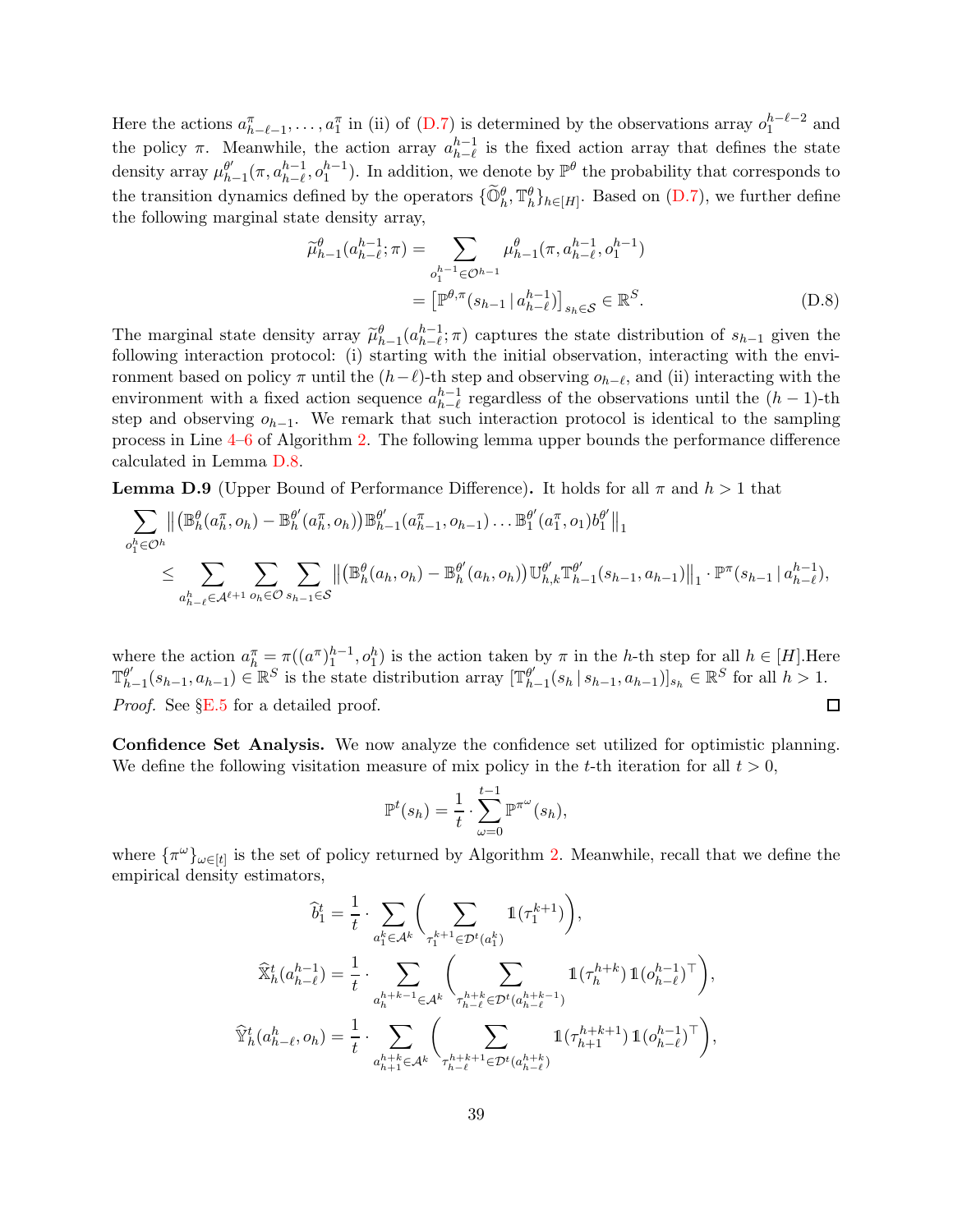Here the actions $a^\pi_{h-\ell-1}, \ldots, a^\pi_1$ in (ii) of (D.7) is determined by the observations array $o_1^{h-\ell-2}$ and the policy $\pi$. Meanwhile, the action array $a_{h-\ell}^{h-1}$ is the fixed action array that defines the state density array $\mu^{\theta'}_{h-1}(\pi, a_{h-\ell}^{h-1}, o_1^{h-1})$. In addition, we denote by $\mathbb{P}^\theta$ the probability that corresponds to the transition dynamics defined by the operators $\{\widetilde{\mathbb{O}}^\theta_h, \mathbb{T}^\theta_h\}_{h\in[H]}$. Based on (D.7), we further define the following marginal state density array,

$$
\begin{aligned}
\widetilde{\mu}^\theta_{h-1}(a_{h-\ell}^{h-1}; \pi) &= \sum_{o_1^{h-1}\in\mathcal{O}^{h-1}} \mu^\theta_{h-1}(\pi, a_{h-\ell}^{h-1}, o_1^{h-1}) \\
&= \big[\mathbb{P}^{\theta,\pi}(s_{h-1}\,|\, a_{h-\ell}^{h-1})\big]_{s_h\in\mathcal{S}} \in \mathbb{R}^S. \qquad \text{(D.8)}
\end{aligned}
$$

The marginal state density array $\widetilde{\mu}^\theta_{h-1}(a_{h-\ell}^{h-1};\pi)$ captures the state distribution of $s_{h-1}$ given the following interaction protocol: (i) starting with the initial observation, interacting with the environment based on policy $\pi$ until the $(h-\ell)$-th step and observing $o_{h-\ell}$, and (ii) interacting with the environment with a fixed action sequence $a_{h-\ell}^{h-1}$ regardless of the observations until the $(h-1)$-th step and observing $o_{h-1}$. We remark that such interaction protocol is identical to the sampling process in Line 4–6 of Algorithm 2. The following lemma upper bounds the performance difference calculated in Lemma D.8.

**Lemma D.9** (Upper Bound of Performance Difference)**.** It holds for all $\pi$ and $h > 1$ that

$$
\begin{aligned}
&\sum_{o_1^h\in\mathcal{O}^h} \big\| \big(\mathbb{B}^\theta_h(a^\pi_h, o_h) - \mathbb{B}^{\theta'}_h(a^\pi_h, o_h)\big)\mathbb{B}^\theta_{h-1}(a^\pi_{h-1}, o_{h-1})\ldots\mathbb{B}^{\theta'}_1(a^\pi_1, o_1)b_1^{\theta'}\big\|_1 \\
&\quad\le \sum_{a_{h-\ell}^h\in\mathcal{A}^{\ell+1}}\sum_{o_h\in\mathcal{O}}\sum_{s_{h-1}\in\mathcal{S}} \big\|\big(\mathbb{B}^\theta_h(a_h, o_h) - \mathbb{B}^{\theta'}_h(a_h,o_h)\big)\mathbb{U}^{\theta'}_{h,k}\mathbb{T}^{\theta'}_{h-1}(s_{h-1}, a_{h-1})\big\|_1 \cdot \mathbb{P}^\pi(s_{h-1}\,|\,a_{h-\ell}^{h-1}),
\end{aligned}
$$

where the action $a^\pi_h = \pi((a^\pi)_1^{h-1}, o_1^h)$ is the action taken by $\pi$ in the $h$-th step for all $h\in[H]$.Here $\mathbb{T}^{\theta'}_{h-1}(s_{h-1}, a_{h-1}) \in \mathbb{R}^S$ is the state distribution array $[\mathbb{T}^{\theta'}_{h-1}(s_h\,|\,s_{h-1}, a_{h-1})]_{s_h}\in\mathbb{R}^S$ for all $h>1$.

*Proof.* See §E.5 for a detailed proof. ◻

**Confidence Set Analysis.** We now analyze the confidence set utilized for optimistic planning. We define the following visitation measure of mix policy in the $t$-th iteration for all $t>0$,

$$
\mathbb{P}^t(s_h) = \frac{1}{t}\cdot\sum_{\omega=0}^{t-1}\mathbb{P}^{\pi^\omega}(s_h),
$$

where $\{\pi^\omega\}_{\omega\in[t]}$ is the set of policy returned by Algorithm 2. Meanwhile, recall that we define the empirical density estimators,

$$
\begin{aligned}
\widehat{b}^t_1 &= \frac{1}{t}\cdot\sum_{a_1^k\in\mathcal{A}^k}\bigg(\sum_{\tau_1^{k+1}\in\mathcal{D}^t(a_1^k)}\mathbb{1}(\tau_1^{k+1})\bigg), \\
\widehat{\mathbb{X}}^t_h(a_{h-\ell}^{h-1}) &= \frac{1}{t}\cdot\sum_{a_h^{h+k-1}\in\mathcal{A}^k}\bigg(\sum_{\tau_{h-\ell}^{h+k}\in\mathcal{D}^t(a_{h-\ell}^{h+k-1})}\mathbb{1}(\tau_h^{h+k})\,\mathbb{1}(o_{h-\ell}^{h-1})^\top\bigg), \\
\widehat{\mathbb{Y}}^t_h(a_{h-\ell}^h, o_h) &= \frac{1}{t}\cdot\sum_{a_{h+1}^{h+k}\in\mathcal{A}^k}\bigg(\sum_{\tau_{h-\ell}^{h+k+1}\in\mathcal{D}^t(a_{h-\ell}^{h+k})}\mathbb{1}(\tau_{h+1}^{h+k+1})\,\mathbb{1}(o_{h-\ell}^{h-1})^\top\bigg),
\end{aligned}
$$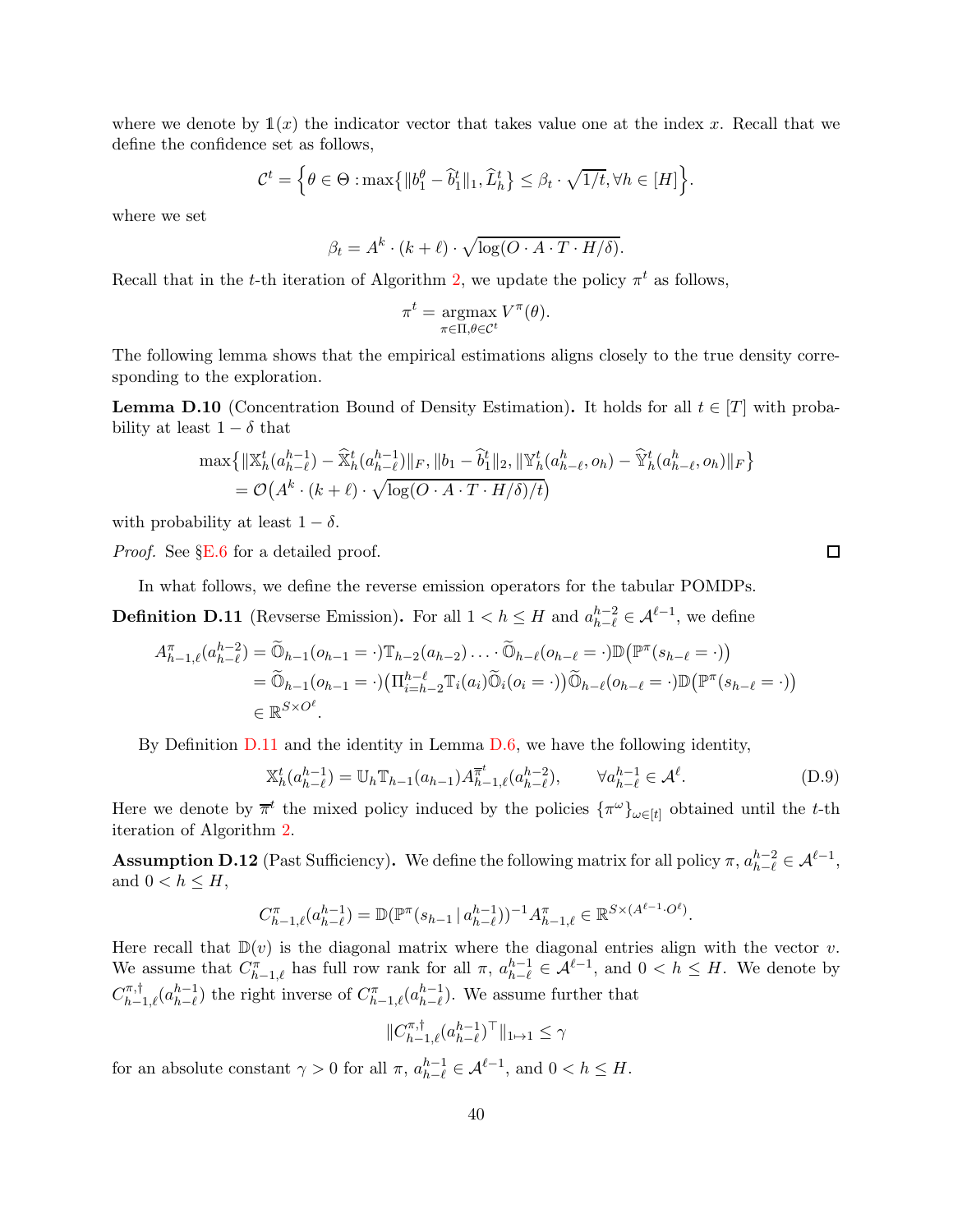where we denote by $\mathbb{1}(x)$ the indicator vector that takes value one at the index $x$. Recall that we define the confidence set as follows,

$$\mathcal{C}^t = \Big\{\theta \in \Theta : \max\big\{\|b_1^\theta - \widehat{b}_1^t\|_1, \widehat{L}_h^t\big\} \leq \beta_t \cdot \sqrt{1/t}, \forall h \in [H]\Big\}.$$

where we set

$$\beta_t = A^k \cdot (k+\ell) \cdot \sqrt{\log(O \cdot A \cdot T \cdot H/\delta)}.$$

Recall that in the $t$-th iteration of Algorithm 2, we update the policy $\pi^t$ as follows,

$$\pi^t = \operatorname*{argmax}_{\pi \in \Pi, \theta \in \mathcal{C}^t} V^\pi(\theta).$$

The following lemma shows that the empirical estimations aligns closely to the true density corresponding to the exploration.

**Lemma D.10** (Concentration Bound of Density Estimation)**.** It holds for all $t \in [T]$ with probability at least $1-\delta$ that

$$\begin{aligned}
&\max\big\{\|\mathbb{X}_h^t(a_{h-\ell}^{h-1}) - \widehat{\mathbb{X}}_h^t(a_{h-\ell}^{h-1})\|_F, \|b_1 - \widehat{b}_1^t\|_2, \|\mathbb{Y}_h^t(a_{h-\ell}^h, o_h) - \widehat{\mathbb{Y}}_h^t(a_{h-\ell}^h, o_h)\|_F\big\} \\
&\quad = \mathcal{O}\big(A^k \cdot (k+\ell) \cdot \sqrt{\log(O \cdot A \cdot T \cdot H/\delta)/t}\big)
\end{aligned}$$

with probability at least $1-\delta$.

*Proof.* See §E.6 for a detailed proof. □

In what follows, we define the reverse emission operators for the tabular POMDPs.

**Definition D.11** (Revserse Emission)**.** For all $1 < h \leq H$ and $a_{h-\ell}^{h-2} \in \mathcal{A}^{\ell-1}$, we define

$$\begin{aligned}
A_{h-1,\ell}^\pi(a_{h-\ell}^{h-2}) &= \widetilde{\mathbb{O}}_{h-1}(o_{h-1} = \cdot)\mathbb{T}_{h-2}(a_{h-2}) \ldots \cdot \widetilde{\mathbb{O}}_{h-\ell}(o_{h-\ell} = \cdot)\mathbb{D}\big(\mathbb{P}^\pi(s_{h-\ell} = \cdot)\big) \\
&= \widetilde{\mathbb{O}}_{h-1}(o_{h-1} = \cdot)\big(\Pi_{i=h-2}^{h-\ell}\mathbb{T}_i(a_i)\widetilde{\mathbb{O}}_i(o_i = \cdot)\big)\widetilde{\mathbb{O}}_{h-\ell}(o_{h-\ell} = \cdot)\mathbb{D}\big(\mathbb{P}^\pi(s_{h-\ell} = \cdot)\big) \\
&\in \mathbb{R}^{S \times O^\ell}.
\end{aligned}$$

By Definition D.11 and the identity in Lemma D.6, we have the following identity,

$$\mathbb{X}_h^t(a_{h-\ell}^{h-1}) = \mathbb{U}_h \mathbb{T}_{h-1}(a_{h-1}) A_{h-1,\ell}^{\overline{\pi}^t}(a_{h-\ell}^{h-2}), \qquad \forall a_{h-\ell}^{h-1} \in \mathcal{A}^\ell. \tag{D.9}$$

Here we denote by $\overline{\pi}^t$ the mixed policy induced by the policies $\{\pi^\omega\}_{\omega \in [t]}$ obtained until the $t$-th iteration of Algorithm 2.

**Assumption D.12** (Past Sufficiency)**.** We define the following matrix for all policy $\pi$, $a_{h-\ell}^{h-2} \in \mathcal{A}^{\ell-1}$, and $0 < h \leq H$,

$$C_{h-1,\ell}^\pi(a_{h-\ell}^{h-1}) = \mathbb{D}(\mathbb{P}^\pi(s_{h-1}\,|\,a_{h-\ell}^{h-1}))^{-1} A_{h-1,\ell}^\pi \in \mathbb{R}^{S \times (A^{\ell-1} \cdot O^\ell)}.$$

Here recall that $\mathbb{D}(v)$ is the diagonal matrix where the diagonal entries align with the vector $v$. We assume that $C_{h-1,\ell}^\pi$ has full row rank for all $\pi$, $a_{h-\ell}^{h-1} \in \mathcal{A}^{\ell-1}$, and $0 < h \leq H$. We denote by $C_{h-1,\ell}^{\pi,\dagger}(a_{h-\ell}^{h-1})$ the right inverse of $C_{h-1,\ell}^\pi(a_{h-\ell}^{h-1})$. We assume further that

$$\|C_{h-1,\ell}^{\pi,\dagger}(a_{h-\ell}^{h-1})^\top\|_{1 \mapsto 1} \leq \gamma$$

for an absolute constant $\gamma > 0$ for all $\pi$, $a_{h-\ell}^{h-1} \in \mathcal{A}^{\ell-1}$, and $0 < h \leq H$.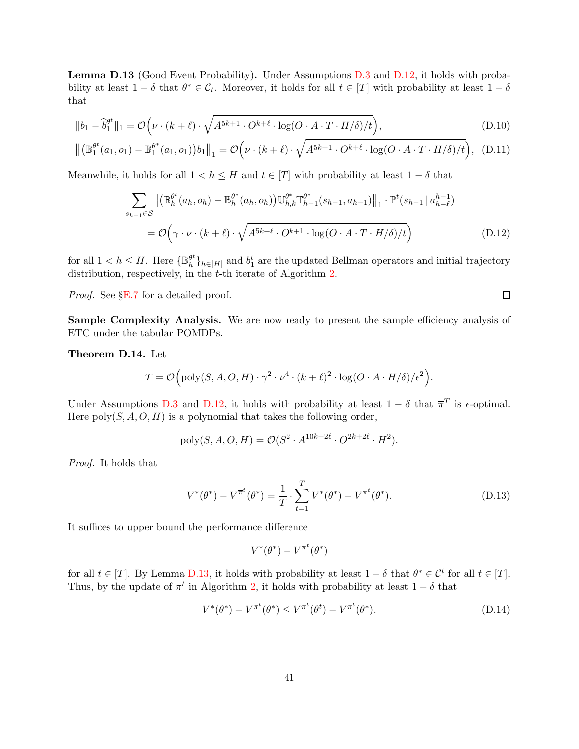**Lemma D.13** (Good Event Probability)**.** Under Assumptions D.3 and D.12, it holds with probability at least $1-\delta$ that $\theta^* \in \mathcal{C}_t$. Moreover, it holds for all $t \in [T]$ with probability at least $1-\delta$ that

$$
\|b_1 - \widehat{b}_1^{\theta^t}\|_1 = \mathcal{O}\Big(\nu \cdot (k+\ell) \cdot \sqrt{A^{5k+1} \cdot O^{k+\ell} \cdot \log(O \cdot A \cdot T \cdot H/\delta)/t}\Big), \tag{D.10}
$$

$$
\big\|\big(\mathbb{B}_1^{\theta^t}(a_1, o_1) - \mathbb{B}_1^{\theta^*}(a_1, o_1)\big) b_1\big\|_1 = \mathcal{O}\Big(\nu \cdot (k+\ell) \cdot \sqrt{A^{5k+1} \cdot O^{k+\ell} \cdot \log(O \cdot A \cdot T \cdot H/\delta)/t}\Big), \tag{D.11}
$$

Meanwhile, it holds for all $1 < h \le H$ and $t \in [T]$ with probability at least $1-\delta$ that

$$
\begin{aligned}
&\sum_{s_{h-1} \in \mathcal{S}} \big\|\big(\mathbb{B}_h^{\theta^t}(a_h, o_h) - \mathbb{B}_h^{\theta^*}(a_h, o_h)\big) \mathbb{U}_{h,k}^{\theta^*} \mathbb{T}_{h-1}^{\theta^*}(s_{h-1}, a_{h-1})\big\|_1 \cdot \mathbb{P}^t(s_{h-1} \,|\, a_{h-\ell}^{h-1}) \\
&\qquad = \mathcal{O}\Big(\gamma \cdot \nu \cdot (k+\ell) \cdot \sqrt{A^{5k+\ell} \cdot O^{k+1} \cdot \log(O \cdot A \cdot T \cdot H/\delta)/t}\Big)
\end{aligned} \tag{D.12}
$$

for all $1 < h \le H$. Here $\{\mathbb{B}_h^{\theta^t}\}_{h \in [H]}$ and $b_1^t$ are the updated Bellman operators and initial trajectory distribution, respectively, in the $t$-th iterate of Algorithm 2.

*Proof.* See §E.7 for a detailed proof. □

**Sample Complexity Analysis.** We are now ready to present the sample efficiency analysis of ETC under the tabular POMDPs.

**Theorem D.14.** Let

$$
T = \mathcal{O}\Big(\mathrm{poly}(S, A, O, H) \cdot \gamma^2 \cdot \nu^4 \cdot (k+\ell)^2 \cdot \log(O \cdot A \cdot H/\delta)/\epsilon^2\Big).
$$

Under Assumptions D.3 and D.12, it holds with probability at least $1-\delta$ that $\overline{\pi}^T$ is $\epsilon$-optimal. Here $\mathrm{poly}(S, A, O, H)$ is a polynomial that takes the following order,

$$
\mathrm{poly}(S, A, O, H) = \mathcal{O}(S^2 \cdot A^{10k+2\ell} \cdot O^{2k+2\ell} \cdot H^2).
$$

*Proof.* It holds that

$$
V^*(\theta^*) - V^{\overline{\pi}^t}(\theta^*) = \frac{1}{T} \cdot \sum_{t=1}^{T} V^*(\theta^*) - V^{\pi^t}(\theta^*). \tag{D.13}
$$

It suffices to upper bound the performance difference

$$
V^*(\theta^*) - V^{\pi^t}(\theta^*)
$$

for all $t \in [T]$. By Lemma D.13, it holds with probability at least $1-\delta$ that $\theta^* \in \mathcal{C}^t$ for all $t \in [T]$. Thus, by the update of $\pi^t$ in Algorithm 2, it holds with probability at least $1-\delta$ that

$$
V^*(\theta^*) - V^{\pi^t}(\theta^*) \le V^{\pi^t}(\theta^t) - V^{\pi^t}(\theta^*). \tag{D.14}
$$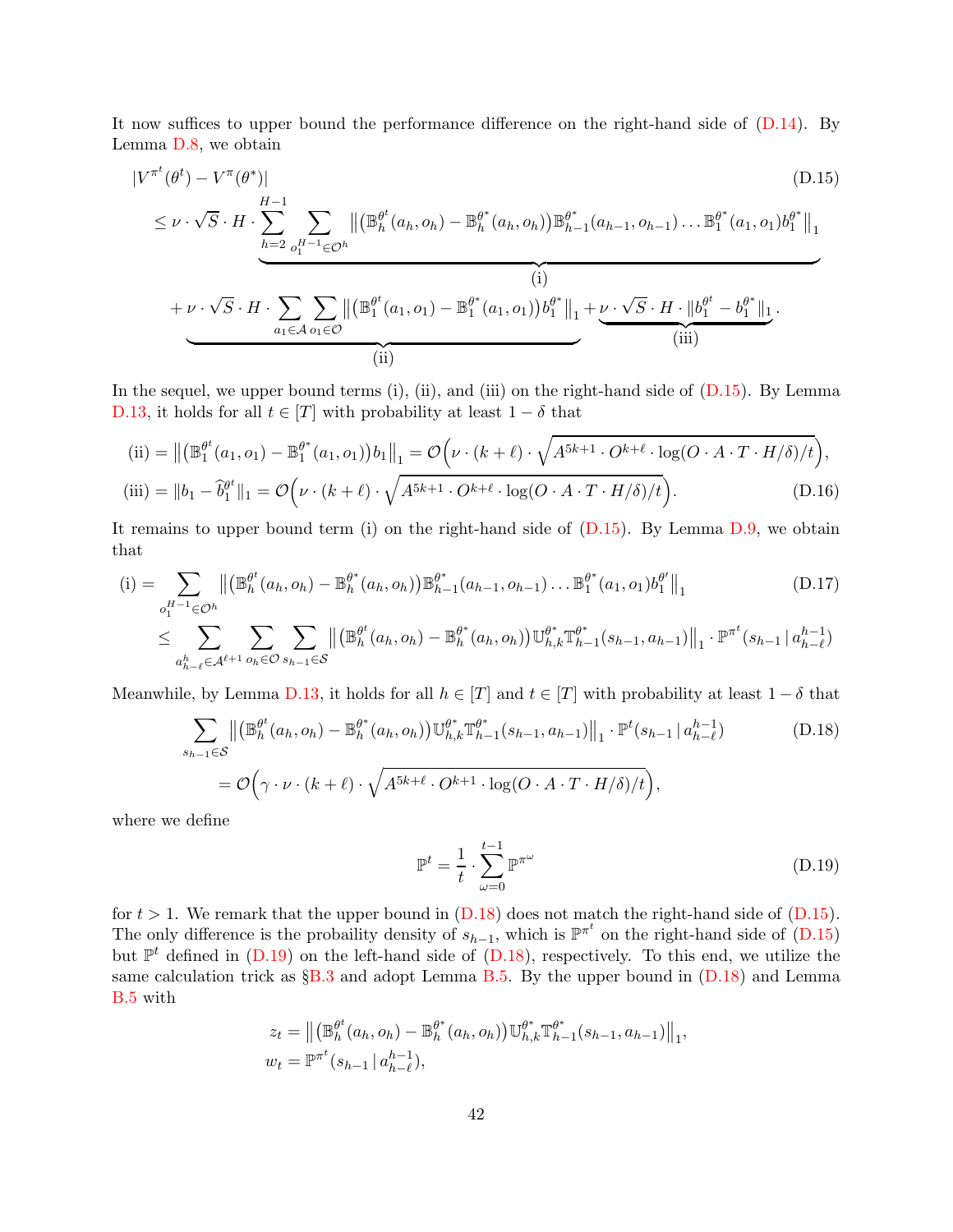It now suffices to upper bound the performance difference on the right-hand side of (D.14). By Lemma D.8, we obtain

$$
\begin{aligned}
&|V^{\pi^t}(\theta^t) - V^{\pi}(\theta^*)| \qquad\qquad (\text{D.15})\\
&\leq \underbrace{\nu \cdot \sqrt{S} \cdot H \cdot \sum_{h=2}^{H-1} \sum_{o_1^{H-1} \in \mathcal{O}^h} \big\| \big(\mathbb{B}_h^{\theta^t}(a_h, o_h) - \mathbb{B}_h^{\theta^*}(a_h, o_h)\big) \mathbb{B}_{h-1}^{\theta^*}(a_{h-1}, o_{h-1}) \ldots \mathbb{B}_1^{\theta^*}(a_1, o_1) b_1^{\theta^*} \big\|_1}_{\text{(i)}} \\
&\quad + \underbrace{\nu \cdot \sqrt{S} \cdot H \cdot \sum_{a_1 \in \mathcal{A}} \sum_{o_1 \in \mathcal{O}} \big\| \big(\mathbb{B}_1^{\theta^t}(a_1, o_1) - \mathbb{B}_1^{\theta^*}(a_1, o_1)\big) b_1^{\theta^*} \big\|_1}_{\text{(ii)}} + \underbrace{\nu \cdot \sqrt{S} \cdot H \cdot \| b_1^{\theta^t} - b_1^{\theta^*} \|_1}_{\text{(iii)}}.
\end{aligned}
$$

In the sequel, we upper bound terms (i), (ii), and (iii) on the right-hand side of (D.15). By Lemma D.13, it holds for all $t \in [T]$ with probability at least $1 - \delta$ that

$$
\begin{aligned}
\text{(ii)} &= \big\| \big(\mathbb{B}_1^{\theta^t}(a_1, o_1) - \mathbb{B}_1^{\theta^*}(a_1, o_1)\big) b_1 \big\|_1 = \mathcal{O}\Big(\nu \cdot (k + \ell) \cdot \sqrt{A^{5k+1} \cdot O^{k+\ell} \cdot \log(O \cdot A \cdot T \cdot H/\delta)/t}\Big), \\
\text{(iii)} &= \| b_1 - \widehat{b}_1^{\theta^t} \|_1 = \mathcal{O}\Big(\nu \cdot (k + \ell) \cdot \sqrt{A^{5k+1} \cdot O^{k+\ell} \cdot \log(O \cdot A \cdot T \cdot H/\delta)/t}\Big). \qquad (\text{D.16})
\end{aligned}
$$

It remains to upper bound term (i) on the right-hand side of (D.15). By Lemma D.9, we obtain that

$$
\begin{aligned}
\text{(i)} &= \sum_{o_1^{H-1} \in \mathcal{O}^h} \big\| \big(\mathbb{B}_h^{\theta^t}(a_h, o_h) - \mathbb{B}_h^{\theta^*}(a_h, o_h)\big) \mathbb{B}_{h-1}^{\theta^*}(a_{h-1}, o_{h-1}) \ldots \mathbb{B}_1^{\theta^*}(a_1, o_1) b_1^{\theta'} \big\|_1 \qquad (\text{D.17})\\
&\leq \sum_{a_{h-\ell}^h \in \mathcal{A}^{\ell+1}} \sum_{o_h \in \mathcal{O}} \sum_{s_{h-1} \in \mathcal{S}} \big\| \big(\mathbb{B}_h^{\theta^t}(a_h, o_h) - \mathbb{B}_h^{\theta^*}(a_h, o_h)\big) \mathbb{U}_{h,k}^{\theta^*} \mathbb{T}_{h-1}^{\theta^*}(s_{h-1}, a_{h-1}) \big\|_1 \cdot \mathbb{P}^{\pi^t}(s_{h-1} \,|\, a_{h-\ell}^{h-1})
\end{aligned}
$$

Meanwhile, by Lemma D.13, it holds for all $h \in [T]$ and $t \in [T]$ with probability at least $1 - \delta$ that

$$
\begin{aligned}
&\sum_{s_{h-1} \in \mathcal{S}} \big\| \big(\mathbb{B}_h^{\theta^t}(a_h, o_h) - \mathbb{B}_h^{\theta^*}(a_h, o_h)\big) \mathbb{U}_{h,k}^{\theta^*} \mathbb{T}_{h-1}^{\theta^*}(s_{h-1}, a_{h-1}) \big\|_1 \cdot \mathbb{P}^t(s_{h-1} \,|\, a_{h-\ell}^{h-1}) \qquad (\text{D.18})\\
&\quad = \mathcal{O}\Big(\gamma \cdot \nu \cdot (k + \ell) \cdot \sqrt{A^{5k+\ell} \cdot O^{k+1} \cdot \log(O \cdot A \cdot T \cdot H/\delta)/t}\Big),
\end{aligned}
$$

where we define

$$
\mathbb{P}^t = \frac{1}{t} \cdot \sum_{\omega=0}^{t-1} \mathbb{P}^{\pi^\omega} \qquad (\text{D.19})
$$

for $t > 1$. We remark that the upper bound in (D.18) does not match the right-hand side of (D.15). The only difference is the probaility density of $s_{h-1}$, which is $\mathbb{P}^{\pi^t}$ on the right-hand side of (D.15) but $\mathbb{P}^t$ defined in (D.19) on the left-hand side of (D.18), respectively. To this end, we utilize the same calculation trick as §B.3 and adopt Lemma B.5. By the upper bound in (D.18) and Lemma B.5 with

$$
\begin{aligned}
z_t &= \big\| \big(\mathbb{B}_h^{\theta^t}(a_h, o_h) - \mathbb{B}_h^{\theta^*}(a_h, o_h)\big) \mathbb{U}_{h,k}^{\theta^*} \mathbb{T}_{h-1}^{\theta^*}(s_{h-1}, a_{h-1}) \big\|_1, \\
w_t &= \mathbb{P}^{\pi^t}(s_{h-1} \,|\, a_{h-\ell}^{h-1}),
\end{aligned}
$$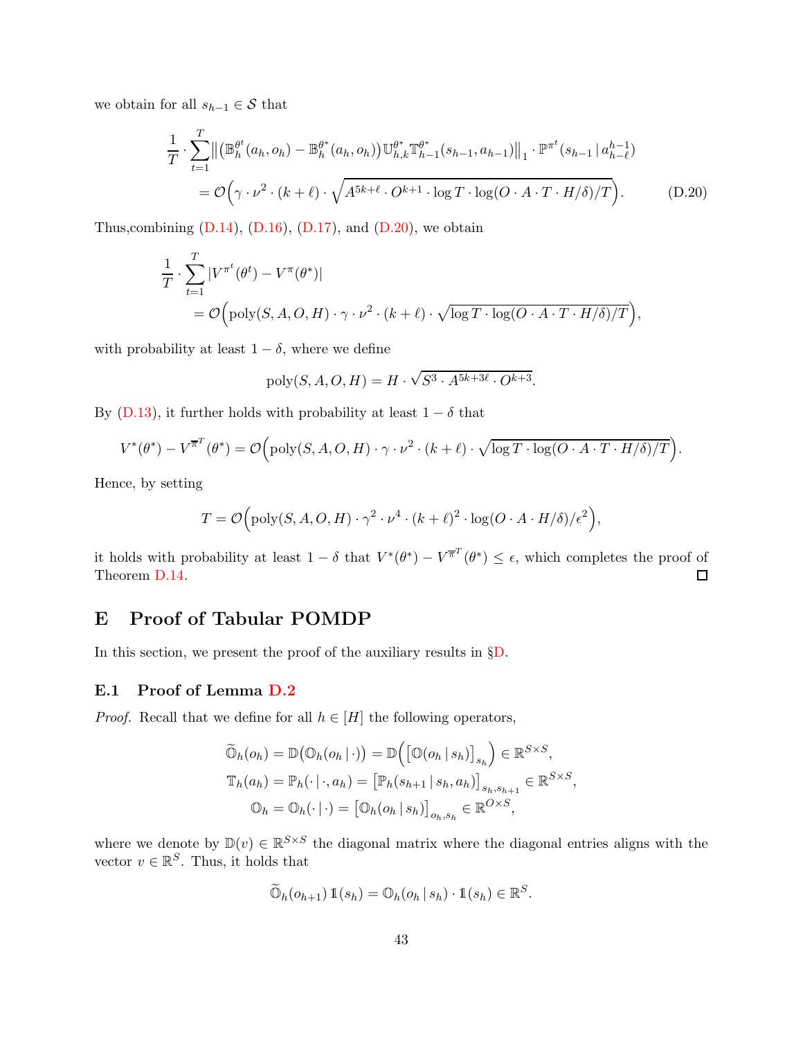we obtain for all $s_{h-1} \in \mathcal{S}$ that

$$
\begin{aligned}
&\frac{1}{T} \cdot \sum_{t=1}^{T} \big\| \big(\mathbb{B}_h^{\theta^t}(a_h, o_h) - \mathbb{B}_h^{\theta^*}(a_h, o_h)\big) \mathbb{U}_{h,k}^{\theta^*} \mathbb{T}_{h-1}^{\theta^*}(s_{h-1}, a_{h-1}) \big\|_1 \cdot \mathbb{P}^{\pi^t}(s_{h-1} \,|\, a_{h-\ell}^{h-1}) \\
&\qquad = \mathcal{O}\Big(\gamma \cdot \nu^2 \cdot (k+\ell) \cdot \sqrt{A^{5k+\ell} \cdot O^{k+1} \cdot \log T \cdot \log(O \cdot A \cdot T \cdot H/\delta)/T}\Big). \qquad \text{(D.20)}
\end{aligned}
$$

Thus,combining (D.14), (D.16), (D.17), and (D.20), we obtain

$$
\begin{aligned}
&\frac{1}{T} \cdot \sum_{t=1}^{T} |V^{\pi^t}(\theta^t) - V^{\pi}(\theta^*)| \\
&\qquad = \mathcal{O}\Big(\mathrm{poly}(S, A, O, H) \cdot \gamma \cdot \nu^2 \cdot (k+\ell) \cdot \sqrt{\log T \cdot \log(O \cdot A \cdot T \cdot H/\delta)/T}\Big),
\end{aligned}
$$

with probability at least $1-\delta$, where we define

$$
\mathrm{poly}(S, A, O, H) = H \cdot \sqrt{S^3 \cdot A^{5k+3\ell} \cdot O^{k+3}}.
$$

By (D.13), it further holds with probability at least $1-\delta$ that

$$
V^*(\theta^*) - V^{\overline{\pi}^T}(\theta^*) = \mathcal{O}\Big(\mathrm{poly}(S, A, O, H) \cdot \gamma \cdot \nu^2 \cdot (k+\ell) \cdot \sqrt{\log T \cdot \log(O \cdot A \cdot T \cdot H/\delta)/T}\Big).
$$

Hence, by setting

$$
T = \mathcal{O}\Big(\mathrm{poly}(S, A, O, H) \cdot \gamma^2 \cdot \nu^4 \cdot (k+\ell)^2 \cdot \log(O \cdot A \cdot H/\delta)/\epsilon^2\Big),
$$

it holds with probability at least $1-\delta$ that $V^*(\theta^*) - V^{\overline{\pi}^T}(\theta^*) \le \epsilon$, which completes the proof of Theorem D.14. $\square$

# E Proof of Tabular POMDP

In this section, we present the proof of the auxiliary results in §D.

## E.1 Proof of Lemma D.2

*Proof.* Recall that we define for all $h \in [H]$ the following operators,

$$
\begin{aligned}
\widetilde{\mathbb{O}}_h(o_h) &= \mathbb{D}(\mathbb{O}_h(o_h \,|\, \cdot)) = \mathbb{D}\Big(\big[\mathbb{O}(o_h \,|\, s_h)\big]_{s_h}\Big) \in \mathbb{R}^{S \times S}, \\
\mathbb{T}_h(a_h) &= \mathbb{P}_h(\cdot \,|\, \cdot, a_h) = \big[\mathbb{P}_h(s_{h+1} \,|\, s_h, a_h)\big]_{s_h, s_{h+1}} \in \mathbb{R}^{S \times S}, \\
\mathbb{O}_h &= \mathbb{O}_h(\cdot \,|\, \cdot) = \big[\mathbb{O}_h(o_h \,|\, s_h)\big]_{o_h, s_h} \in \mathbb{R}^{O \times S},
\end{aligned}
$$

where we denote by $\mathbb{D}(v) \in \mathbb{R}^{S \times S}$ the diagonal matrix where the diagonal entries aligns with the vector $v \in \mathbb{R}^S$. Thus, it holds that

$$
\widetilde{\mathbb{O}}_h(o_{h+1}) \mathbb{1}(s_h) = \mathbb{O}_h(o_h \,|\, s_h) \cdot \mathbb{1}(s_h) \in \mathbb{R}^S.
$$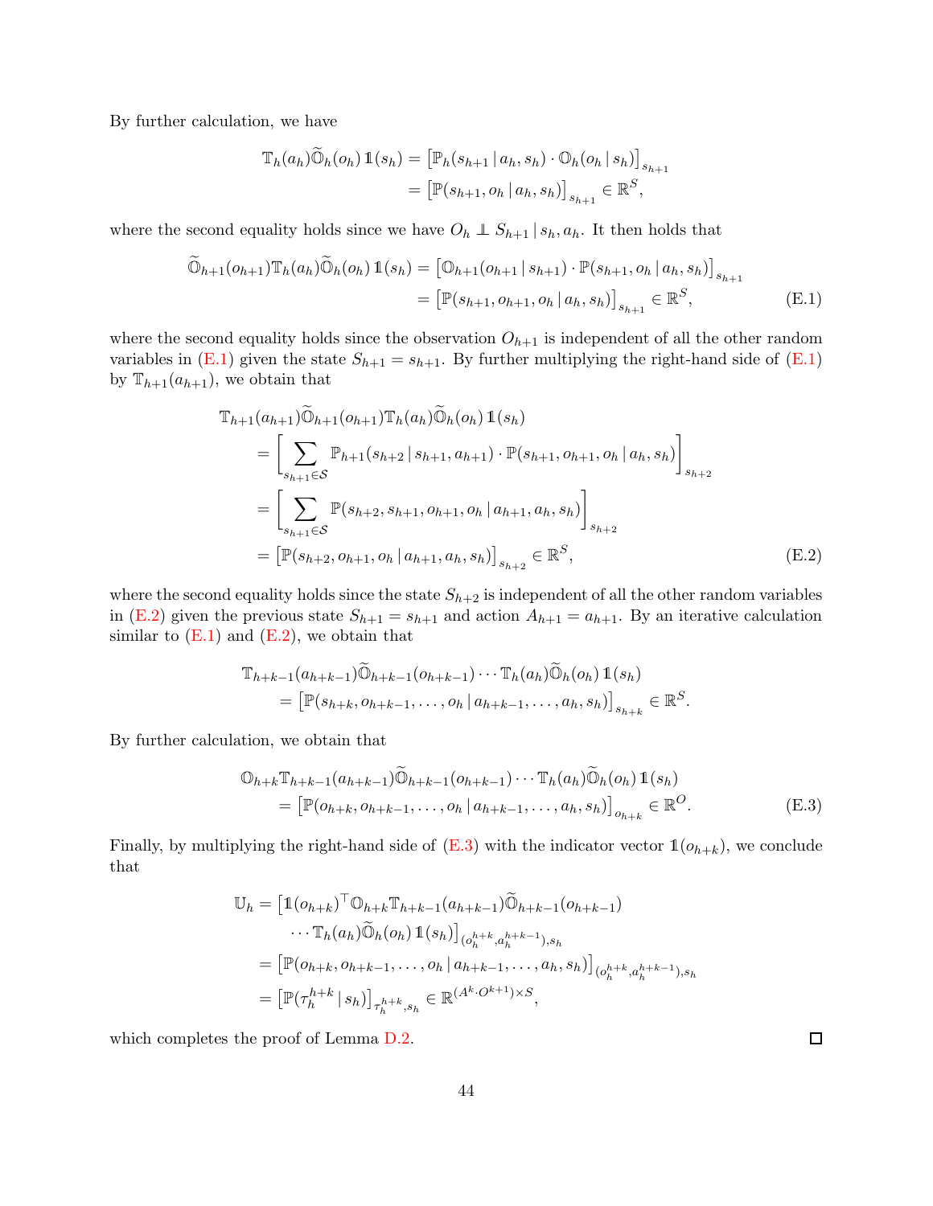By further calculation, we have

$$
\begin{aligned}
\mathbb{T}_h(a_h)\widetilde{\mathbb{O}}_h(o_h)\,\mathbb{1}(s_h) &= \big[\mathbb{P}_h(s_{h+1}\,|\,a_h, s_h)\cdot \mathbb{O}_h(o_h\,|\,s_h)\big]_{s_{h+1}} \\
&= \big[\mathbb{P}(s_{h+1}, o_h\,|\,a_h, s_h)\big]_{s_{h+1}} \in \mathbb{R}^S,
\end{aligned}
$$

where the second equality holds since we have $O_h \perp\!\!\!\perp S_{h+1}\,|\,s_h, a_h$. It then holds that

$$
\begin{aligned}
\widetilde{\mathbb{O}}_{h+1}(o_{h+1})\mathbb{T}_h(a_h)\widetilde{\mathbb{O}}_h(o_h)\,\mathbb{1}(s_h) &= \big[\mathbb{O}_{h+1}(o_{h+1}\,|\,s_{h+1})\cdot \mathbb{P}(s_{h+1}, o_h\,|\,a_h, s_h)\big]_{s_{h+1}} \\
&= \big[\mathbb{P}(s_{h+1}, o_{h+1}, o_h\,|\,a_h, s_h)\big]_{s_{h+1}} \in \mathbb{R}^S, \qquad \text{(E.1)}
\end{aligned}
$$

where the second equality holds since the observation $O_{h+1}$ is independent of all the other random variables in (E.1) given the state $S_{h+1} = s_{h+1}$. By further multiplying the right-hand side of (E.1) by $\mathbb{T}_{h+1}(a_{h+1})$, we obtain that

$$
\begin{aligned}
&\mathbb{T}_{h+1}(a_{h+1})\widetilde{\mathbb{O}}_{h+1}(o_{h+1})\mathbb{T}_h(a_h)\widetilde{\mathbb{O}}_h(o_h)\,\mathbb{1}(s_h) \\
&\quad= \bigg[\sum_{s_{h+1}\in\mathcal{S}} \mathbb{P}_{h+1}(s_{h+2}\,|\,s_{h+1}, a_{h+1})\cdot \mathbb{P}(s_{h+1}, o_{h+1}, o_h\,|\,a_h, s_h)\bigg]_{s_{h+2}} \\
&\quad= \bigg[\sum_{s_{h+1}\in\mathcal{S}} \mathbb{P}(s_{h+2}, s_{h+1}, o_{h+1}, o_h\,|\,a_{h+1}, a_h, s_h)\bigg]_{s_{h+2}} \\
&\quad= \big[\mathbb{P}(s_{h+2}, o_{h+1}, o_h\,|\,a_{h+1}, a_h, s_h)\big]_{s_{h+2}} \in \mathbb{R}^S, \qquad \text{(E.2)}
\end{aligned}
$$

where the second equality holds since the state $S_{h+2}$ is independent of all the other random variables in (E.2) given the previous state $S_{h+1} = s_{h+1}$ and action $A_{h+1} = a_{h+1}$. By an iterative calculation similar to (E.1) and (E.2), we obtain that

$$
\begin{aligned}
&\mathbb{T}_{h+k-1}(a_{h+k-1})\widetilde{\mathbb{O}}_{h+k-1}(o_{h+k-1})\cdots\mathbb{T}_h(a_h)\widetilde{\mathbb{O}}_h(o_h)\,\mathbb{1}(s_h) \\
&\quad= \big[\mathbb{P}(s_{h+k}, o_{h+k-1}, \ldots, o_h\,|\,a_{h+k-1}, \ldots, a_h, s_h)\big]_{s_{h+k}} \in \mathbb{R}^S.
\end{aligned}
$$

By further calculation, we obtain that

$$
\begin{aligned}
&\mathbb{O}_{h+k}\mathbb{T}_{h+k-1}(a_{h+k-1})\widetilde{\mathbb{O}}_{h+k-1}(o_{h+k-1})\cdots\mathbb{T}_h(a_h)\widetilde{\mathbb{O}}_h(o_h)\,\mathbb{1}(s_h) \\
&\quad= \big[\mathbb{P}(o_{h+k}, o_{h+k-1}, \ldots, o_h\,|\,a_{h+k-1}, \ldots, a_h, s_h)\big]_{o_{h+k}} \in \mathbb{R}^O. \qquad \text{(E.3)}
\end{aligned}
$$

Finally, by multiplying the right-hand side of (E.3) with the indicator vector $\mathbb{1}(o_{h+k})$, we conclude that

$$
\begin{aligned}
\mathbb{U}_h &= \big[\mathbb{1}(o_{h+k})^\top \mathbb{O}_{h+k}\mathbb{T}_{h+k-1}(a_{h+k-1})\widetilde{\mathbb{O}}_{h+k-1}(o_{h+k-1}) \\
&\qquad \cdots \mathbb{T}_h(a_h)\widetilde{\mathbb{O}}_h(o_h)\,\mathbb{1}(s_h)\big]_{(o_h^{h+k}, a_h^{h+k-1}), s_h} \\
&= \big[\mathbb{P}(o_{h+k}, o_{h+k-1}, \ldots, o_h\,|\,a_{h+k-1}, \ldots, a_h, s_h)\big]_{(o_h^{h+k}, a_h^{h+k-1}), s_h} \\
&= \big[\mathbb{P}(\tau_h^{h+k}\,|\,s_h)\big]_{\tau_h^{h+k}, s_h} \in \mathbb{R}^{(A^k\cdot O^{k+1})\times S},
\end{aligned}
$$

which completes the proof of Lemma D.2. $\square$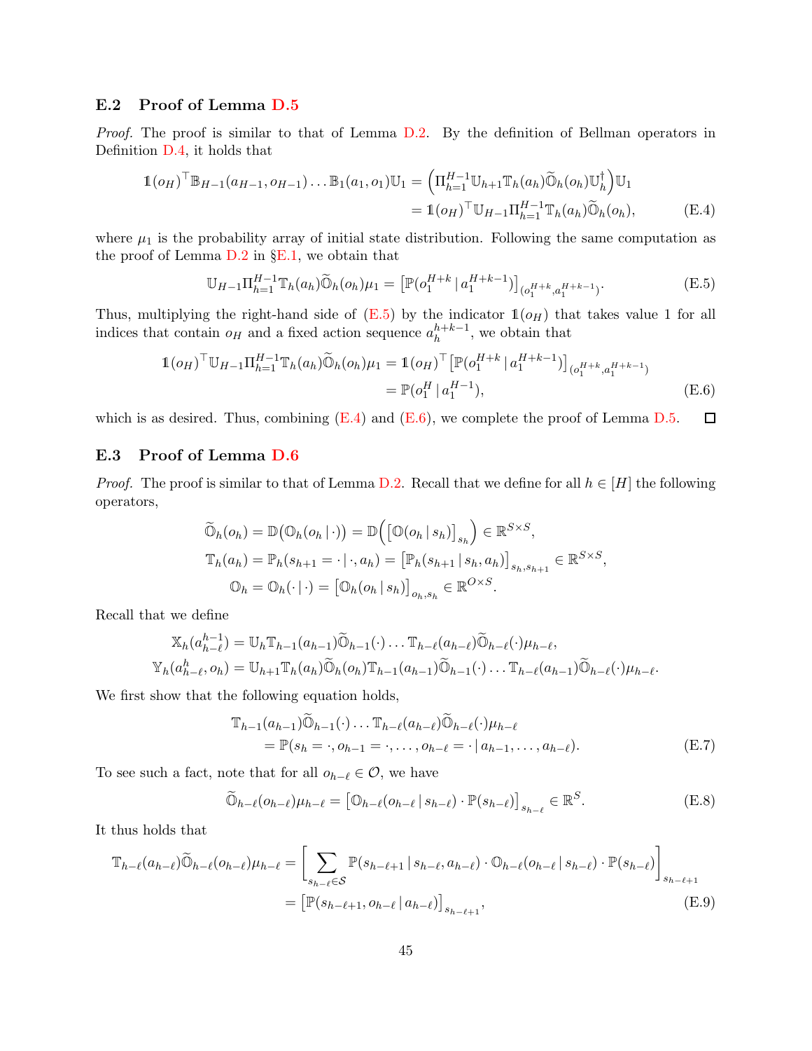### E.2 Proof of Lemma D.5

*Proof.* The proof is similar to that of Lemma D.2. By the definition of Bellman operators in Definition D.4, it holds that

$$
\begin{aligned}
\mathbb{1}(o_H)^\top \mathbb{B}_{H-1}(a_{H-1}, o_{H-1}) \ldots \mathbb{B}_1(a_1, o_1)\mathbb{U}_1 &= \Big(\Pi_{h=1}^{H-1} \mathbb{U}_{h+1}\mathbb{T}_h(a_h)\widetilde{\mathbb{O}}_h(o_h)\mathbb{U}_h^\dagger\Big)\mathbb{U}_1 \\
&= \mathbb{1}(o_H)^\top \mathbb{U}_{H-1}\Pi_{h=1}^{H-1}\mathbb{T}_h(a_h)\widetilde{\mathbb{O}}_h(o_h),
\end{aligned} \tag{E.4}
$$

where $\mu_1$ is the probability array of initial state distribution. Following the same computation as the proof of Lemma D.2 in §E.1, we obtain that

$$
\mathbb{U}_{H-1}\Pi_{h=1}^{H-1}\mathbb{T}_h(a_h)\widetilde{\mathbb{O}}_h(o_h)\mu_1 = \big[\mathbb{P}(o_1^{H+k} \,|\, a_1^{H+k-1})\big]_{(o_1^{H+k}, a_1^{H+k-1})}. \tag{E.5}
$$

Thus, multiplying the right-hand side of (E.5) by the indicator $\mathbb{1}(o_H)$ that takes value 1 for all indices that contain $o_H$ and a fixed action sequence $a_h^{h+k-1}$, we obtain that

$$
\begin{aligned}
\mathbb{1}(o_H)^\top \mathbb{U}_{H-1}\Pi_{h=1}^{H-1}\mathbb{T}_h(a_h)\widetilde{\mathbb{O}}_h(o_h)\mu_1 &= \mathbb{1}(o_H)^\top \big[\mathbb{P}(o_1^{H+k} \,|\, a_1^{H+k-1})\big]_{(o_1^{H+k}, a_1^{H+k-1})} \\
&= \mathbb{P}(o_1^H \,|\, a_1^{H-1}),
\end{aligned} \tag{E.6}
$$

which is as desired. Thus, combining (E.4) and (E.6), we complete the proof of Lemma D.5. $\square$

### E.3 Proof of Lemma D.6

*Proof.* The proof is similar to that of Lemma D.2. Recall that we define for all $h \in [H]$ the following operators,

$$
\begin{aligned}
\widetilde{\mathbb{O}}_h(o_h) &= \mathbb{D}\big(\mathbb{O}_h(o_h \,|\, \cdot)\big) = \mathbb{D}\Big(\big[\mathbb{O}(o_h \,|\, s_h)\big]_{s_h}\Big) \in \mathbb{R}^{S\times S}, \\
\mathbb{T}_h(a_h) &= \mathbb{P}_h(s_{h+1} = \cdot \,|\, \cdot, a_h) = \big[\mathbb{P}_h(s_{h+1} \,|\, s_h, a_h)\big]_{s_h, s_{h+1}} \in \mathbb{R}^{S\times S}, \\
\mathbb{O}_h &= \mathbb{O}_h(\cdot \,|\, \cdot) = \big[\mathbb{O}_h(o_h \,|\, s_h)\big]_{o_h, s_h} \in \mathbb{R}^{O\times S}.
\end{aligned}
$$

Recall that we define

$$
\begin{aligned}
\mathbb{X}_h(a_{h-\ell}^{h-1}) &= \mathbb{U}_h\mathbb{T}_{h-1}(a_{h-1})\widetilde{\mathbb{O}}_{h-1}(\cdot)\ldots\mathbb{T}_{h-\ell}(a_{h-\ell})\widetilde{\mathbb{O}}_{h-\ell}(\cdot)\mu_{h-\ell}, \\
\mathbb{Y}_h(a_{h-\ell}^{h}, o_h) &= \mathbb{U}_{h+1}\mathbb{T}_h(a_h)\widetilde{\mathbb{O}}_h(o_h)\mathbb{T}_{h-1}(a_{h-1})\widetilde{\mathbb{O}}_{h-1}(\cdot)\ldots\mathbb{T}_{h-\ell}(a_{h-1})\widetilde{\mathbb{O}}_{h-\ell}(\cdot)\mu_{h-\ell}.
\end{aligned}
$$

We first show that the following equation holds,

$$
\begin{aligned}
&\mathbb{T}_{h-1}(a_{h-1})\widetilde{\mathbb{O}}_{h-1}(\cdot)\ldots\mathbb{T}_{h-\ell}(a_{h-\ell})\widetilde{\mathbb{O}}_{h-\ell}(\cdot)\mu_{h-\ell} \\
&\qquad = \mathbb{P}(s_h = \cdot, o_{h-1} = \cdot, \ldots, o_{h-\ell} = \cdot \,|\, a_{h-1}, \ldots, a_{h-\ell}).
\end{aligned} \tag{E.7}
$$

To see such a fact, note that for all $o_{h-\ell} \in \mathcal{O}$, we have

$$
\widetilde{\mathbb{O}}_{h-\ell}(o_{h-\ell})\mu_{h-\ell} = \big[\mathbb{O}_{h-\ell}(o_{h-\ell} \,|\, s_{h-\ell}) \cdot \mathbb{P}(s_{h-\ell})\big]_{s_{h-\ell}} \in \mathbb{R}^S. \tag{E.8}
$$

It thus holds that

$$
\begin{aligned}
\mathbb{T}_{h-\ell}(a_{h-\ell})\widetilde{\mathbb{O}}_{h-\ell}(o_{h-\ell})\mu_{h-\ell} &= \bigg[\sum_{s_{h-\ell}\in\mathcal{S}} \mathbb{P}(s_{h-\ell+1} \,|\, s_{h-\ell}, a_{h-\ell}) \cdot \mathbb{O}_{h-\ell}(o_{h-\ell} \,|\, s_{h-\ell}) \cdot \mathbb{P}(s_{h-\ell})\bigg]_{s_{h-\ell+1}} \\
&= \big[\mathbb{P}(s_{h-\ell+1}, o_{h-\ell} \,|\, a_{h-\ell})\big]_{s_{h-\ell+1}},
\end{aligned} \tag{E.9}
$$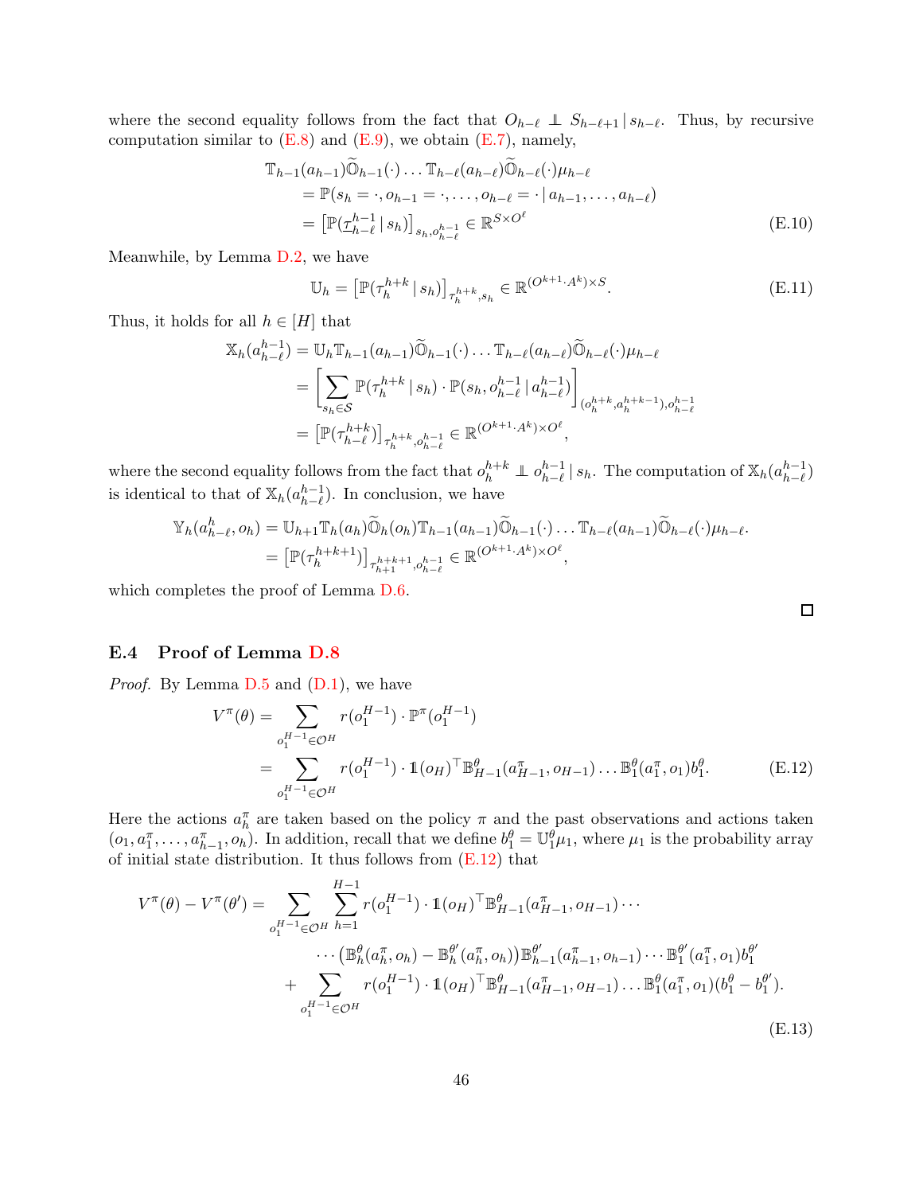where the second equality follows from the fact that $O_{h-\ell} \perp\!\!\!\perp S_{h-\ell+1} \,|\, s_{h-\ell}$. Thus, by recursive computation similar to (E.8) and (E.9), we obtain (E.7), namely,

$$
\begin{aligned}
&\mathbb{T}_{h-1}(a_{h-1})\widetilde{\mathbb{O}}_{h-1}(\cdot)\dots\mathbb{T}_{h-\ell}(a_{h-\ell})\widetilde{\mathbb{O}}_{h-\ell}(\cdot)\mu_{h-\ell} \\
&\quad= \mathbb{P}(s_h = \cdot, o_{h-1} = \cdot, \dots, o_{h-\ell} = \cdot \,|\, a_{h-1}, \dots, a_{h-\ell}) \\
&\quad= \big[\mathbb{P}(\underline{\tau}_{h-\ell}^{h-1} \,|\, s_h)\big]_{s_h, o_{h-\ell}^{h-1}} \in \mathbb{R}^{S\times O^{\ell}}
\end{aligned} \tag{E.10}
$$

Meanwhile, by Lemma D.2, we have

$$
\mathbb{U}_h = \big[\mathbb{P}(\tau_h^{h+k} \,|\, s_h)\big]_{\tau_h^{h+k}, s_h} \in \mathbb{R}^{(O^{k+1}\cdot A^k)\times S}. \tag{E.11}
$$

Thus, it holds for all $h \in [H]$ that

$$
\begin{aligned}
\mathbb{X}_h(a_{h-\ell}^{h-1}) &= \mathbb{U}_h\mathbb{T}_{h-1}(a_{h-1})\widetilde{\mathbb{O}}_{h-1}(\cdot)\dots\mathbb{T}_{h-\ell}(a_{h-\ell})\widetilde{\mathbb{O}}_{h-\ell}(\cdot)\mu_{h-\ell} \\
&= \bigg[\sum_{s_h\in\mathcal{S}} \mathbb{P}(\tau_h^{h+k} \,|\, s_h)\cdot\mathbb{P}(s_h, o_{h-\ell}^{h-1} \,|\, a_{h-\ell}^{h-1})\bigg]_{(o_h^{h+k}, a_h^{h+k-1}), o_{h-\ell}^{h-1}} \\
&= \big[\mathbb{P}(\tau_{h-\ell}^{h+k})\big]_{\tau_h^{h+k}, o_{h-\ell}^{h-1}} \in \mathbb{R}^{(O^{k+1}\cdot A^k)\times O^{\ell}},
\end{aligned}
$$

where the second equality follows from the fact that $o_h^{h+k} \perp\!\!\!\perp o_{h-\ell}^{h-1} \,|\, s_h$. The computation of $\mathbb{X}_h(a_{h-\ell}^{h-1})$ is identical to that of $\mathbb{X}_h(a_{h-\ell}^{h-1})$. In conclusion, we have

$$
\begin{aligned}
\mathbb{Y}_h(a_{h-\ell}^{h}, o_h) &= \mathbb{U}_{h+1}\mathbb{T}_h(a_h)\widetilde{\mathbb{O}}_h(o_h)\mathbb{T}_{h-1}(a_{h-1})\widetilde{\mathbb{O}}_{h-1}(\cdot)\dots\mathbb{T}_{h-\ell}(a_{h-\ell})\widetilde{\mathbb{O}}_{h-\ell}(\cdot)\mu_{h-\ell}. \\
&= \big[\mathbb{P}(\tau_h^{h+k+1})\big]_{\tau_{h+1}^{h+k+1}, o_{h-\ell}^{h-1}} \in \mathbb{R}^{(O^{k+1}\cdot A^k)\times O^{\ell}},
\end{aligned}
$$

which completes the proof of Lemma D.6. ∎

### E.4 Proof of Lemma D.8

*Proof.* By Lemma D.5 and (D.1), we have

$$
\begin{aligned}
V^{\pi}(\theta) &= \sum_{o_1^{H-1}\in\mathcal{O}^H} r(o_1^{H-1})\cdot\mathbb{P}^{\pi}(o_1^{H-1}) \\
&= \sum_{o_1^{H-1}\in\mathcal{O}^H} r(o_1^{H-1})\cdot\mathbb{1}(o_H)^{\top}\mathbb{B}_{H-1}^{\theta}(a_{H-1}^{\pi}, o_{H-1})\dots\mathbb{B}_1^{\theta}(a_1^{\pi}, o_1)b_1^{\theta}.
\end{aligned} \tag{E.12}
$$

Here the actions $a_h^{\pi}$ are taken based on the policy $\pi$ and the past observations and actions taken $(o_1, a_1^{\pi}, \dots, a_{h-1}^{\pi}, o_h)$. In addition, recall that we define $b_1^{\theta} = \mathbb{U}_1^{\theta}\mu_1$, where $\mu_1$ is the probability array of initial state distribution. It thus follows from (E.12) that

$$
\begin{aligned}
V^{\pi}(\theta) - V^{\pi}(\theta') = &\sum_{o_1^{H-1}\in\mathcal{O}^H}\sum_{h=1}^{H-1} r(o_1^{H-1})\cdot\mathbb{1}(o_H)^{\top}\mathbb{B}_{H-1}^{\theta}(a_{H-1}^{\pi}, o_{H-1})\cdots \\
&\quad\cdots\big(\mathbb{B}_h^{\theta}(a_h^{\pi}, o_h) - \mathbb{B}_h^{\theta'}(a_h^{\pi}, o_h)\big)\mathbb{B}_{h-1}^{\theta'}(a_{h-1}^{\pi}, o_{h-1})\cdots\mathbb{B}_1^{\theta'}(a_1^{\pi}, o_1)b_1^{\theta'} \\
&+ \sum_{o_1^{H-1}\in\mathcal{O}^H} r(o_1^{H-1})\cdot\mathbb{1}(o_H)^{\top}\mathbb{B}_{H-1}^{\theta}(a_{H-1}^{\pi}, o_{H-1})\dots\mathbb{B}_1^{\theta}(a_1^{\pi}, o_1)(b_1^{\theta} - b_1^{\theta'}).
\end{aligned} \tag{E.13}
$$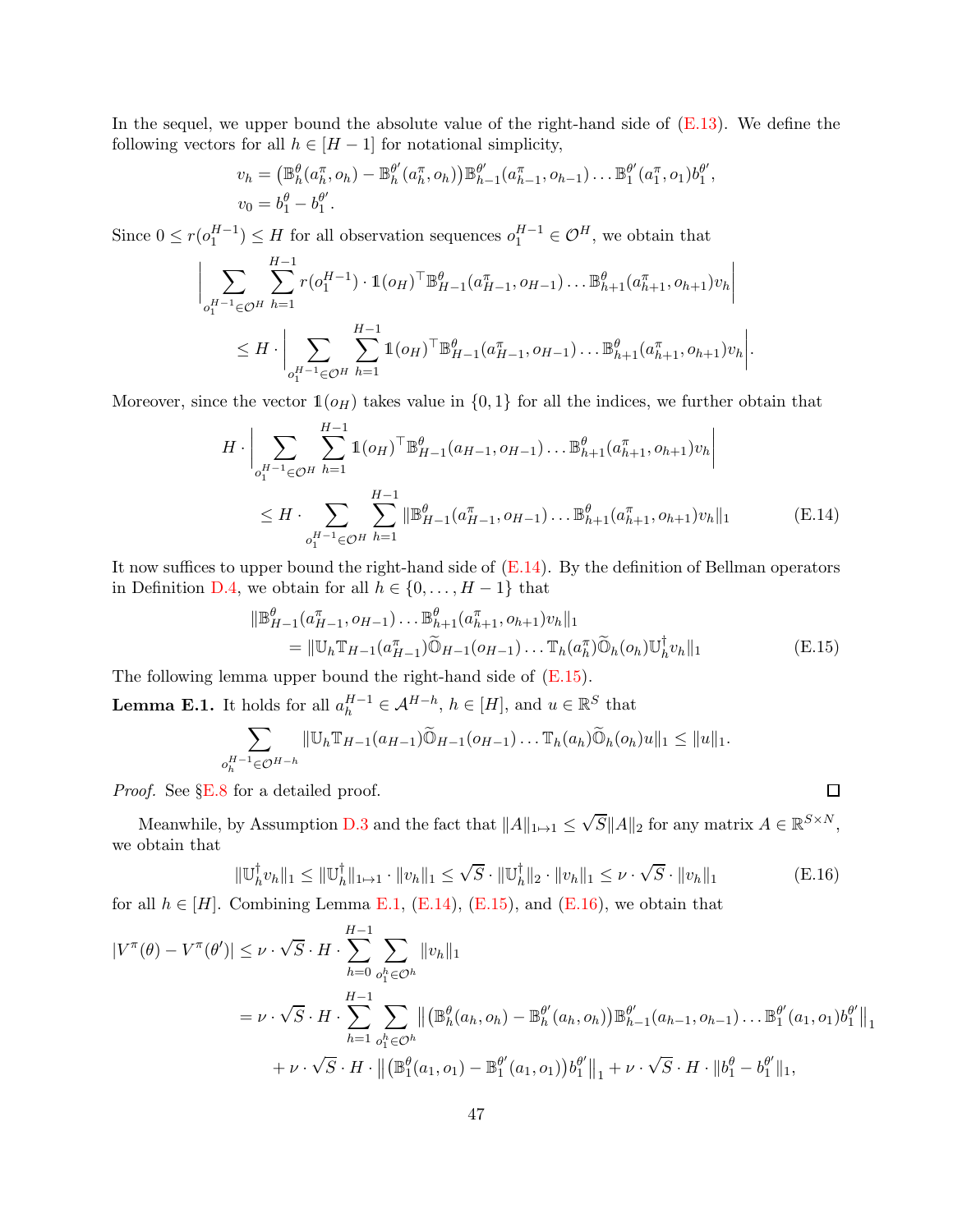In the sequel, we upper bound the absolute value of the right-hand side of (E.13). We define the following vectors for all $h \in [H-1]$ for notational simplicity,

$$
\begin{aligned}
v_h &= \big(\mathbb{B}_h^\theta(a_h^\pi, o_h) - \mathbb{B}_h^{\theta'}(a_h^\pi, o_h)\big)\mathbb{B}_{h-1}^{\theta'}(a_{h-1}^\pi, o_{h-1}) \ldots \mathbb{B}_1^{\theta'}(a_1^\pi, o_1) b_1^{\theta'}, \\
v_0 &= b_1^\theta - b_1^{\theta'}.
\end{aligned}
$$

Since $0 \le r(o_1^{H-1}) \le H$ for all observation sequences $o_1^{H-1} \in \mathcal{O}^H$, we obtain that

$$
\begin{aligned}
&\Big| \sum_{o_1^{H-1} \in \mathcal{O}^H} \sum_{h=1}^{H-1} r(o_1^{H-1}) \cdot \mathbb{1}(o_H)^\top \mathbb{B}_{H-1}^\theta(a_{H-1}^\pi, o_{H-1}) \ldots \mathbb{B}_{h+1}^\theta(a_{h+1}^\pi, o_{h+1}) v_h \Big| \\
&\qquad \le H \cdot \Big| \sum_{o_1^{H-1} \in \mathcal{O}^H} \sum_{h=1}^{H-1} \mathbb{1}(o_H)^\top \mathbb{B}_{H-1}^\theta(a_{H-1}^\pi, o_{H-1}) \ldots \mathbb{B}_{h+1}^\theta(a_{h+1}^\pi, o_{h+1}) v_h \Big|.
\end{aligned}
$$

Moreover, since the vector $\mathbb{1}(o_H)$ takes value in $\{0, 1\}$ for all the indices, we further obtain that

$$
\begin{aligned}
&H \cdot \Big| \sum_{o_1^{H-1} \in \mathcal{O}^H} \sum_{h=1}^{H-1} \mathbb{1}(o_H)^\top \mathbb{B}_{H-1}^\theta(a_{H-1}, o_{H-1}) \ldots \mathbb{B}_{h+1}^\theta(a_{h+1}^\pi, o_{h+1}) v_h \Big| \\
&\qquad \le H \cdot \sum_{o_1^{H-1} \in \mathcal{O}^H} \sum_{h=1}^{H-1} \|\mathbb{B}_{H-1}^\theta(a_{H-1}^\pi, o_{H-1}) \ldots \mathbb{B}_{h+1}^\theta(a_{h+1}^\pi, o_{h+1}) v_h\|_1 \qquad \text{(E.14)}
\end{aligned}
$$

It now suffices to upper bound the right-hand side of (E.14). By the definition of Bellman operators in Definition D.4, we obtain for all $h \in \{0, \ldots, H-1\}$ that

$$
\begin{aligned}
&\|\mathbb{B}_{H-1}^\theta(a_{H-1}^\pi, o_{H-1}) \ldots \mathbb{B}_{h+1}^\theta(a_{h+1}^\pi, o_{h+1}) v_h\|_1 \\
&\qquad = \|\mathbb{U}_h \mathbb{T}_{H-1}(a_{H-1}^\pi) \widetilde{\mathbb{O}}_{H-1}(o_{H-1}) \ldots \mathbb{T}_h(a_h^\pi) \widetilde{\mathbb{O}}_h(o_h) \mathbb{U}_h^\dagger v_h\|_1 \qquad \text{(E.15)}
\end{aligned}
$$

The following lemma upper bound the right-hand side of (E.15).

**Lemma E.1.** It holds for all $a_h^{H-1} \in \mathcal{A}^{H-h}$, $h \in [H]$, and $u \in \mathbb{R}^S$ that

$$
\sum_{o_h^{H-1} \in \mathcal{O}^{H-h}} \|\mathbb{U}_h \mathbb{T}_{H-1}(a_{H-1}) \widetilde{\mathbb{O}}_{H-1}(o_{H-1}) \ldots \mathbb{T}_h(a_h) \widetilde{\mathbb{O}}_h(o_h) u\|_1 \le \|u\|_1.
$$

*Proof.* See §E.8 for a detailed proof. $\square$

Meanwhile, by Assumption D.3 and the fact that $\|A\|_{1 \mapsto 1} \le \sqrt{S}\|A\|_2$ for any matrix $A \in \mathbb{R}^{S \times N}$, we obtain that

$$
\|\mathbb{U}_h^\dagger v_h\|_1 \le \|\mathbb{U}_h^\dagger\|_{1 \mapsto 1} \cdot \|v_h\|_1 \le \sqrt{S} \cdot \|\mathbb{U}_h^\dagger\|_2 \cdot \|v_h\|_1 \le \nu \cdot \sqrt{S} \cdot \|v_h\|_1 \qquad \text{(E.16)}
$$

for all $h \in [H]$. Combining Lemma E.1, (E.14), (E.15), and (E.16), we obtain that

$$
\begin{aligned}
|V^\pi(\theta) - V^\pi(\theta')| &\le \nu \cdot \sqrt{S} \cdot H \cdot \sum_{h=0}^{H-1} \sum_{o_1^h \in \mathcal{O}^h} \|v_h\|_1 \\
&= \nu \cdot \sqrt{S} \cdot H \cdot \sum_{h=1}^{H-1} \sum_{o_1^h \in \mathcal{O}^h} \big\| \big(\mathbb{B}_h^\theta(a_h, o_h) - \mathbb{B}_h^{\theta'}(a_h, o_h)\big) \mathbb{B}_{h-1}^{\theta'}(a_{h-1}, o_{h-1}) \ldots \mathbb{B}_1^{\theta'}(a_1, o_1) b_1^{\theta'} \big\|_1 \\
&\quad + \nu \cdot \sqrt{S} \cdot H \cdot \big\| \big(\mathbb{B}_1^\theta(a_1, o_1) - \mathbb{B}_1^{\theta'}(a_1, o_1)\big) b_1^{\theta'} \big\|_1 + \nu \cdot \sqrt{S} \cdot H \cdot \|b_1^\theta - b_1^{\theta'}\|_1,
\end{aligned}
$$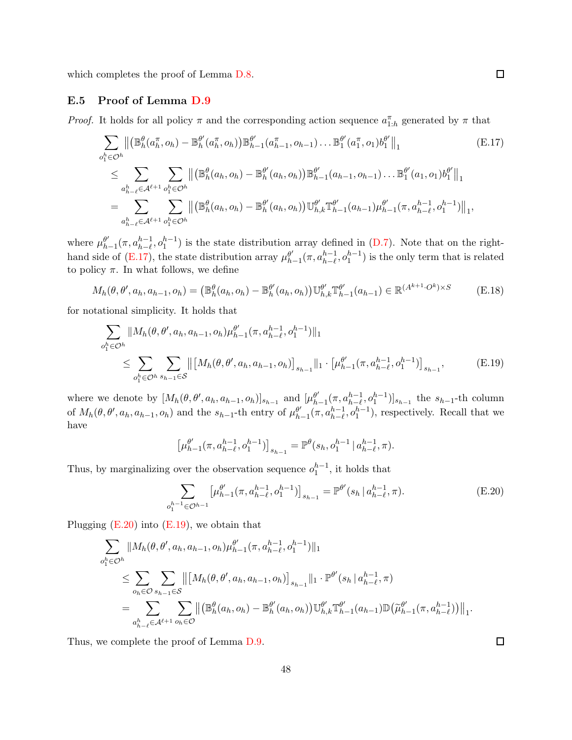which completes the proof of Lemma D.8. ☐

### E.5 Proof of Lemma D.9

*Proof.* It holds for all policy $\pi$ and the corresponding action sequence $a^{\pi}_{1:h}$ generated by $\pi$ that

$$
\begin{aligned}
&\sum_{o_1^h \in \mathcal{O}^h} \big\| \big(\mathbb{B}^{\theta}_h(a^{\pi}_h, o_h) - \mathbb{B}^{\theta'}_h(a^{\pi}_h, o_h)\big) \mathbb{B}^{\theta'}_{h-1}(a^{\pi}_{h-1}, o_{h-1}) \ldots \mathbb{B}^{\theta'}_1(a^{\pi}_1, o_1) b^{\theta'}_1 \big\|_1 \qquad \text{(E.17)} \\
&\quad \le \sum_{a^h_{h-\ell} \in \mathcal{A}^{\ell+1}} \sum_{o_1^h \in \mathcal{O}^h} \big\| \big(\mathbb{B}^{\theta}_h(a_h, o_h) - \mathbb{B}^{\theta'}_h(a_h, o_h)\big) \mathbb{B}^{\theta'}_{h-1}(a_{h-1}, o_{h-1}) \ldots \mathbb{B}^{\theta'}_1(a_1, o_1) b^{\theta'}_1 \big\|_1 \\
&\quad = \sum_{a^h_{h-\ell} \in \mathcal{A}^{\ell+1}} \sum_{o_1^h \in \mathcal{O}^h} \big\| \big(\mathbb{B}^{\theta}_h(a_h, o_h) - \mathbb{B}^{\theta'}_h(a_h, o_h)\big) \mathbb{U}^{\theta'}_{h,k} \mathbb{T}^{\theta'}_{h-1}(a_{h-1}) \mu^{\theta'}_{h-1}(\pi, a^{h-1}_{h-\ell}, o^{h-1}_1) \big\|_1,
\end{aligned}
$$

where $\mu^{\theta'}_{h-1}(\pi, a^{h-1}_{h-\ell}, o^{h-1}_1)$ is the state distribution array defined in (D.7). Note that on the right-hand side of (E.17), the state distribution array $\mu^{\theta'}_{h-1}(\pi, a^{h-1}_{h-\ell}, o^{h-1}_1)$ is the only term that is related to policy $\pi$. In what follows, we define

$$
M_h(\theta, \theta', a_h, a_{h-1}, o_h) = \big(\mathbb{B}^{\theta}_h(a_h, o_h) - \mathbb{B}^{\theta'}_h(a_h, o_h)\big) \mathbb{U}^{\theta'}_{h,k} \mathbb{T}^{\theta'}_{h-1}(a_{h-1}) \in \mathbb{R}^{(A^{k+1} \cdot O^k) \times S} \qquad \text{(E.18)}
$$

for notational simplicity. It holds that

$$
\begin{aligned}
&\sum_{o_1^h \in \mathcal{O}^h} \| M_h(\theta, \theta', a_h, a_{h-1}, o_h) \mu^{\theta'}_{h-1}(\pi, a^{h-1}_{h-\ell}, o^{h-1}_1) \|_1 \\
&\qquad \le \sum_{o_1^h \in \mathcal{O}^h} \sum_{s_{h-1} \in \mathcal{S}} \big\| \big[ M_h(\theta, \theta', a_h, a_{h-1}, o_h) \big]_{s_{h-1}} \|_1 \cdot \big[ \mu^{\theta'}_{h-1}(\pi, a^{h-1}_{h-\ell}, o^{h-1}_1) \big]_{s_{h-1}}, \qquad \text{(E.19)}
\end{aligned}
$$

where we denote by $[M_h(\theta, \theta', a_h, a_{h-1}, o_h)]_{s_{h-1}}$ and $[\mu^{\theta'}_{h-1}(\pi, a^{h-1}_{h-\ell}, o^{h-1}_1)]_{s_{h-1}}$ the $s_{h-1}$-th column of $M_h(\theta, \theta', a_h, a_{h-1}, o_h)$ and the $s_{h-1}$-th entry of $\mu^{\theta'}_{h-1}(\pi, a^{h-1}_{h-\ell}, o^{h-1}_1)$, respectively. Recall that we have

$$
\big[ \mu^{\theta'}_{h-1}(\pi, a^{h-1}_{h-\ell}, o^{h-1}_1) \big]_{s_{h-1}} = \mathbb{P}^{\theta}(s_h, o^{h-1}_1 \,|\, a^{h-1}_{h-\ell}, \pi).
$$

Thus, by marginalizing over the observation sequence $o^{h-1}_1$, it holds that

$$
\sum_{o^{h-1}_1 \in \mathcal{O}^{h-1}} \big[ \mu^{\theta'}_{h-1}(\pi, a^{h-1}_{h-\ell}, o^{h-1}_1) \big]_{s_{h-1}} = \mathbb{P}^{\theta'}(s_h \,|\, a^{h-1}_{h-\ell}, \pi). \qquad \text{(E.20)}
$$

Plugging (E.20) into (E.19), we obtain that

$$
\begin{aligned}
&\sum_{o_1^h \in \mathcal{O}^h} \| M_h(\theta, \theta', a_h, a_{h-1}, o_h) \mu^{\theta'}_{h-1}(\pi, a^{h-1}_{h-\ell}, o^{h-1}_1) \|_1 \\
&\qquad \le \sum_{o_h \in \mathcal{O}} \sum_{s_{h-1} \in \mathcal{S}} \big\| \big[ M_h(\theta, \theta', a_h, a_{h-1}, o_h) \big]_{s_{h-1}} \|_1 \cdot \mathbb{P}^{\theta'}(s_h \,|\, a^{h-1}_{h-\ell}, \pi) \\
&\qquad = \sum_{a^h_{h-\ell} \in \mathcal{A}^{\ell+1}} \sum_{o_h \in \mathcal{O}} \big\| \big(\mathbb{B}^{\theta}_h(a_h, o_h) - \mathbb{B}^{\theta'}_h(a_h, o_h)\big) \mathbb{U}^{\theta'}_{h,k} \mathbb{T}^{\theta'}_{h-1}(a_{h-1}) \mathbb{D}\big(\widetilde{\mu}^{\theta'}_{h-1}(\pi, a^{h-1}_{h-\ell})\big) \big\|_1.
\end{aligned}
$$

Thus, we complete the proof of Lemma D.9. ☐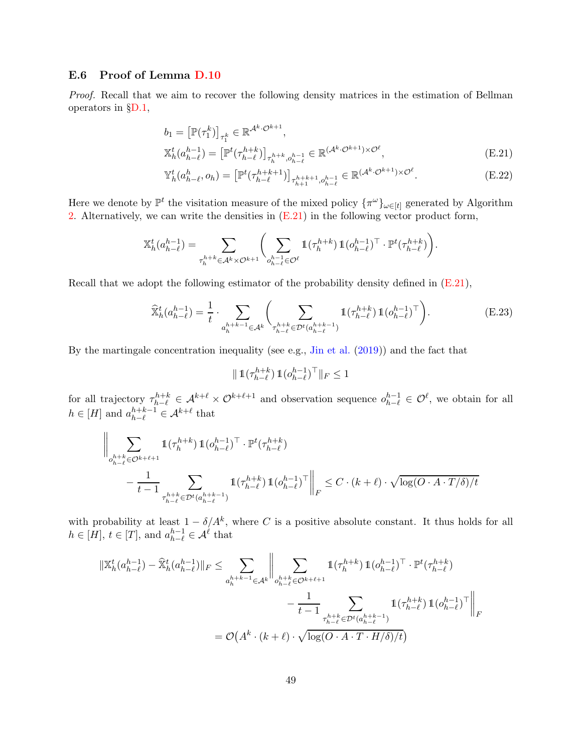### E.6 Proof of Lemma D.10

*Proof.* Recall that we aim to recover the following density matrices in the estimation of Bellman operators in §D.1,

$$b_1 = \big[\mathbb{P}(\tau_1^k)\big]_{\tau_1^k} \in \mathbb{R}^{\mathcal{A}^k \cdot \mathcal{O}^{k+1}},$$

$$\mathbb{X}_h^t(a_{h-\ell}^{h-1}) = \big[\mathbb{P}^t(\tau_{h-\ell}^{h+k})\big]_{\tau_h^{h+k}, o_{h-\ell}^{h-1}} \in \mathbb{R}^{(\mathcal{A}^k \cdot \mathcal{O}^{k+1}) \times \mathcal{O}^\ell}, \tag{E.21}$$

$$\mathbb{Y}_h^t(a_{h-\ell}^{h}, o_h) = \big[\mathbb{P}^t(\tau_{h-\ell}^{h+k+1})\big]_{\tau_{h+1}^{h+k+1}, o_{h-\ell}^{h-1}} \in \mathbb{R}^{(\mathcal{A}^k \cdot \mathcal{O}^{k+1}) \times \mathcal{O}^\ell}. \tag{E.22}$$

Here we denote by $\mathbb{P}^t$ the visitation measure of the mixed policy $\{\pi^\omega\}_{\omega \in [t]}$ generated by Algorithm 2. Alternatively, we can write the densities in (E.21) in the following vector product form,

$$\mathbb{X}_h^t(a_{h-\ell}^{h-1}) = \sum_{\tau_h^{h+k} \in \mathcal{A}^k \times \mathcal{O}^{k+1}} \bigg( \sum_{o_{h-\ell}^{h-1} \in \mathcal{O}^\ell} \mathbb{1}(\tau_h^{h+k}) \, \mathbb{1}(o_{h-\ell}^{h-1})^\top \cdot \mathbb{P}^t(\tau_{h-\ell}^{h+k}) \bigg).$$

Recall that we adopt the following estimator of the probability density defined in (E.21),

$$\widehat{\mathbb{X}}_h^t(a_{h-\ell}^{h-1}) = \frac{1}{t} \cdot \sum_{a_h^{h+k-1} \in \mathcal{A}^k} \bigg( \sum_{\tau_{h-\ell}^{h+k} \in \mathcal{D}^t(a_{h-\ell}^{h+k-1})} \mathbb{1}(\tau_{h-\ell}^{h+k}) \, \mathbb{1}(o_{h-\ell}^{h-1})^\top \bigg). \tag{E.23}$$

By the martingale concentration inequality (see e.g., Jin et al. (2019)) and the fact that

$$\| \mathbb{1}(\tau_{h-\ell}^{h+k}) \, \mathbb{1}(o_{h-\ell}^{h-1})^\top \|_F \le 1$$

for all trajectory $\tau_{h-\ell}^{h+k} \in \mathcal{A}^{k+\ell} \times \mathcal{O}^{k+\ell+1}$ and observation sequence $o_{h-\ell}^{h-1} \in \mathcal{O}^\ell$, we obtain for all $h \in [H]$ and $a_{h-\ell}^{h+k-1} \in \mathcal{A}^{k+\ell}$ that

$$\bigg\| \sum_{o_{h-\ell}^{h+k} \in \mathcal{O}^{k+\ell+1}} \mathbb{1}(\tau_h^{h+k}) \, \mathbb{1}(o_{h-\ell}^{h-1})^\top \cdot \mathbb{P}^t(\tau_{h-\ell}^{h+k}) - \frac{1}{t-1} \sum_{\tau_{h-\ell}^{h+k} \in \mathcal{D}^t(a_{h-\ell}^{h+k-1})} \mathbb{1}(\tau_{h-\ell}^{h+k}) \, \mathbb{1}(o_{h-\ell}^{h-1})^\top \bigg\|_F \le C \cdot (k+\ell) \cdot \sqrt{\log(O \cdot A \cdot T/\delta)/t}$$

with probability at least $1 - \delta/A^k$, where $C$ is a positive absolute constant. It thus holds for all $h \in [H]$, $t \in [T]$, and $a_{h-\ell}^{h-1} \in \mathcal{A}^\ell$ that

$$\begin{aligned}
\|\mathbb{X}_h^t(a_{h-\ell}^{h-1}) - \widehat{\mathbb{X}}_h^t(a_{h-\ell}^{h-1})\|_F &\le \sum_{a_h^{h+k-1} \in \mathcal{A}^k} \bigg\| \sum_{o_{h-\ell}^{h+k} \in \mathcal{O}^{k+\ell+1}} \mathbb{1}(\tau_h^{h+k}) \, \mathbb{1}(o_{h-\ell}^{h-1})^\top \cdot \mathbb{P}^t(\tau_{h-\ell}^{h+k}) \\
&\qquad - \frac{1}{t-1} \sum_{\tau_{h-\ell}^{h+k} \in \mathcal{D}^t(a_{h-\ell}^{h+k-1})} \mathbb{1}(\tau_{h-\ell}^{h+k}) \, \mathbb{1}(o_{h-\ell}^{h-1})^\top \bigg\|_F \\
&= \mathcal{O}\big(A^k \cdot (k+\ell) \cdot \sqrt{\log(O \cdot A \cdot T \cdot H/\delta)/t}\big)
\end{aligned}$$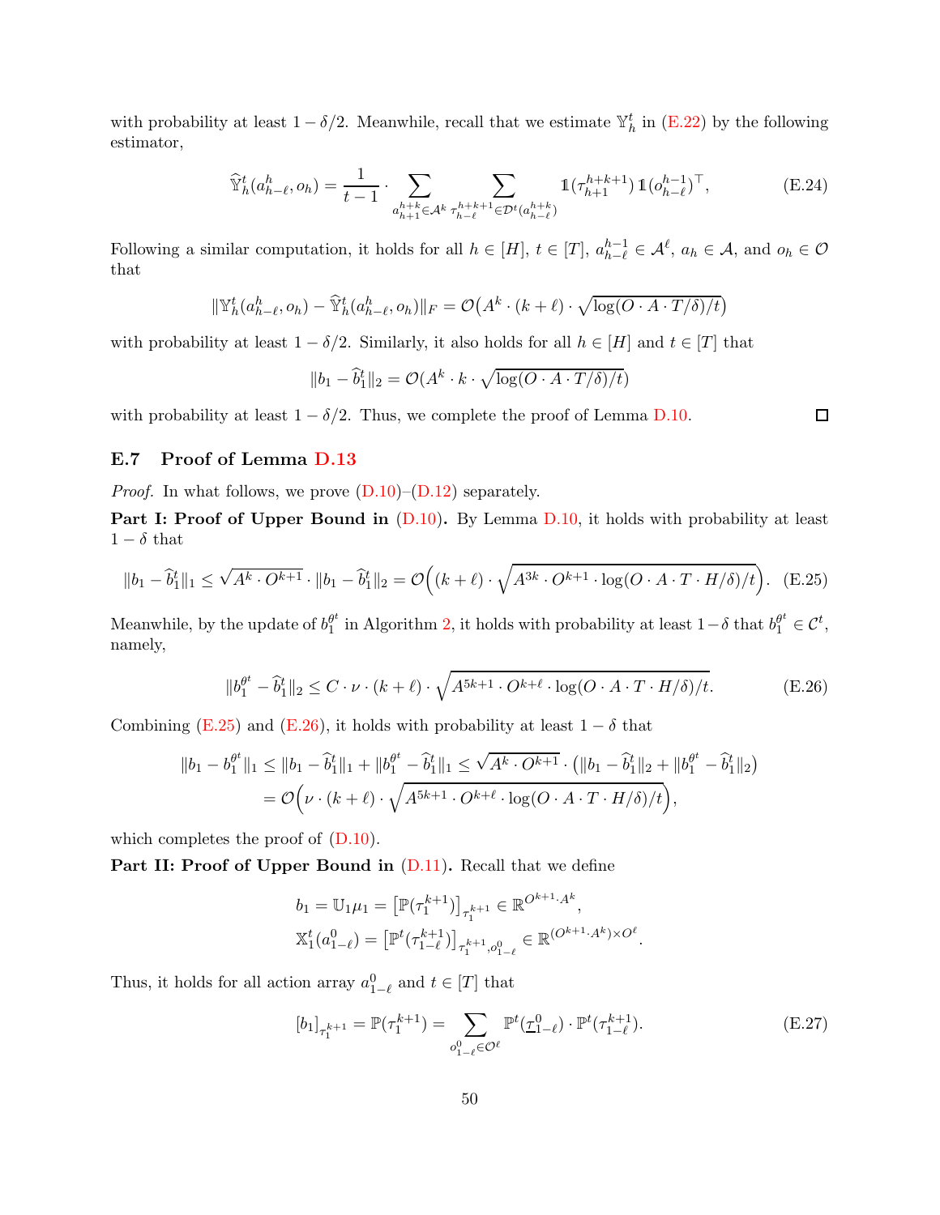with probability at least $1-\delta/2$. Meanwhile, recall that we estimate $\mathbb{Y}_h^t$ in (E.22) by the following estimator,

$$
\widehat{\mathbb{Y}}_h^t(a_{h-\ell}^h, o_h) = \frac{1}{t-1} \cdot \sum_{a_{h+1}^{h+k} \in \mathcal{A}^k} \sum_{\tau_{h-\ell}^{h+k+1} \in \mathcal{D}^t(a_{h-\ell}^{h+k})} \mathbb{1}(\tau_{h+1}^{h+k+1}) \, \mathbb{1}(o_{h-\ell}^{h-1})^\top, \tag{E.24}
$$

Following a similar computation, it holds for all $h \in [H]$, $t \in [T]$, $a_{h-\ell}^{h-1} \in \mathcal{A}^\ell$, $a_h \in \mathcal{A}$, and $o_h \in \mathcal{O}$ that

$$
\|\mathbb{Y}_h^t(a_{h-\ell}^h, o_h) - \widehat{\mathbb{Y}}_h^t(a_{h-\ell}^h, o_h)\|_F = \mathcal{O}\big(A^k \cdot (k+\ell) \cdot \sqrt{\log(O \cdot A \cdot T/\delta)/t}\big)
$$

with probability at least $1-\delta/2$. Similarly, it also holds for all $h \in [H]$ and $t \in [T]$ that

$$
\|b_1 - \widehat{b}_1^t\|_2 = \mathcal{O}(A^k \cdot k \cdot \sqrt{\log(O \cdot A \cdot T/\delta)/t})
$$

with probability at least $1-\delta/2$. Thus, we complete the proof of Lemma D.10. $\square$

### E.7 Proof of Lemma D.13

*Proof.* In what follows, we prove (D.10)–(D.12) separately.

**Part I: Proof of Upper Bound in (D.10).** By Lemma D.10, it holds with probability at least $1-\delta$ that

$$
\|b_1 - \widehat{b}_1^t\|_1 \le \sqrt{A^k \cdot O^{k+1}} \cdot \|b_1 - \widehat{b}_1^t\|_2 = \mathcal{O}\Big((k+\ell) \cdot \sqrt{A^{3k} \cdot O^{k+1} \cdot \log(O \cdot A \cdot T \cdot H/\delta)/t}\Big). \tag{E.25}
$$

Meanwhile, by the update of $b_1^{\theta^t}$ in Algorithm 2, it holds with probability at least $1-\delta$ that $b_1^{\theta^t} \in \mathcal{C}^t$, namely,

$$
\|b_1^{\theta^t} - \widehat{b}_1^t\|_2 \le C \cdot \nu \cdot (k+\ell) \cdot \sqrt{A^{5k+1} \cdot O^{k+\ell} \cdot \log(O \cdot A \cdot T \cdot H/\delta)/t}. \tag{E.26}
$$

Combining (E.25) and (E.26), it holds with probability at least $1-\delta$ that

$$
\begin{aligned}
\|b_1 - b_1^{\theta^t}\|_1 &\le \|b_1 - \widehat{b}_1^t\|_1 + \|b_1^{\theta^t} - \widehat{b}_1^t\|_1 \le \sqrt{A^k \cdot O^{k+1}} \cdot \big(\|b_1 - \widehat{b}_1^t\|_2 + \|b_1^{\theta^t} - \widehat{b}_1^t\|_2\big) \\
&= \mathcal{O}\Big(\nu \cdot (k+\ell) \cdot \sqrt{A^{5k+1} \cdot O^{k+\ell} \cdot \log(O \cdot A \cdot T \cdot H/\delta)/t}\Big),
\end{aligned}
$$

which completes the proof of (D.10).

**Part II: Proof of Upper Bound in (D.11).** Recall that we define

$$
\begin{aligned}
b_1 &= \mathbb{U}_1 \mu_1 = \big[\mathbb{P}(\tau_1^{k+1})\big]_{\tau_1^{k+1}} \in \mathbb{R}^{O^{k+1} \cdot A^k}, \\
\mathbb{X}_1^t(a_{1-\ell}^0) &= \big[\mathbb{P}^t(\tau_{1-\ell}^{k+1})\big]_{\tau_1^{k+1}, o_{1-\ell}^0} \in \mathbb{R}^{(O^{k+1} \cdot A^k) \times O^\ell}.
\end{aligned}
$$

Thus, it holds for all action array $a_{1-\ell}^0$ and $t \in [T]$ that

$$
[b_1]_{\tau_1^{k+1}} = \mathbb{P}(\tau_1^{k+1}) = \sum_{o_{1-\ell}^0 \in \mathcal{O}^\ell} \mathbb{P}^t(\underline{\tau}_{1-\ell}^0) \cdot \mathbb{P}^t(\tau_{1-\ell}^{k+1}). \tag{E.27}
$$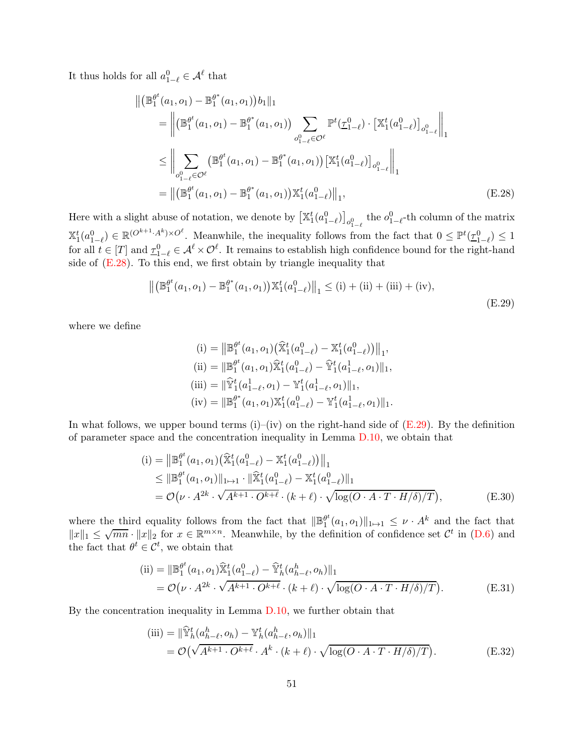It thus holds for all $a^0_{1-\ell} \in \mathcal{A}^\ell$ that

$$
\begin{aligned}
&\big\|\big(\mathbb{B}_1^{\theta^t}(a_1, o_1) - \mathbb{B}_1^{\theta^*}(a_1, o_1)\big) b_1\|_1 \\
&\quad = \bigg\| \big(\mathbb{B}_1^{\theta^t}(a_1, o_1) - \mathbb{B}_1^{\theta^*}(a_1, o_1)\big) \sum_{o^0_{1-\ell} \in \mathcal{O}^\ell} \mathbb{P}^t(\underline{\tau}^0_{1-\ell}) \cdot \big[\mathbb{X}_1^t(a^0_{1-\ell})\big]_{o^0_{1-\ell}} \bigg\|_1 \\
&\quad \le \bigg\| \sum_{o^0_{1-\ell} \in \mathcal{O}^\ell} \big(\mathbb{B}_1^{\theta^t}(a_1, o_1) - \mathbb{B}_1^{\theta^*}(a_1, o_1)\big) \big[\mathbb{X}_1^t(a^0_{1-\ell})\big]_{o^0_{1-\ell}} \bigg\|_1 \\
&\quad = \big\| \big(\mathbb{B}_1^{\theta^t}(a_1, o_1) - \mathbb{B}_1^{\theta^*}(a_1, o_1)\big) \mathbb{X}_1^t(a^0_{1-\ell}) \big\|_1,
\end{aligned} \tag{E.28}
$$

Here with a slight abuse of notation, we denote by $\big[\mathbb{X}_1^t(a^0_{1-\ell})\big]_{o^0_{1-\ell}}$ the $o^0_{1-\ell}$-th column of the matrix $\mathbb{X}_1^t(a^0_{1-\ell}) \in \mathbb{R}^{(O^{k+1} \cdot A^k) \times O^\ell}$. Meanwhile, the inequality follows from the fact that $0 \le \mathbb{P}^t(\underline{\tau}^0_{1-\ell}) \le 1$ for all $t \in [T]$ and $\underline{\tau}^0_{1-\ell} \in \mathcal{A}^\ell \times \mathcal{O}^\ell$. It remains to establish high confidence bound for the right-hand side of (E.28). To this end, we first obtain by triangle inequality that

$$
\big\| \big(\mathbb{B}_1^{\theta^t}(a_1, o_1) - \mathbb{B}_1^{\theta^*}(a_1, o_1)\big) \mathbb{X}_1^t(a^0_{1-\ell}) \big\|_1 \le \text{(i)} + \text{(ii)} + \text{(iii)} + \text{(iv)}, \tag{E.29}
$$

where we define

$$
\begin{aligned}
\text{(i)} &= \big\| \mathbb{B}_1^{\theta^t}(a_1, o_1) \big(\widehat{\mathbb{X}}_1^t(a^0_{1-\ell}) - \mathbb{X}_1^t(a^0_{1-\ell})\big) \big\|_1, \\
\text{(ii)} &= \| \mathbb{B}_1^{\theta^t}(a_1, o_1) \widehat{\mathbb{X}}_1^t(a^0_{1-\ell}) - \widehat{\mathbb{Y}}_1^t(a^1_{1-\ell}, o_1) \|_1, \\
\text{(iii)} &= \| \widehat{\mathbb{Y}}_1^t(a^1_{1-\ell}, o_1) - \mathbb{Y}_1^t(a^1_{1-\ell}, o_1) \|_1, \\
\text{(iv)} &= \| \mathbb{B}_1^{\theta^*}(a_1, o_1) \mathbb{X}_1^t(a^0_{1-\ell}) - \mathbb{Y}_1^t(a^1_{1-\ell}, o_1) \|_1.
\end{aligned}
$$

In what follows, we upper bound terms (i)–(iv) on the right-hand side of (E.29). By the definition of parameter space and the concentration inequality in Lemma D.10, we obtain that

$$
\begin{aligned}
\text{(i)} &= \big\| \mathbb{B}_1^{\theta^t}(a_1, o_1) \big(\widehat{\mathbb{X}}_1^t(a^0_{1-\ell}) - \mathbb{X}_1^t(a^0_{1-\ell})\big) \big\|_1 \\
&\le \| \mathbb{B}_1^{\theta^t}(a_1, o_1) \|_{1 \mapsto 1} \cdot \| \widehat{\mathbb{X}}_1^t(a^0_{1-\ell}) - \mathbb{X}_1^t(a^0_{1-\ell}) \|_1 \\
&= \mathcal{O}\big(\nu \cdot A^{2k} \cdot \sqrt{A^{k+1} \cdot O^{k+\ell}} \cdot (k+\ell) \cdot \sqrt{\log(O \cdot A \cdot T \cdot H/\delta)/T}\big),
\end{aligned} \tag{E.30}
$$

where the third equality follows from the fact that $\|\mathbb{B}_1^{\theta^t}(a_1, o_1)\|_{1 \mapsto 1} \le \nu \cdot A^k$ and the fact that $\|x\|_1 \le \sqrt{mn} \cdot \|x\|_2$ for $x \in \mathbb{R}^{m \times n}$. Meanwhile, by the definition of confidence set $\mathcal{C}^t$ in (D.6) and the fact that $\theta^t \in \mathcal{C}^t$, we obtain that

$$
\begin{aligned}
\text{(ii)} &= \| \mathbb{B}_1^{\theta^t}(a_1, o_1) \widehat{\mathbb{X}}_1^t(a^0_{1-\ell}) - \widehat{\mathbb{Y}}_h^t(a^h_{h-\ell}, o_h) \|_1 \\
&= \mathcal{O}\big(\nu \cdot A^{2k} \cdot \sqrt{A^{k+1} \cdot O^{k+\ell}} \cdot (k+\ell) \cdot \sqrt{\log(O \cdot A \cdot T \cdot H/\delta)/T}\big).
\end{aligned} \tag{E.31}
$$

By the concentration inequality in Lemma D.10, we further obtain that

$$
\begin{aligned}
\text{(iii)} &= \| \widehat{\mathbb{Y}}_h^t(a^h_{h-\ell}, o_h) - \mathbb{Y}_h^t(a^h_{h-\ell}, o_h) \|_1 \\
&= \mathcal{O}\big(\sqrt{A^{k+1} \cdot O^{k+\ell}} \cdot A^k \cdot (k+\ell) \cdot \sqrt{\log(O \cdot A \cdot T \cdot H/\delta)/T}\big).
\end{aligned} \tag{E.32}
$$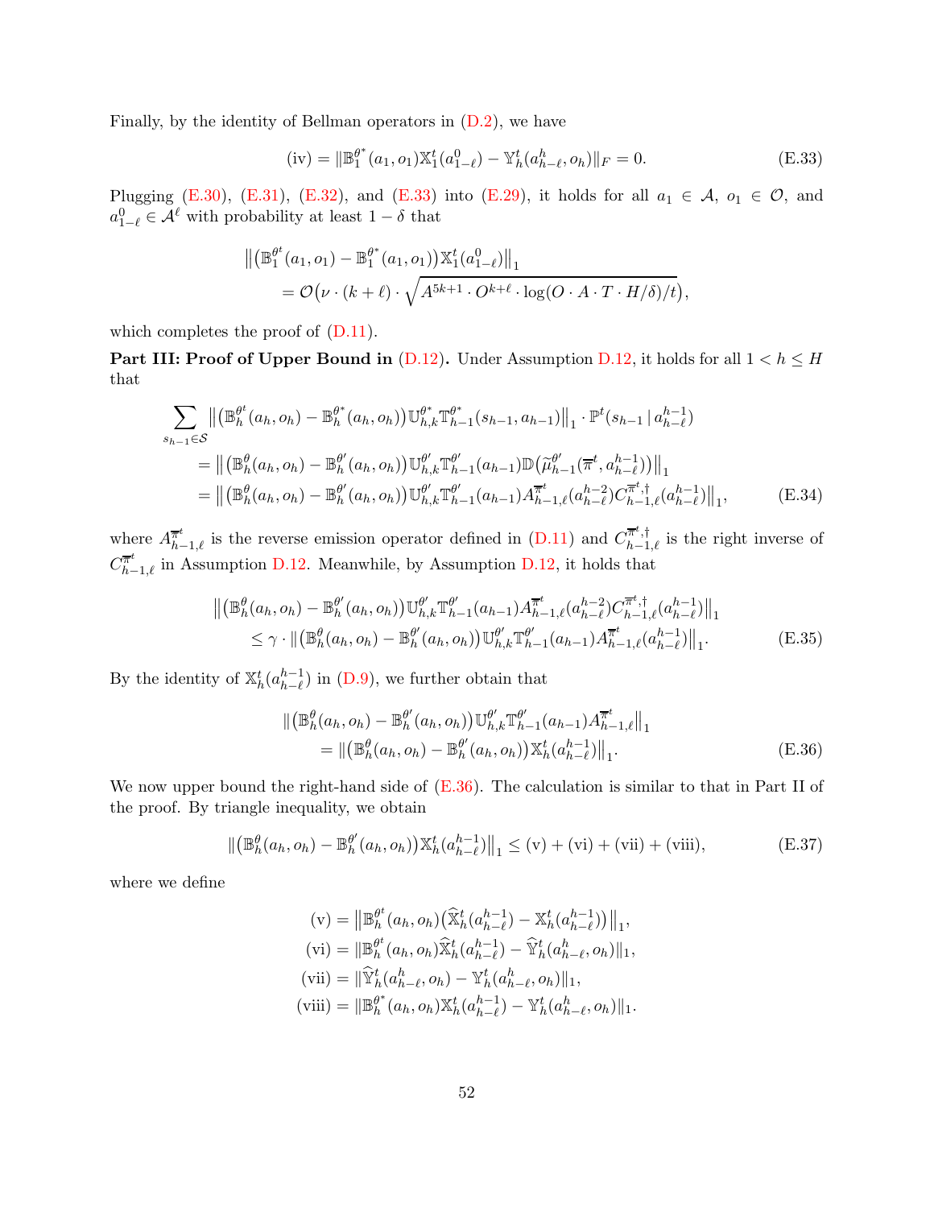Finally, by the identity of Bellman operators in (D.2), we have

$$
\text{(iv)} = \|\mathbb{B}_1^{\theta^*}(a_1, o_1)\mathbb{X}_1^t(a_{1-\ell}^0) - \mathbb{Y}_h^t(a_{h-\ell}^h, o_h)\|_F = 0. \tag{E.33}
$$

Plugging (E.30), (E.31), (E.32), and (E.33) into (E.29), it holds for all $a_1 \in \mathcal{A}$, $o_1 \in \mathcal{O}$, and $a_{1-\ell}^0 \in \mathcal{A}^\ell$ with probability at least $1-\delta$ that

$$
\begin{aligned}
&\big\|\big(\mathbb{B}_1^{\theta^t}(a_1, o_1) - \mathbb{B}_1^{\theta^*}(a_1, o_1)\big)\mathbb{X}_1^t(a_{1-\ell}^0)\big\|_1 \\
&\quad = \mathcal{O}\big(\nu \cdot (k+\ell) \cdot \sqrt{A^{5k+1} \cdot O^{k+\ell} \cdot \log(O \cdot A \cdot T \cdot H/\delta)/t}\big),
\end{aligned}
$$

which completes the proof of (D.11).

**Part III: Proof of Upper Bound in (D.12).** Under Assumption D.12, it holds for all $1 < h \leq H$ that

$$
\begin{aligned}
&\sum_{s_{h-1}\in\mathcal{S}} \big\|\big(\mathbb{B}_h^{\theta^t}(a_h, o_h) - \mathbb{B}_h^{\theta^*}(a_h, o_h)\big)\mathbb{U}_{h,k}^{\theta^*}\mathbb{T}_{h-1}^{\theta^*}(s_{h-1}, a_{h-1})\big\|_1 \cdot \mathbb{P}^t(s_{h-1}\,|\,a_{h-\ell}^{h-1}) \\
&\quad = \big\|\big(\mathbb{B}_h^{\theta}(a_h, o_h) - \mathbb{B}_h^{\theta'}(a_h, o_h)\big)\mathbb{U}_{h,k}^{\theta'}\mathbb{T}_{h-1}^{\theta'}(a_{h-1})\mathbb{D}\big(\widetilde{\mu}_{h-1}^{\theta'}(\overline{\pi}^t, a_{h-\ell}^{h-1})\big)\big\|_1 \\
&\quad = \big\|\big(\mathbb{B}_h^{\theta}(a_h, o_h) - \mathbb{B}_h^{\theta'}(a_h, o_h)\big)\mathbb{U}_{h,k}^{\theta'}\mathbb{T}_{h-1}^{\theta'}(a_{h-1})A_{h-1,\ell}^{\overline{\pi}^t}(a_{h-\ell}^{h-2})C_{h-1,\ell}^{\overline{\pi}^t,\dagger}(a_{h-\ell}^{h-1})\big\|_1,
\end{aligned} \tag{E.34}
$$

where $A_{h-1,\ell}^{\overline{\pi}^t}$ is the reverse emission operator defined in (D.11) and $C_{h-1,\ell}^{\overline{\pi}^t,\dagger}$ is the right inverse of $C_{h-1,\ell}^{\overline{\pi}^t}$ in Assumption D.12. Meanwhile, by Assumption D.12, it holds that

$$
\begin{aligned}
&\big\|\big(\mathbb{B}_h^{\theta}(a_h, o_h) - \mathbb{B}_h^{\theta'}(a_h, o_h)\big)\mathbb{U}_{h,k}^{\theta'}\mathbb{T}_{h-1}^{\theta'}(a_{h-1})A_{h-1,\ell}^{\overline{\pi}^t}(a_{h-\ell}^{h-2})C_{h-1,\ell}^{\overline{\pi}^t,\dagger}(a_{h-\ell}^{h-1})\big\|_1 \\
&\quad \leq \gamma \cdot \big\|\big(\mathbb{B}_h^{\theta}(a_h, o_h) - \mathbb{B}_h^{\theta'}(a_h, o_h)\big)\mathbb{U}_{h,k}^{\theta'}\mathbb{T}_{h-1}^{\theta'}(a_{h-1})A_{h-1,\ell}^{\overline{\pi}^t}(a_{h-\ell}^{h-1})\big\|_1.
\end{aligned} \tag{E.35}
$$

By the identity of $\mathbb{X}_h^t(a_{h-\ell}^{h-1})$ in (D.9), we further obtain that

$$
\begin{aligned}
&\|\big(\mathbb{B}_h^{\theta}(a_h, o_h) - \mathbb{B}_h^{\theta'}(a_h, o_h)\big)\mathbb{U}_{h,k}^{\theta'}\mathbb{T}_{h-1}^{\theta'}(a_{h-1})A_{h-1,\ell}^{\overline{\pi}^t}\big\|_1 \\
&\quad = \|\big(\mathbb{B}_h^{\theta}(a_h, o_h) - \mathbb{B}_h^{\theta'}(a_h, o_h)\big)\mathbb{X}_h^t(a_{h-\ell}^{h-1})\big\|_1.
\end{aligned} \tag{E.36}
$$

We now upper bound the right-hand side of (E.36). The calculation is similar to that in Part II of the proof. By triangle inequality, we obtain

$$
\|\big(\mathbb{B}_h^{\theta}(a_h, o_h) - \mathbb{B}_h^{\theta'}(a_h, o_h)\big)\mathbb{X}_h^t(a_{h-\ell}^{h-1})\big\|_1 \leq \text{(v)} + \text{(vi)} + \text{(vii)} + \text{(viii)}, \tag{E.37}
$$

where we define

$$
\begin{aligned}
\text{(v)} &= \big\|\mathbb{B}_h^{\theta^t}(a_h, o_h)\big(\widehat{\mathbb{X}}_h^t(a_{h-\ell}^{h-1}) - \mathbb{X}_h^t(a_{h-\ell}^{h-1})\big)\big\|_1, \\
\text{(vi)} &= \|\mathbb{B}_h^{\theta^t}(a_h, o_h)\widehat{\mathbb{X}}_h^t(a_{h-\ell}^{h-1}) - \widehat{\mathbb{Y}}_h^t(a_{h-\ell}^h, o_h)\|_1, \\
\text{(vii)} &= \|\widehat{\mathbb{Y}}_h^t(a_{h-\ell}^h, o_h) - \mathbb{Y}_h^t(a_{h-\ell}^h, o_h)\|_1, \\
\text{(viii)} &= \|\mathbb{B}_h^{\theta^*}(a_h, o_h)\mathbb{X}_h^t(a_{h-\ell}^{h-1}) - \mathbb{Y}_h^t(a_{h-\ell}^h, o_h)\|_1.
\end{aligned}
$$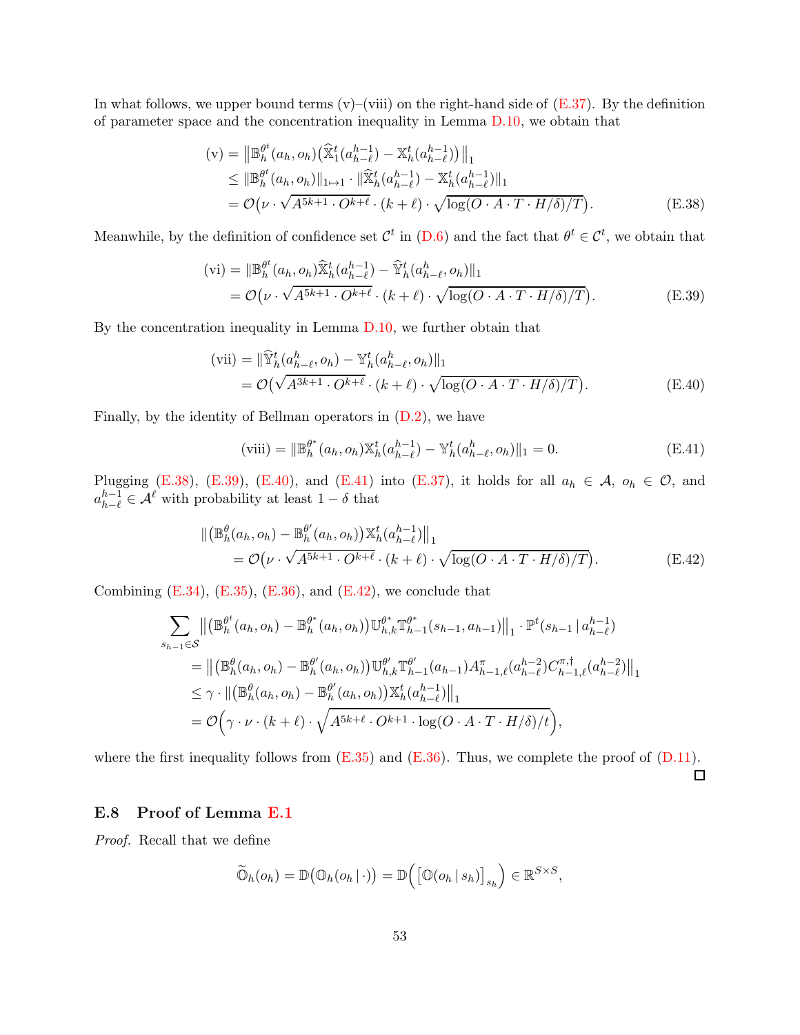In what follows, we upper bound terms (v)–(viii) on the right-hand side of (E.37). By the definition of parameter space and the concentration inequality in Lemma D.10, we obtain that

$$
\begin{aligned}
\text{(v)} &= \big\|\mathbb{B}_h^{\theta^t}(a_h, o_h)\big(\widehat{\mathbb{X}}_1^t(a_{h-\ell}^{h-1}) - \mathbb{X}_h^t(a_{h-\ell}^{h-1})\big)\big\|_1 \\
&\leq \|\mathbb{B}_h^{\theta^t}(a_h, o_h)\|_{1\mapsto 1} \cdot \|\widehat{\mathbb{X}}_h^t(a_{h-\ell}^{h-1}) - \mathbb{X}_h^t(a_{h-\ell}^{h-1})\|_1 \\
&= \mathcal{O}\big(\nu \cdot \sqrt{A^{5k+1} \cdot O^{k+\ell}} \cdot (k+\ell) \cdot \sqrt{\log(O \cdot A \cdot T \cdot H/\delta)/T}\big).
\end{aligned} \tag{E.38}
$$

Meanwhile, by the definition of confidence set $\mathcal{C}^t$ in (D.6) and the fact that $\theta^t \in \mathcal{C}^t$, we obtain that

$$
\begin{aligned}
\text{(vi)} &= \|\mathbb{B}_h^{\theta^t}(a_h, o_h)\widehat{\mathbb{X}}_h^t(a_{h-\ell}^{h-1}) - \widehat{\mathbb{Y}}_h^t(a_{h-\ell}^{h}, o_h)\|_1 \\
&= \mathcal{O}\big(\nu \cdot \sqrt{A^{5k+1} \cdot O^{k+\ell}} \cdot (k+\ell) \cdot \sqrt{\log(O \cdot A \cdot T \cdot H/\delta)/T}\big).
\end{aligned} \tag{E.39}
$$

By the concentration inequality in Lemma D.10, we further obtain that

$$
\begin{aligned}
\text{(vii)} &= \|\widehat{\mathbb{Y}}_h^t(a_{h-\ell}^{h}, o_h) - \mathbb{Y}_h^t(a_{h-\ell}^{h}, o_h)\|_1 \\
&= \mathcal{O}\big(\sqrt{A^{3k+1} \cdot O^{k+\ell}} \cdot (k+\ell) \cdot \sqrt{\log(O \cdot A \cdot T \cdot H/\delta)/T}\big).
\end{aligned} \tag{E.40}
$$

Finally, by the identity of Bellman operators in (D.2), we have

$$
\text{(viii)} = \|\mathbb{B}_h^{\theta^*}(a_h, o_h)\mathbb{X}_h^t(a_{h-\ell}^{h-1}) - \mathbb{Y}_h^t(a_{h-\ell}^{h}, o_h)\|_1 = 0. \tag{E.41}
$$

Plugging (E.38), (E.39), (E.40), and (E.41) into (E.37), it holds for all $a_h \in \mathcal{A}$, $o_h \in \mathcal{O}$, and $a_{h-\ell}^{h-1} \in \mathcal{A}^\ell$ with probability at least $1-\delta$ that

$$
\begin{aligned}
&\big\|\big(\mathbb{B}_h^{\theta}(a_h, o_h) - \mathbb{B}_h^{\theta'}(a_h, o_h)\big)\mathbb{X}_h^t(a_{h-\ell}^{h-1})\big\|_1 \\
&\quad = \mathcal{O}\big(\nu \cdot \sqrt{A^{5k+1} \cdot O^{k+\ell}} \cdot (k+\ell) \cdot \sqrt{\log(O \cdot A \cdot T \cdot H/\delta)/T}\big).
\end{aligned} \tag{E.42}
$$

Combining (E.34), (E.35), (E.36), and (E.42), we conclude that

$$
\begin{aligned}
&\sum_{s_{h-1}\in\mathcal{S}} \big\|\big(\mathbb{B}_h^{\theta^t}(a_h, o_h) - \mathbb{B}_h^{\theta^*}(a_h, o_h)\big)\mathbb{U}_{h,k}^{\theta^*}\mathbb{T}_{h-1}^{\theta^*}(s_{h-1}, a_{h-1})\big\|_1 \cdot \mathbb{P}^t(s_{h-1}\,|\,a_{h-\ell}^{h-1}) \\
&\quad = \big\|\big(\mathbb{B}_h^{\theta}(a_h, o_h) - \mathbb{B}_h^{\theta'}(a_h, o_h)\big)\mathbb{U}_{h,k}^{\theta'}\mathbb{T}_{h-1}^{\theta'}(a_{h-1})A_{h-1,\ell}^{\pi}(a_{h-\ell}^{h-2})C_{h-1,\ell}^{\pi,\dagger}(a_{h-\ell}^{h-2})\big\|_1 \\
&\quad \leq \gamma \cdot \big\|\big(\mathbb{B}_h^{\theta}(a_h, o_h) - \mathbb{B}_h^{\theta'}(a_h, o_h)\big)\mathbb{X}_h^t(a_{h-\ell}^{h-1})\big\|_1 \\
&\quad = \mathcal{O}\Big(\gamma \cdot \nu \cdot (k+\ell) \cdot \sqrt{A^{5k+\ell} \cdot O^{k+1} \cdot \log(O \cdot A \cdot T \cdot H/\delta)/t}\Big),
\end{aligned}
$$

where the first inequality follows from (E.35) and (E.36). Thus, we complete the proof of (D.11). $\square$

### E.8 Proof of Lemma E.1

*Proof.* Recall that we define

$$
\widetilde{\mathbb{O}}_h(o_h) = \mathbb{D}\big(\mathbb{O}_h(o_h\,|\,\cdot)\big) = \mathbb{D}\Big(\big[\mathbb{O}(o_h\,|\,s_h)\big]_{s_h}\Big) \in \mathbb{R}^{S\times S},
$$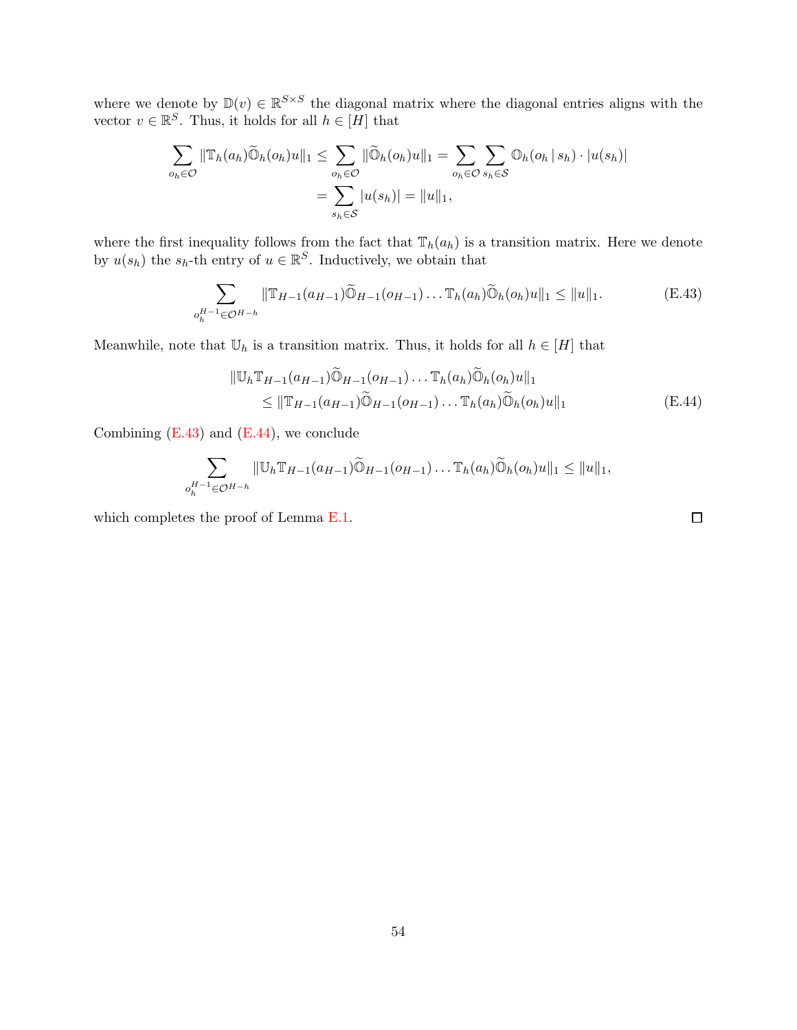where we denote by $\mathbb{D}(v) \in \mathbb{R}^{S\times S}$ the diagonal matrix where the diagonal entries aligns with the vector $v \in \mathbb{R}^S$. Thus, it holds for all $h \in [H]$ that

$$
\begin{aligned}
\sum_{o_h \in \mathcal{O}} \|\mathbb{T}_h(a_h)\widetilde{\mathbb{O}}_h(o_h)u\|_1 \le \sum_{o_h \in \mathcal{O}} \|\widetilde{\mathbb{O}}_h(o_h)u\|_1 &= \sum_{o_h \in \mathcal{O}} \sum_{s_h \in \mathcal{S}} \mathbb{O}_h(o_h \,|\, s_h) \cdot |u(s_h)| \\
&= \sum_{s_h \in \mathcal{S}} |u(s_h)| = \|u\|_1,
\end{aligned}
$$

where the first inequality follows from the fact that $\mathbb{T}_h(a_h)$ is a transition matrix. Here we denote by $u(s_h)$ the $s_h$-th entry of $u \in \mathbb{R}^S$. Inductively, we obtain that

$$
\sum_{o_h^{H-1} \in \mathcal{O}^{H-h}} \|\mathbb{T}_{H-1}(a_{H-1})\widetilde{\mathbb{O}}_{H-1}(o_{H-1}) \ldots \mathbb{T}_h(a_h)\widetilde{\mathbb{O}}_h(o_h)u\|_1 \le \|u\|_1. \tag{E.43}
$$

Meanwhile, note that $\mathbb{U}_h$ is a transition matrix. Thus, it holds for all $h \in [H]$ that

$$
\begin{aligned}
&\|\mathbb{U}_h \mathbb{T}_{H-1}(a_{H-1})\widetilde{\mathbb{O}}_{H-1}(o_{H-1}) \ldots \mathbb{T}_h(a_h)\widetilde{\mathbb{O}}_h(o_h)u\|_1 \\
&\quad \le \|\mathbb{T}_{H-1}(a_{H-1})\widetilde{\mathbb{O}}_{H-1}(o_{H-1}) \ldots \mathbb{T}_h(a_h)\widetilde{\mathbb{O}}_h(o_h)u\|_1
\end{aligned} \tag{E.44}
$$

Combining (E.43) and (E.44), we conclude

$$
\sum_{o_h^{H-1} \in \mathcal{O}^{H-h}} \|\mathbb{U}_h \mathbb{T}_{H-1}(a_{H-1})\widetilde{\mathbb{O}}_{H-1}(o_{H-1}) \ldots \mathbb{T}_h(a_h)\widetilde{\mathbb{O}}_h(o_h)u\|_1 \le \|u\|_1,
$$

which completes the proof of Lemma E.1. □